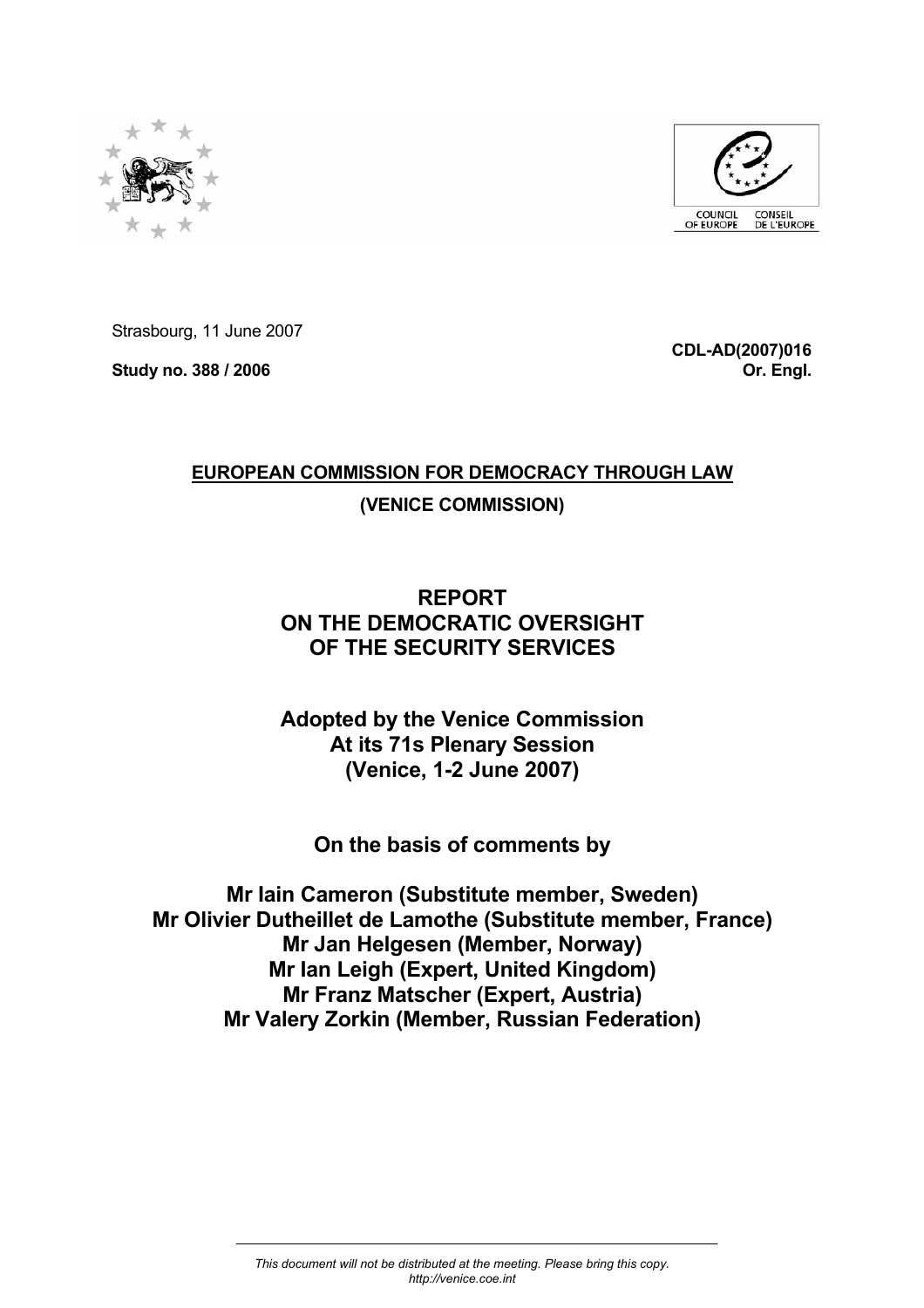Strasbourg, 11 June 2007

**Study no. 388 / 2006**

**CDL-AD(2007)016**
**Or. Engl.**

**EUROPEAN COMMISSION FOR DEMOCRACY THROUGH LAW**

**(VENICE COMMISSION)**

# REPORT ON THE DEMOCRATIC OVERSIGHT OF THE SECURITY SERVICES

**Adopted by the Venice Commission**
**At its 71s Plenary Session**
**(Venice, 1-2 June 2007)**

**On the basis of comments by**

**Mr Iain Cameron (Substitute member, Sweden)**
**Mr Olivier Dutheillet de Lamothe (Substitute member, France)**
**Mr Jan Helgesen (Member, Norway)**
**Mr Ian Leigh (Expert, United Kingdom)**
**Mr Franz Matscher (Expert, Austria)**
**Mr Valery Zorkin (Member, Russian Federation)**

*This document will not be distributed at the meeting. Please bring this copy.*
*http://venice.coe.int*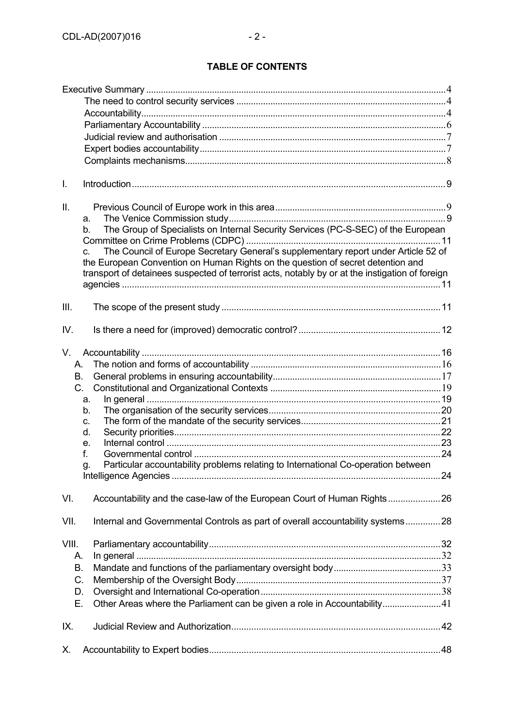**TABLE OF CONTENTS**

Executive Summary ........ 4
- The need to control security services ........ 4
- Accountability ........ 4
- Parliamentary Accountability ........ 6
- Judicial review and authorisation ........ 7
- Expert bodies accountability ........ 7
- Complaints mechanisms ........ 8

I. Introduction ........ 9

II. Previous Council of Europe work in this area ........ 9
- a. The Venice Commission study ........ 9
- b. The Group of Specialists on Internal Security Services (PC-S-SEC) of the European Committee on Crime Problems (CDPC) ........ 11
- c. The Council of Europe Secretary General's supplementary report under Article 52 of the European Convention on Human Rights on the question of secret detention and transport of detainees suspected of terrorist acts, notably by or at the instigation of foreign agencies ........ 11

III. The scope of the present study ........ 11

IV. Is there a need for (improved) democratic control? ........ 12

V. Accountability ........ 16
- A. The notion and forms of accountability ........ 16
- B. General problems in ensuring accountability ........ 17
- C. Constitutional and Organizational Contexts ........ 19
  - a. In general ........ 19
  - b. The organisation of the security services ........ 20
  - c. The form of the mandate of the security services ........ 21
  - d. Security priorities ........ 22
  - e. Internal control ........ 23
  - f. Governmental control ........ 24
  - g. Particular accountability problems relating to International Co-operation between Intelligence Agencies ........ 24

VI. Accountability and the case-law of the European Court of Human Rights ........ 26

VII. Internal and Governmental Controls as part of overall accountability systems ........ 28

VIII. Parliamentary accountability ........ 32
- A. In general ........ 32
- B. Mandate and functions of the parliamentary oversight body ........ 33
- C. Membership of the Oversight Body ........ 37
- D. Oversight and International Co-operation ........ 38
- E. Other Areas where the Parliament can be given a role in Accountability ........ 41

IX. Judicial Review and Authorization ........ 42

X. Accountability to Expert bodies ........ 48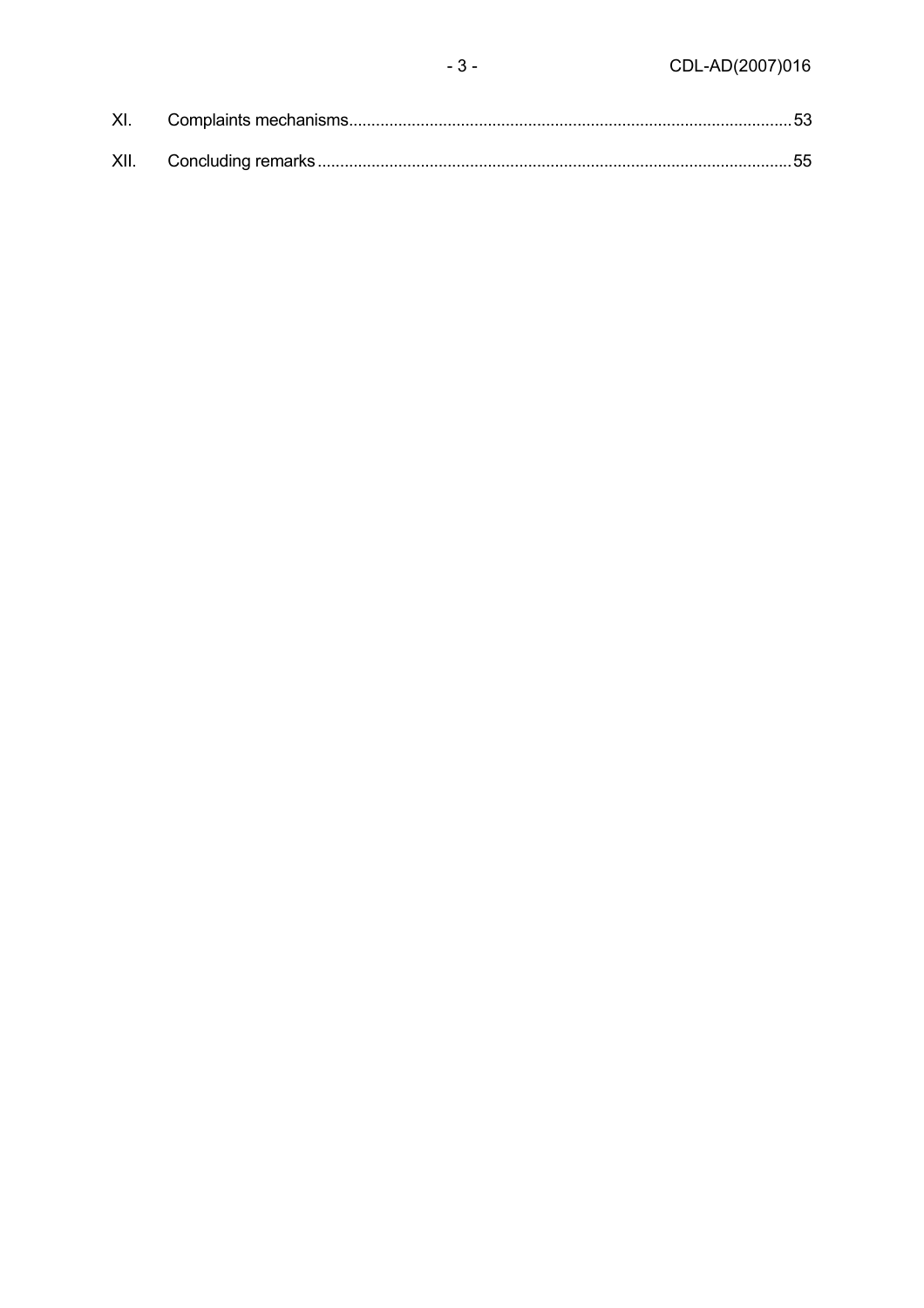XI. Complaints mechanisms...53

XII. Concluding remarks...55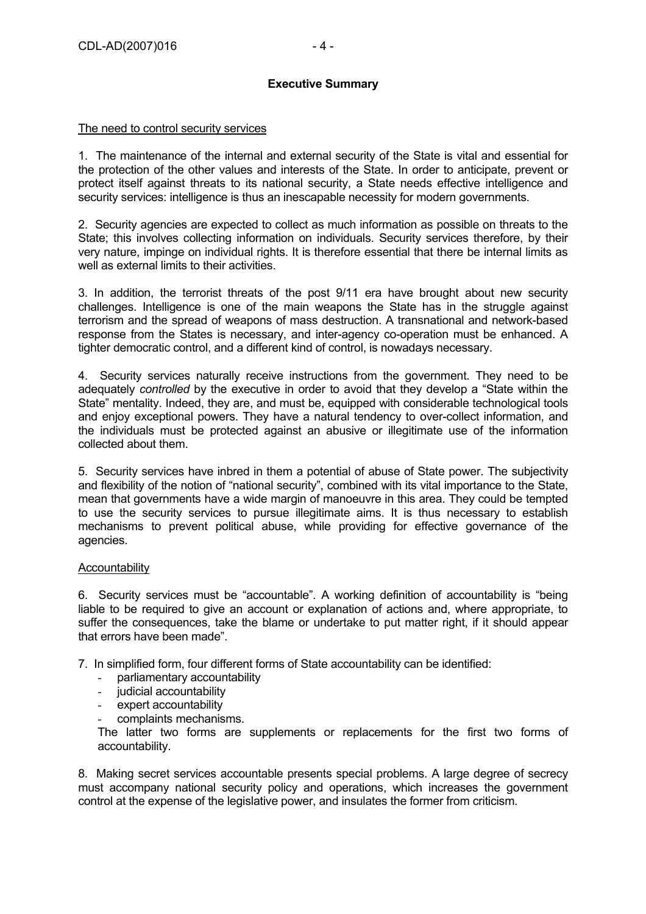## Executive Summary

The need to control security services

1. The maintenance of the internal and external security of the State is vital and essential for the protection of the other values and interests of the State. In order to anticipate, prevent or protect itself against threats to its national security, a State needs effective intelligence and security services: intelligence is thus an inescapable necessity for modern governments.

2. Security agencies are expected to collect as much information as possible on threats to the State; this involves collecting information on individuals. Security services therefore, by their very nature, impinge on individual rights. It is therefore essential that there be internal limits as well as external limits to their activities.

3. In addition, the terrorist threats of the post 9/11 era have brought about new security challenges. Intelligence is one of the main weapons the State has in the struggle against terrorism and the spread of weapons of mass destruction. A transnational and network-based response from the States is necessary, and inter-agency co-operation must be enhanced. A tighter democratic control, and a different kind of control, is nowadays necessary.

4. Security services naturally receive instructions from the government. They need to be adequately *controlled* by the executive in order to avoid that they develop a "State within the State" mentality. Indeed, they are, and must be, equipped with considerable technological tools and enjoy exceptional powers. They have a natural tendency to over-collect information, and the individuals must be protected against an abusive or illegitimate use of the information collected about them.

5. Security services have inbred in them a potential of abuse of State power. The subjectivity and flexibility of the notion of "national security", combined with its vital importance to the State, mean that governments have a wide margin of manoeuvre in this area. They could be tempted to use the security services to pursue illegitimate aims. It is thus necessary to establish mechanisms to prevent political abuse, while providing for effective governance of the agencies.

Accountability

6. Security services must be "accountable". A working definition of accountability is "being liable to be required to give an account or explanation of actions and, where appropriate, to suffer the consequences, take the blame or undertake to put matter right, if it should appear that errors have been made".

7. In simplified form, four different forms of State accountability can be identified:

- parliamentary accountability
- judicial accountability
- expert accountability
- complaints mechanisms.

The latter two forms are supplements or replacements for the first two forms of accountability.

8. Making secret services accountable presents special problems. A large degree of secrecy must accompany national security policy and operations, which increases the government control at the expense of the legislative power, and insulates the former from criticism.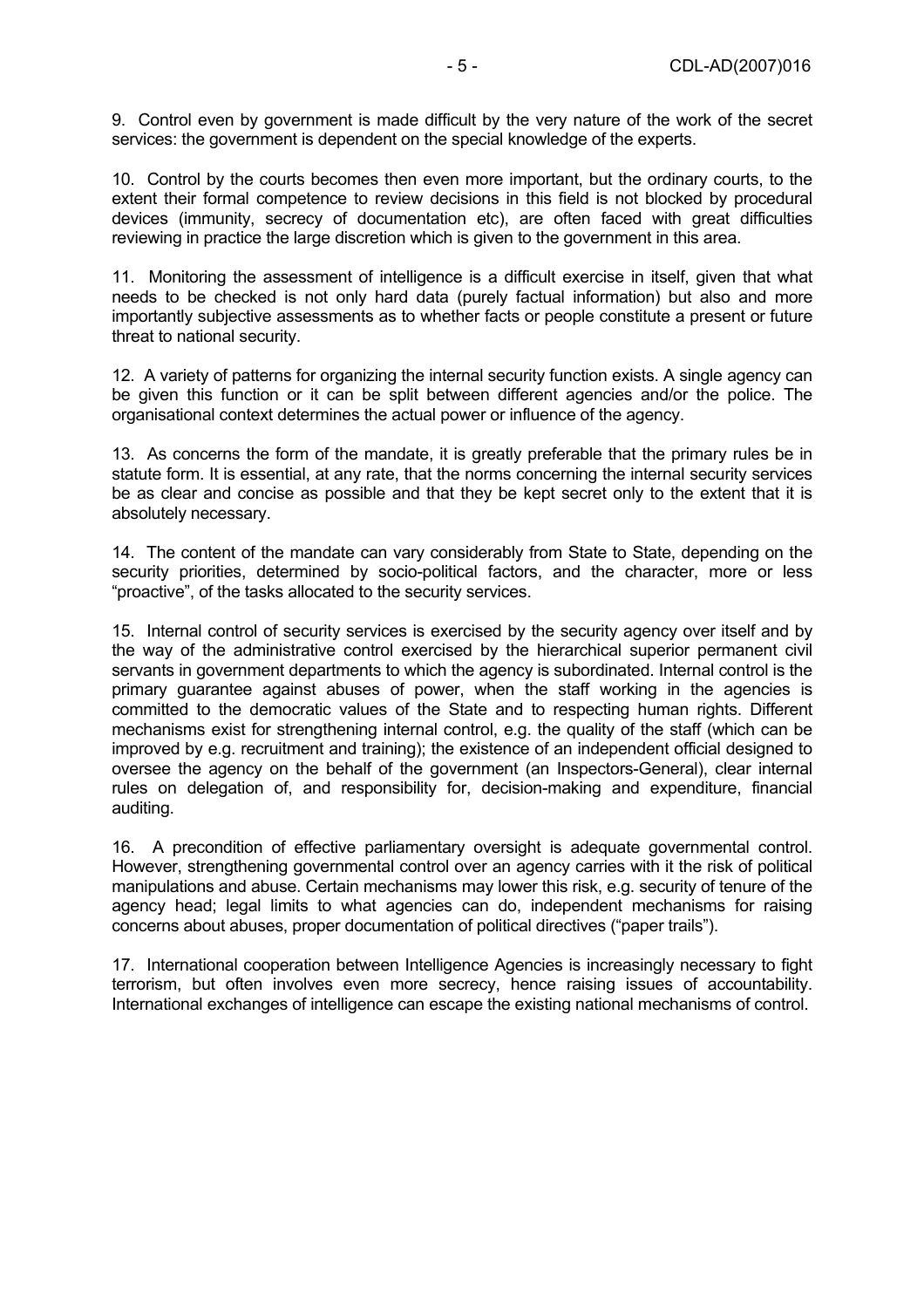9. Control even by government is made difficult by the very nature of the work of the secret services: the government is dependent on the special knowledge of the experts.

10. Control by the courts becomes then even more important, but the ordinary courts, to the extent their formal competence to review decisions in this field is not blocked by procedural devices (immunity, secrecy of documentation etc), are often faced with great difficulties reviewing in practice the large discretion which is given to the government in this area.

11. Monitoring the assessment of intelligence is a difficult exercise in itself, given that what needs to be checked is not only hard data (purely factual information) but also and more importantly subjective assessments as to whether facts or people constitute a present or future threat to national security.

12. A variety of patterns for organizing the internal security function exists. A single agency can be given this function or it can be split between different agencies and/or the police. The organisational context determines the actual power or influence of the agency.

13. As concerns the form of the mandate, it is greatly preferable that the primary rules be in statute form. It is essential, at any rate, that the norms concerning the internal security services be as clear and concise as possible and that they be kept secret only to the extent that it is absolutely necessary.

14. The content of the mandate can vary considerably from State to State, depending on the security priorities, determined by socio-political factors, and the character, more or less "proactive", of the tasks allocated to the security services.

15. Internal control of security services is exercised by the security agency over itself and by the way of the administrative control exercised by the hierarchical superior permanent civil servants in government departments to which the agency is subordinated. Internal control is the primary guarantee against abuses of power, when the staff working in the agencies is committed to the democratic values of the State and to respecting human rights. Different mechanisms exist for strengthening internal control, e.g. the quality of the staff (which can be improved by e.g. recruitment and training); the existence of an independent official designed to oversee the agency on the behalf of the government (an Inspectors-General), clear internal rules on delegation of, and responsibility for, decision-making and expenditure, financial auditing.

16. A precondition of effective parliamentary oversight is adequate governmental control. However, strengthening governmental control over an agency carries with it the risk of political manipulations and abuse. Certain mechanisms may lower this risk, e.g. security of tenure of the agency head; legal limits to what agencies can do, independent mechanisms for raising concerns about abuses, proper documentation of political directives ("paper trails").

17. International cooperation between Intelligence Agencies is increasingly necessary to fight terrorism, but often involves even more secrecy, hence raising issues of accountability. International exchanges of intelligence can escape the existing national mechanisms of control.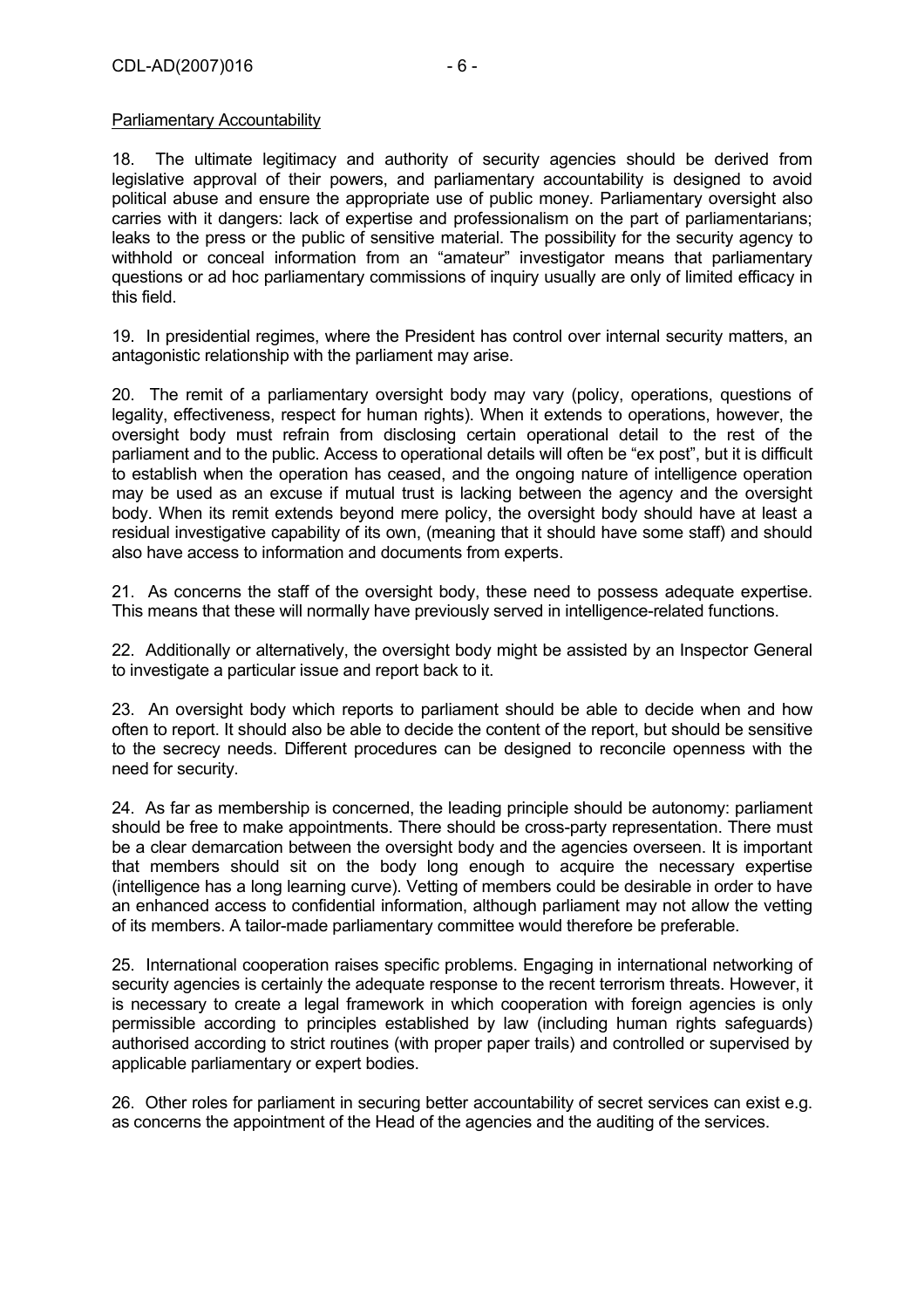Parliamentary Accountability

18. The ultimate legitimacy and authority of security agencies should be derived from legislative approval of their powers, and parliamentary accountability is designed to avoid political abuse and ensure the appropriate use of public money. Parliamentary oversight also carries with it dangers: lack of expertise and professionalism on the part of parliamentarians; leaks to the press or the public of sensitive material. The possibility for the security agency to withhold or conceal information from an "amateur" investigator means that parliamentary questions or ad hoc parliamentary commissions of inquiry usually are only of limited efficacy in this field.

19. In presidential regimes, where the President has control over internal security matters, an antagonistic relationship with the parliament may arise.

20. The remit of a parliamentary oversight body may vary (policy, operations, questions of legality, effectiveness, respect for human rights). When it extends to operations, however, the oversight body must refrain from disclosing certain operational detail to the rest of the parliament and to the public. Access to operational details will often be "ex post", but it is difficult to establish when the operation has ceased, and the ongoing nature of intelligence operation may be used as an excuse if mutual trust is lacking between the agency and the oversight body. When its remit extends beyond mere policy, the oversight body should have at least a residual investigative capability of its own, (meaning that it should have some staff) and should also have access to information and documents from experts.

21. As concerns the staff of the oversight body, these need to possess adequate expertise. This means that these will normally have previously served in intelligence-related functions.

22. Additionally or alternatively, the oversight body might be assisted by an Inspector General to investigate a particular issue and report back to it.

23. An oversight body which reports to parliament should be able to decide when and how often to report. It should also be able to decide the content of the report, but should be sensitive to the secrecy needs. Different procedures can be designed to reconcile openness with the need for security.

24. As far as membership is concerned, the leading principle should be autonomy: parliament should be free to make appointments. There should be cross-party representation. There must be a clear demarcation between the oversight body and the agencies overseen. It is important that members should sit on the body long enough to acquire the necessary expertise (intelligence has a long learning curve). Vetting of members could be desirable in order to have an enhanced access to confidential information, although parliament may not allow the vetting of its members. A tailor-made parliamentary committee would therefore be preferable.

25. International cooperation raises specific problems. Engaging in international networking of security agencies is certainly the adequate response to the recent terrorism threats. However, it is necessary to create a legal framework in which cooperation with foreign agencies is only permissible according to principles established by law (including human rights safeguards) authorised according to strict routines (with proper paper trails) and controlled or supervised by applicable parliamentary or expert bodies.

26. Other roles for parliament in securing better accountability of secret services can exist e.g. as concerns the appointment of the Head of the agencies and the auditing of the services.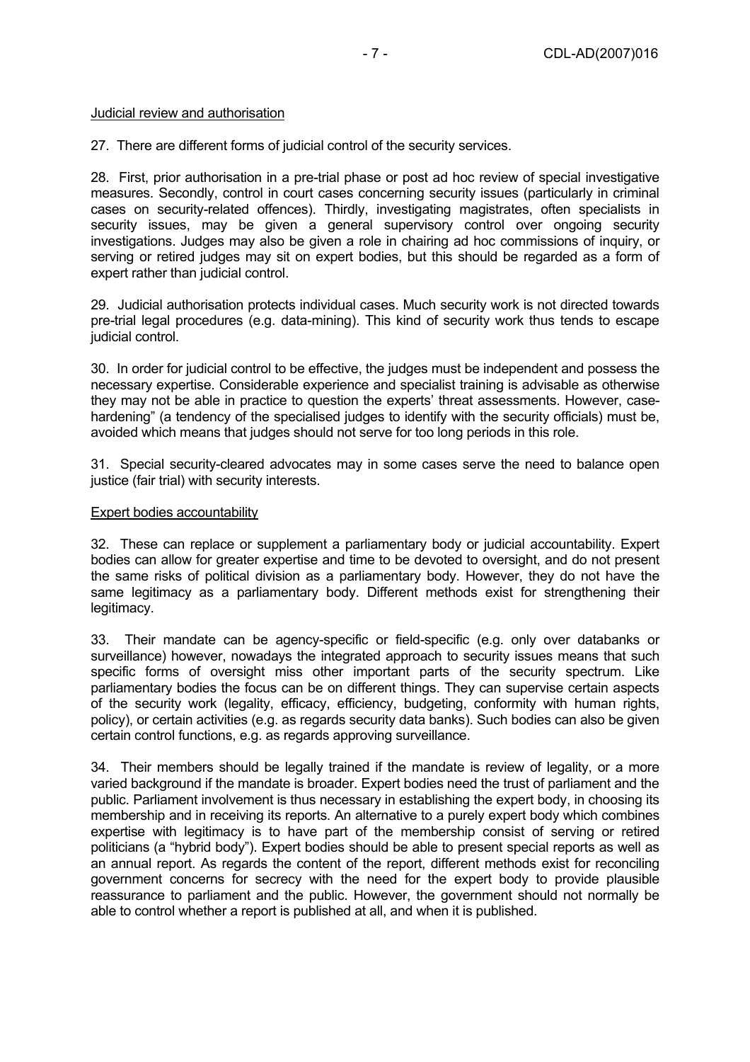Judicial review and authorisation

27. There are different forms of judicial control of the security services.

28. First, prior authorisation in a pre-trial phase or post ad hoc review of special investigative measures. Secondly, control in court cases concerning security issues (particularly in criminal cases on security-related offences). Thirdly, investigating magistrates, often specialists in security issues, may be given a general supervisory control over ongoing security investigations. Judges may also be given a role in chairing ad hoc commissions of inquiry, or serving or retired judges may sit on expert bodies, but this should be regarded as a form of expert rather than judicial control.

29. Judicial authorisation protects individual cases. Much security work is not directed towards pre-trial legal procedures (e.g. data-mining). This kind of security work thus tends to escape judicial control.

30. In order for judicial control to be effective, the judges must be independent and possess the necessary expertise. Considerable experience and specialist training is advisable as otherwise they may not be able in practice to question the experts' threat assessments. However, case-hardening" (a tendency of the specialised judges to identify with the security officials) must be, avoided which means that judges should not serve for too long periods in this role.

31. Special security-cleared advocates may in some cases serve the need to balance open justice (fair trial) with security interests.

Expert bodies accountability

32. These can replace or supplement a parliamentary body or judicial accountability. Expert bodies can allow for greater expertise and time to be devoted to oversight, and do not present the same risks of political division as a parliamentary body. However, they do not have the same legitimacy as a parliamentary body. Different methods exist for strengthening their legitimacy.

33. Their mandate can be agency-specific or field-specific (e.g. only over databanks or surveillance) however, nowadays the integrated approach to security issues means that such specific forms of oversight miss other important parts of the security spectrum. Like parliamentary bodies the focus can be on different things. They can supervise certain aspects of the security work (legality, efficacy, efficiency, budgeting, conformity with human rights, policy), or certain activities (e.g. as regards security data banks). Such bodies can also be given certain control functions, e.g. as regards approving surveillance.

34. Their members should be legally trained if the mandate is review of legality, or a more varied background if the mandate is broader. Expert bodies need the trust of parliament and the public. Parliament involvement is thus necessary in establishing the expert body, in choosing its membership and in receiving its reports. An alternative to a purely expert body which combines expertise with legitimacy is to have part of the membership consist of serving or retired politicians (a "hybrid body"). Expert bodies should be able to present special reports as well as an annual report. As regards the content of the report, different methods exist for reconciling government concerns for secrecy with the need for the expert body to provide plausible reassurance to parliament and the public. However, the government should not normally be able to control whether a report is published at all, and when it is published.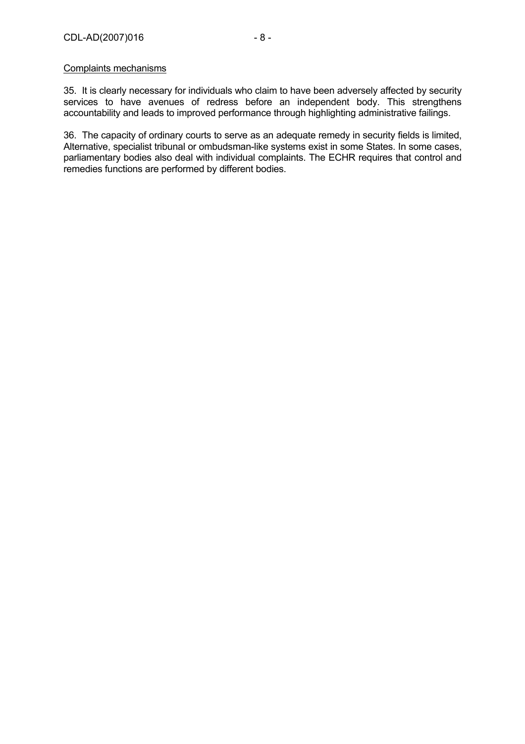<u>Complaints mechanisms</u>

35. It is clearly necessary for individuals who claim to have been adversely affected by security services to have avenues of redress before an independent body. This strengthens accountability and leads to improved performance through highlighting administrative failings.

36. The capacity of ordinary courts to serve as an adequate remedy in security fields is limited, Alternative, specialist tribunal or ombudsman-like systems exist in some States. In some cases, parliamentary bodies also deal with individual complaints. The ECHR requires that control and remedies functions are performed by different bodies.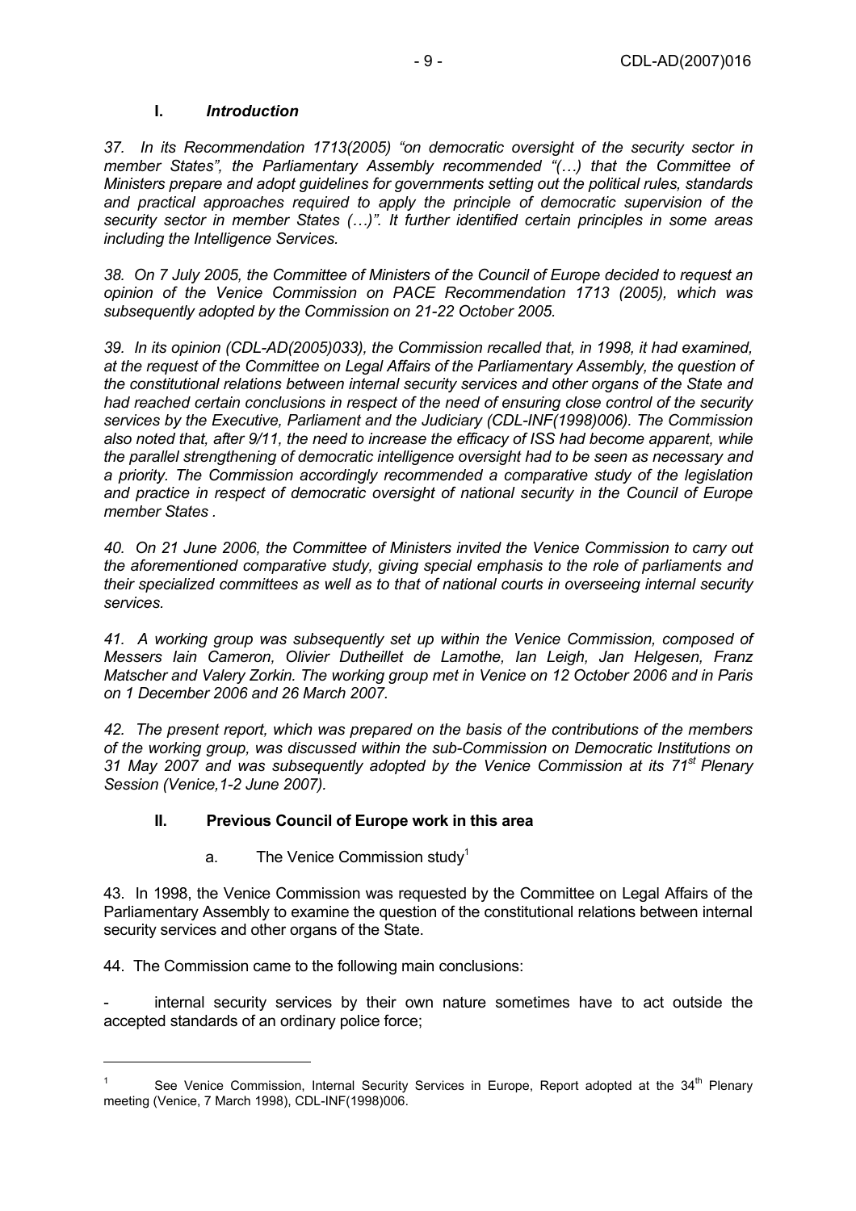## I. *Introduction*

*37. In its Recommendation 1713(2005) "on democratic oversight of the security sector in member States", the Parliamentary Assembly recommended "(…) that the Committee of Ministers prepare and adopt guidelines for governments setting out the political rules, standards and practical approaches required to apply the principle of democratic supervision of the security sector in member States (…)". It further identified certain principles in some areas including the Intelligence Services.*

*38. On 7 July 2005, the Committee of Ministers of the Council of Europe decided to request an opinion of the Venice Commission on PACE Recommendation 1713 (2005), which was subsequently adopted by the Commission on 21-22 October 2005.*

*39. In its opinion (CDL-AD(2005)033), the Commission recalled that, in 1998, it had examined, at the request of the Committee on Legal Affairs of the Parliamentary Assembly, the question of the constitutional relations between internal security services and other organs of the State and had reached certain conclusions in respect of the need of ensuring close control of the security services by the Executive, Parliament and the Judiciary (CDL-INF(1998)006). The Commission also noted that, after 9/11, the need to increase the efficacy of ISS had become apparent, while the parallel strengthening of democratic intelligence oversight had to be seen as necessary and a priority. The Commission accordingly recommended a comparative study of the legislation and practice in respect of democratic oversight of national security in the Council of Europe member States .*

*40. On 21 June 2006, the Committee of Ministers invited the Venice Commission to carry out the aforementioned comparative study, giving special emphasis to the role of parliaments and their specialized committees as well as to that of national courts in overseeing internal security services.*

*41. A working group was subsequently set up within the Venice Commission, composed of Messers Iain Cameron, Olivier Dutheillet de Lamothe, Ian Leigh, Jan Helgesen, Franz Matscher and Valery Zorkin. The working group met in Venice on 12 October 2006 and in Paris on 1 December 2006 and 26 March 2007.*

*42. The present report, which was prepared on the basis of the contributions of the members of the working group, was discussed within the sub-Commission on Democratic Institutions on 31 May 2007 and was subsequently adopted by the Venice Commission at its 71st Plenary Session (Venice,1-2 June 2007).*

## II. Previous Council of Europe work in this area

### a. The Venice Commission study[1]

43. In 1998, the Venice Commission was requested by the Committee on Legal Affairs of the Parliamentary Assembly to examine the question of the constitutional relations between internal security services and other organs of the State.

44. The Commission came to the following main conclusions:

- internal security services by their own nature sometimes have to act outside the accepted standards of an ordinary police force;

---

[1] See Venice Commission, Internal Security Services in Europe, Report adopted at the 34th Plenary meeting (Venice, 7 March 1998), CDL-INF(1998)006.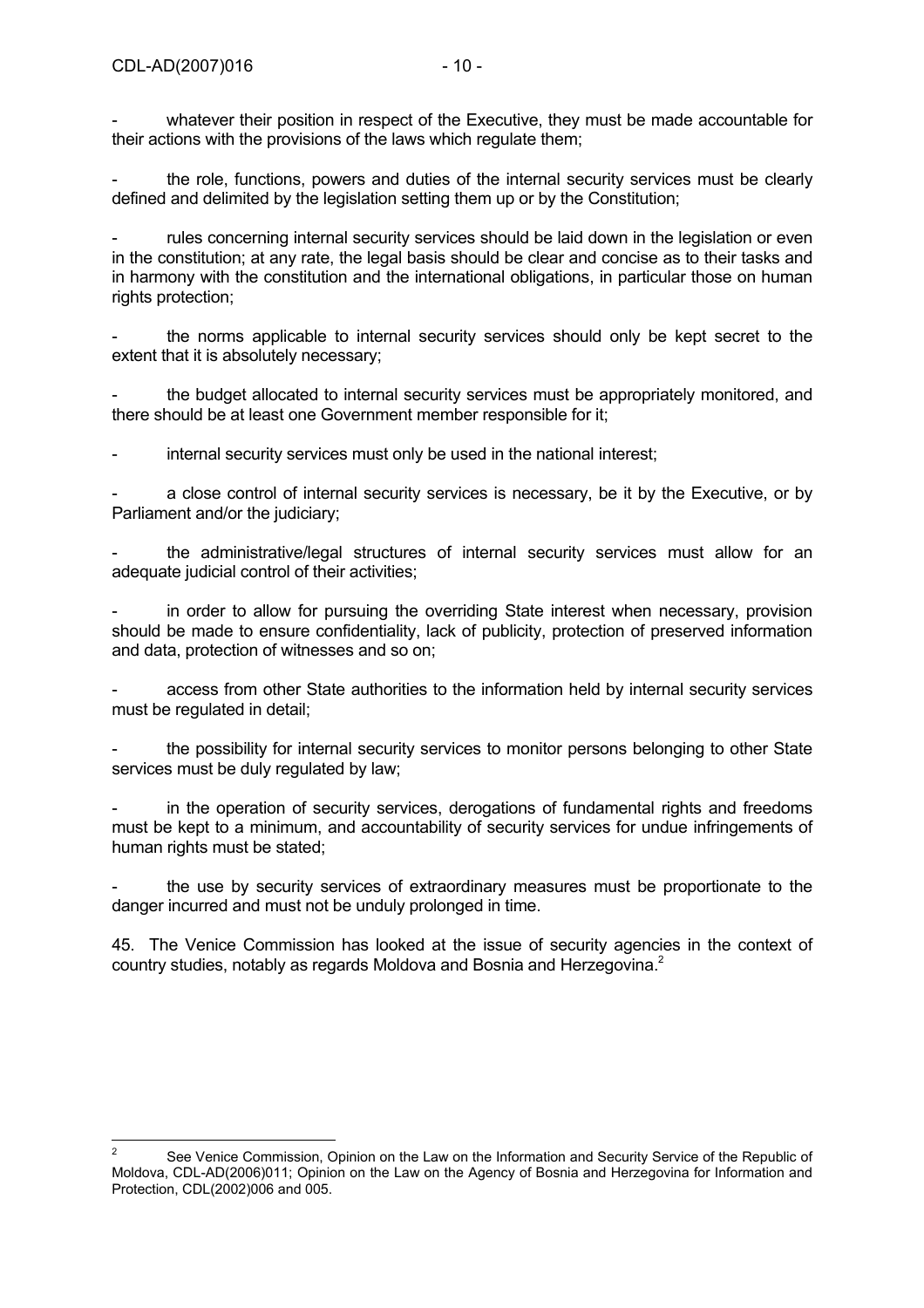- whatever their position in respect of the Executive, they must be made accountable for their actions with the provisions of the laws which regulate them;

- the role, functions, powers and duties of the internal security services must be clearly defined and delimited by the legislation setting them up or by the Constitution;

- rules concerning internal security services should be laid down in the legislation or even in the constitution; at any rate, the legal basis should be clear and concise as to their tasks and in harmony with the constitution and the international obligations, in particular those on human rights protection;

- the norms applicable to internal security services should only be kept secret to the extent that it is absolutely necessary;

- the budget allocated to internal security services must be appropriately monitored, and there should be at least one Government member responsible for it;

- internal security services must only be used in the national interest;

- a close control of internal security services is necessary, be it by the Executive, or by Parliament and/or the judiciary;

- the administrative/legal structures of internal security services must allow for an adequate judicial control of their activities;

- in order to allow for pursuing the overriding State interest when necessary, provision should be made to ensure confidentiality, lack of publicity, protection of preserved information and data, protection of witnesses and so on;

- access from other State authorities to the information held by internal security services must be regulated in detail;

- the possibility for internal security services to monitor persons belonging to other State services must be duly regulated by law;

- in the operation of security services, derogations of fundamental rights and freedoms must be kept to a minimum, and accountability of security services for undue infringements of human rights must be stated;

- the use by security services of extraordinary measures must be proportionate to the danger incurred and must not be unduly prolonged in time.

45. The Venice Commission has looked at the issue of security agencies in the context of country studies, notably as regards Moldova and Bosnia and Herzegovina.[2]

---

[2] See Venice Commission, Opinion on the Law on the Information and Security Service of the Republic of Moldova, CDL-AD(2006)011; Opinion on the Law on the Agency of Bosnia and Herzegovina for Information and Protection, CDL(2002)006 and 005.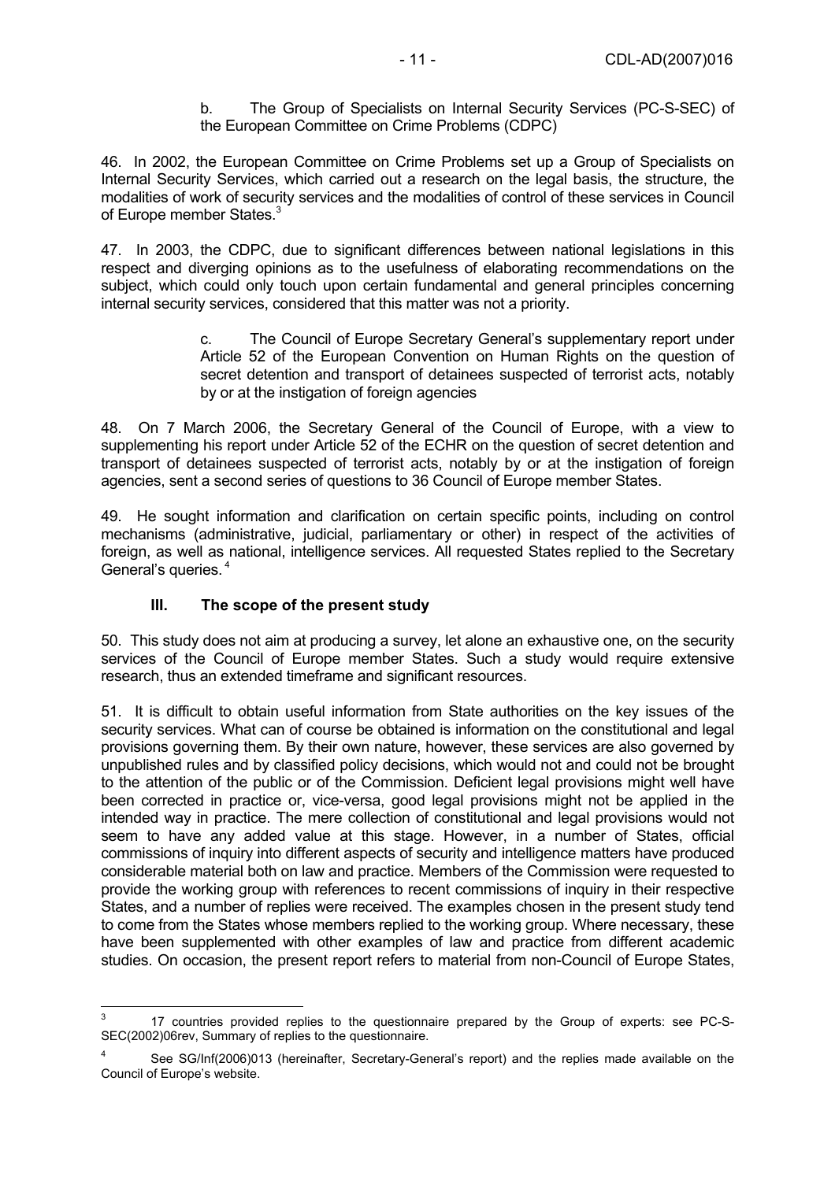b. The Group of Specialists on Internal Security Services (PC-S-SEC) of the European Committee on Crime Problems (CDPC)

46. In 2002, the European Committee on Crime Problems set up a Group of Specialists on Internal Security Services, which carried out a research on the legal basis, the structure, the modalities of work of security services and the modalities of control of these services in Council of Europe member States.[3]

47. In 2003, the CDPC, due to significant differences between national legislations in this respect and diverging opinions as to the usefulness of elaborating recommendations on the subject, which could only touch upon certain fundamental and general principles concerning internal security services, considered that this matter was not a priority.

c. The Council of Europe Secretary General's supplementary report under Article 52 of the European Convention on Human Rights on the question of secret detention and transport of detainees suspected of terrorist acts, notably by or at the instigation of foreign agencies

48. On 7 March 2006, the Secretary General of the Council of Europe, with a view to supplementing his report under Article 52 of the ECHR on the question of secret detention and transport of detainees suspected of terrorist acts, notably by or at the instigation of foreign agencies, sent a second series of questions to 36 Council of Europe member States.

49. He sought information and clarification on certain specific points, including on control mechanisms (administrative, judicial, parliamentary or other) in respect of the activities of foreign, as well as national, intelligence services. All requested States replied to the Secretary General's queries.[4]

## III. The scope of the present study

50. This study does not aim at producing a survey, let alone an exhaustive one, on the security services of the Council of Europe member States. Such a study would require extensive research, thus an extended timeframe and significant resources.

51. It is difficult to obtain useful information from State authorities on the key issues of the security services. What can of course be obtained is information on the constitutional and legal provisions governing them. By their own nature, however, these services are also governed by unpublished rules and by classified policy decisions, which would not and could not be brought to the attention of the public or of the Commission. Deficient legal provisions might well have been corrected in practice or, vice-versa, good legal provisions might not be applied in the intended way in practice. The mere collection of constitutional and legal provisions would not seem to have any added value at this stage. However, in a number of States, official commissions of inquiry into different aspects of security and intelligence matters have produced considerable material both on law and practice. Members of the Commission were requested to provide the working group with references to recent commissions of inquiry in their respective States, and a number of replies were received. The examples chosen in the present study tend to come from the States whose members replied to the working group. Where necessary, these have been supplemented with other examples of law and practice from different academic studies. On occasion, the present report refers to material from non-Council of Europe States,

---

[3] 17 countries provided replies to the questionnaire prepared by the Group of experts: see PC-S-SEC(2002)06rev, Summary of replies to the questionnaire.

[4] See SG/Inf(2006)013 (hereinafter, Secretary-General's report) and the replies made available on the Council of Europe's website.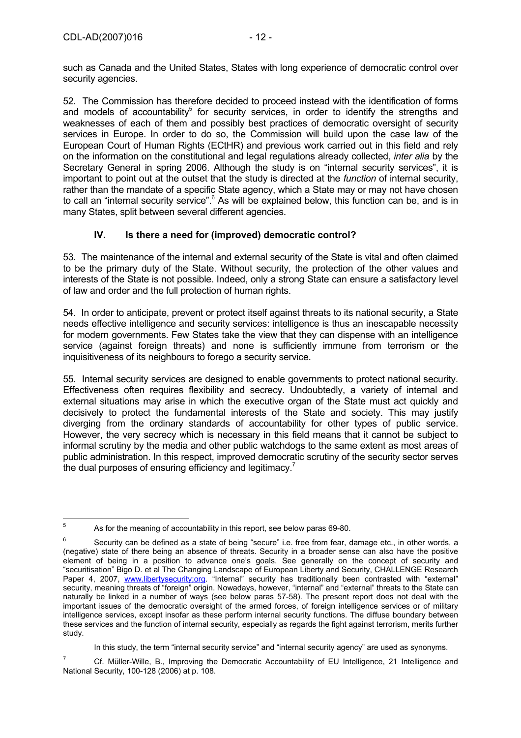such as Canada and the United States, States with long experience of democratic control over security agencies.

52. The Commission has therefore decided to proceed instead with the identification of forms and models of accountability[5] for security services, in order to identify the strengths and weaknesses of each of them and possibly best practices of democratic oversight of security services in Europe. In order to do so, the Commission will build upon the case law of the European Court of Human Rights (ECtHR) and previous work carried out in this field and rely on the information on the constitutional and legal regulations already collected, *inter alia* by the Secretary General in spring 2006. Although the study is on "internal security services", it is important to point out at the outset that the study is directed at the *function* of internal security, rather than the mandate of a specific State agency, which a State may or may not have chosen to call an "internal security service".[6] As will be explained below, this function can be, and is in many States, split between several different agencies.

## IV. Is there a need for (improved) democratic control?

53. The maintenance of the internal and external security of the State is vital and often claimed to be the primary duty of the State. Without security, the protection of the other values and interests of the State is not possible. Indeed, only a strong State can ensure a satisfactory level of law and order and the full protection of human rights.

54. In order to anticipate, prevent or protect itself against threats to its national security, a State needs effective intelligence and security services: intelligence is thus an inescapable necessity for modern governments. Few States take the view that they can dispense with an intelligence service (against foreign threats) and none is sufficiently immune from terrorism or the inquisitiveness of its neighbours to forego a security service.

55. Internal security services are designed to enable governments to protect national security. Effectiveness often requires flexibility and secrecy. Undoubtedly, a variety of internal and external situations may arise in which the executive organ of the State must act quickly and decisively to protect the fundamental interests of the State and society. This may justify diverging from the ordinary standards of accountability for other types of public service. However, the very secrecy which is necessary in this field means that it cannot be subject to informal scrutiny by the media and other public watchdogs to the same extent as most areas of public administration. In this respect, improved democratic scrutiny of the security sector serves the dual purposes of ensuring efficiency and legitimacy.[7]

---

[5] As for the meaning of accountability in this report, see below paras 69-80.

[6] Security can be defined as a state of being "secure" i.e. free from fear, damage etc., in other words, a (negative) state of there being an absence of threats. Security in a broader sense can also have the positive element of being in a position to advance one's goals. See generally on the concept of security and "securitisation" Bigo D. et al The Changing Landscape of European Liberty and Security, CHALLENGE Research Paper 4, 2007, www.libertysecurity;org. "Internal" security has traditionally been contrasted with "external" security, meaning threats of "foreign" origin. Nowadays, however, "internal" and "external" threats to the State can naturally be linked in a number of ways (see below paras 57-58). The present report does not deal with the important issues of the democratic oversight of the armed forces, of foreign intelligence services or of military intelligence services, except insofar as these perform internal security functions. The diffuse boundary between these services and the function of internal security, especially as regards the fight against terrorism, merits further study.

In this study, the term "internal security service" and "internal security agency" are used as synonyms.

[7] Cf. Müller-Wille, B., Improving the Democratic Accountability of EU Intelligence, 21 Intelligence and National Security, 100-128 (2006) at p. 108.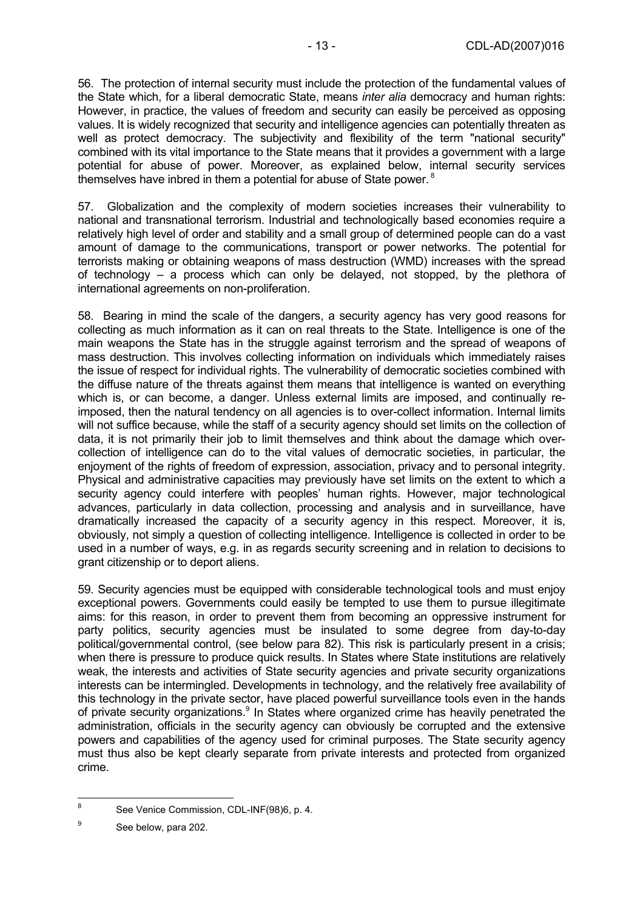56. The protection of internal security must include the protection of the fundamental values of the State which, for a liberal democratic State, means *inter alia* democracy and human rights: However, in practice, the values of freedom and security can easily be perceived as opposing values. It is widely recognized that security and intelligence agencies can potentially threaten as well as protect democracy. The subjectivity and flexibility of the term "national security" combined with its vital importance to the State means that it provides a government with a large potential for abuse of power. Moreover, as explained below, internal security services themselves have inbred in them a potential for abuse of State power. [8]

57. Globalization and the complexity of modern societies increases their vulnerability to national and transnational terrorism. Industrial and technologically based economies require a relatively high level of order and stability and a small group of determined people can do a vast amount of damage to the communications, transport or power networks. The potential for terrorists making or obtaining weapons of mass destruction (WMD) increases with the spread of technology – a process which can only be delayed, not stopped, by the plethora of international agreements on non-proliferation.

58. Bearing in mind the scale of the dangers, a security agency has very good reasons for collecting as much information as it can on real threats to the State. Intelligence is one of the main weapons the State has in the struggle against terrorism and the spread of weapons of mass destruction. This involves collecting information on individuals which immediately raises the issue of respect for individual rights. The vulnerability of democratic societies combined with the diffuse nature of the threats against them means that intelligence is wanted on everything which is, or can become, a danger. Unless external limits are imposed, and continually re-imposed, then the natural tendency on all agencies is to over-collect information. Internal limits will not suffice because, while the staff of a security agency should set limits on the collection of data, it is not primarily their job to limit themselves and think about the damage which over-collection of intelligence can do to the vital values of democratic societies, in particular, the enjoyment of the rights of freedom of expression, association, privacy and to personal integrity. Physical and administrative capacities may previously have set limits on the extent to which a security agency could interfere with peoples' human rights. However, major technological advances, particularly in data collection, processing and analysis and in surveillance, have dramatically increased the capacity of a security agency in this respect. Moreover, it is, obviously, not simply a question of collecting intelligence. Intelligence is collected in order to be used in a number of ways, e.g. in as regards security screening and in relation to decisions to grant citizenship or to deport aliens.

59. Security agencies must be equipped with considerable technological tools and must enjoy exceptional powers. Governments could easily be tempted to use them to pursue illegitimate aims: for this reason, in order to prevent them from becoming an oppressive instrument for party politics, security agencies must be insulated to some degree from day-to-day political/governmental control, (see below para 82). This risk is particularly present in a crisis; when there is pressure to produce quick results. In States where State institutions are relatively weak, the interests and activities of State security agencies and private security organizations interests can be intermingled. Developments in technology, and the relatively free availability of this technology in the private sector, have placed powerful surveillance tools even in the hands of private security organizations.[9] In States where organized crime has heavily penetrated the administration, officials in the security agency can obviously be corrupted and the extensive powers and capabilities of the agency used for criminal purposes. The State security agency must thus also be kept clearly separate from private interests and protected from organized crime.

---

[8] See Venice Commission, CDL-INF(98)6, p. 4.

[9] See below, para 202.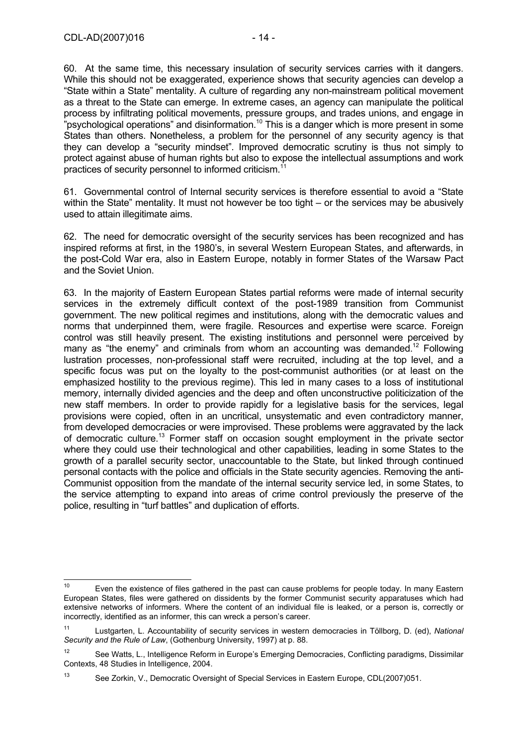60. At the same time, this necessary insulation of security services carries with it dangers. While this should not be exaggerated, experience shows that security agencies can develop a "State within a State" mentality. A culture of regarding any non-mainstream political movement as a threat to the State can emerge. In extreme cases, an agency can manipulate the political process by infiltrating political movements, pressure groups, and trades unions, and engage in "psychological operations" and disinformation.[10] This is a danger which is more present in some States than others. Nonetheless, a problem for the personnel of any security agency is that they can develop a "security mindset". Improved democratic scrutiny is thus not simply to protect against abuse of human rights but also to expose the intellectual assumptions and work practices of security personnel to informed criticism.[11]

61. Governmental control of Internal security services is therefore essential to avoid a "State within the State" mentality. It must not however be too tight – or the services may be abusively used to attain illegitimate aims.

62. The need for democratic oversight of the security services has been recognized and has inspired reforms at first, in the 1980's, in several Western European States, and afterwards, in the post-Cold War era, also in Eastern Europe, notably in former States of the Warsaw Pact and the Soviet Union.

63. In the majority of Eastern European States partial reforms were made of internal security services in the extremely difficult context of the post-1989 transition from Communist government. The new political regimes and institutions, along with the democratic values and norms that underpinned them, were fragile. Resources and expertise were scarce. Foreign control was still heavily present. The existing institutions and personnel were perceived by many as "the enemy" and criminals from whom an accounting was demanded.[12] Following lustration processes, non-professional staff were recruited, including at the top level, and a specific focus was put on the loyalty to the post-communist authorities (or at least on the emphasized hostility to the previous regime). This led in many cases to a loss of institutional memory, internally divided agencies and the deep and often unconstructive politicization of the new staff members. In order to provide rapidly for a legislative basis for the services, legal provisions were copied, often in an uncritical, unsystematic and even contradictory manner, from developed democracies or were improvised. These problems were aggravated by the lack of democratic culture.[13] Former staff on occasion sought employment in the private sector where they could use their technological and other capabilities, leading in some States to the growth of a parallel security sector, unaccountable to the State, but linked through continued personal contacts with the police and officials in the State security agencies. Removing the anti-Communist opposition from the mandate of the internal security service led, in some States, to the service attempting to expand into areas of crime control previously the preserve of the police, resulting in "turf battles" and duplication of efforts.

---

[10] Even the existence of files gathered in the past can cause problems for people today. In many Eastern European States, files were gathered on dissidents by the former Communist security apparatuses which had extensive networks of informers. Where the content of an individual file is leaked, or a person is, correctly or incorrectly, identified as an informer, this can wreck a person's career.

[11] Lustgarten, L. Accountability of security services in western democracies in Töllborg, D. (ed), *National Security and the Rule of Law*, (Gothenburg University, 1997) at p. 88.

[12] See Watts, L., Intelligence Reform in Europe's Emerging Democracies, Conflicting paradigms, Dissimilar Contexts, 48 Studies in Intelligence, 2004.

[13] See Zorkin, V., Democratic Oversight of Special Services in Eastern Europe, CDL(2007)051.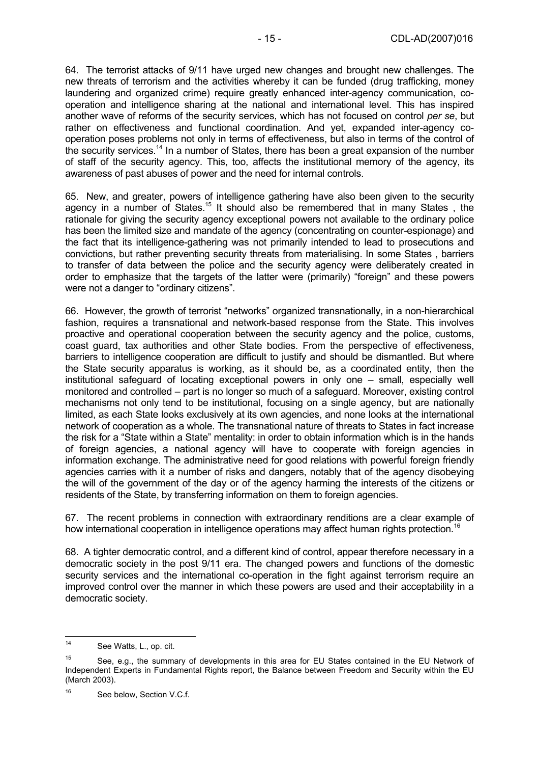64. The terrorist attacks of 9/11 have urged new changes and brought new challenges. The new threats of terrorism and the activities whereby it can be funded (drug trafficking, money laundering and organized crime) require greatly enhanced inter-agency communication, co-operation and intelligence sharing at the national and international level. This has inspired another wave of reforms of the security services, which has not focused on control *per se*, but rather on effectiveness and functional coordination. And yet, expanded inter-agency co-operation poses problems not only in terms of effectiveness, but also in terms of the control of the security services.[14] In a number of States, there has been a great expansion of the number of staff of the security agency. This, too, affects the institutional memory of the agency, its awareness of past abuses of power and the need for internal controls.

65. New, and greater, powers of intelligence gathering have also been given to the security agency in a number of States.[15] It should also be remembered that in many States , the rationale for giving the security agency exceptional powers not available to the ordinary police has been the limited size and mandate of the agency (concentrating on counter-espionage) and the fact that its intelligence-gathering was not primarily intended to lead to prosecutions and convictions, but rather preventing security threats from materialising. In some States , barriers to transfer of data between the police and the security agency were deliberately created in order to emphasize that the targets of the latter were (primarily) "foreign" and these powers were not a danger to "ordinary citizens".

66. However, the growth of terrorist "networks" organized transnationally, in a non-hierarchical fashion, requires a transnational and network-based response from the State. This involves proactive and operational cooperation between the security agency and the police, customs, coast guard, tax authorities and other State bodies. From the perspective of effectiveness, barriers to intelligence cooperation are difficult to justify and should be dismantled. But where the State security apparatus is working, as it should be, as a coordinated entity, then the institutional safeguard of locating exceptional powers in only one – small, especially well monitored and controlled – part is no longer so much of a safeguard. Moreover, existing control mechanisms not only tend to be institutional, focusing on a single agency, but are nationally limited, as each State looks exclusively at its own agencies, and none looks at the international network of cooperation as a whole. The transnational nature of threats to States in fact increase the risk for a "State within a State" mentality: in order to obtain information which is in the hands of foreign agencies, a national agency will have to cooperate with foreign agencies in information exchange. The administrative need for good relations with powerful foreign friendly agencies carries with it a number of risks and dangers, notably that of the agency disobeying the will of the government of the day or of the agency harming the interests of the citizens or residents of the State, by transferring information on them to foreign agencies.

67. The recent problems in connection with extraordinary renditions are a clear example of how international cooperation in intelligence operations may affect human rights protection.[16]

68. A tighter democratic control, and a different kind of control, appear therefore necessary in a democratic society in the post 9/11 era. The changed powers and functions of the domestic security services and the international co-operation in the fight against terrorism require an improved control over the manner in which these powers are used and their acceptability in a democratic society.

---

[14] See Watts, L., op. cit.

[15] See, e.g., the summary of developments in this area for EU States contained in the EU Network of Independent Experts in Fundamental Rights report, the Balance between Freedom and Security within the EU (March 2003).

[16] See below, Section V.C.f.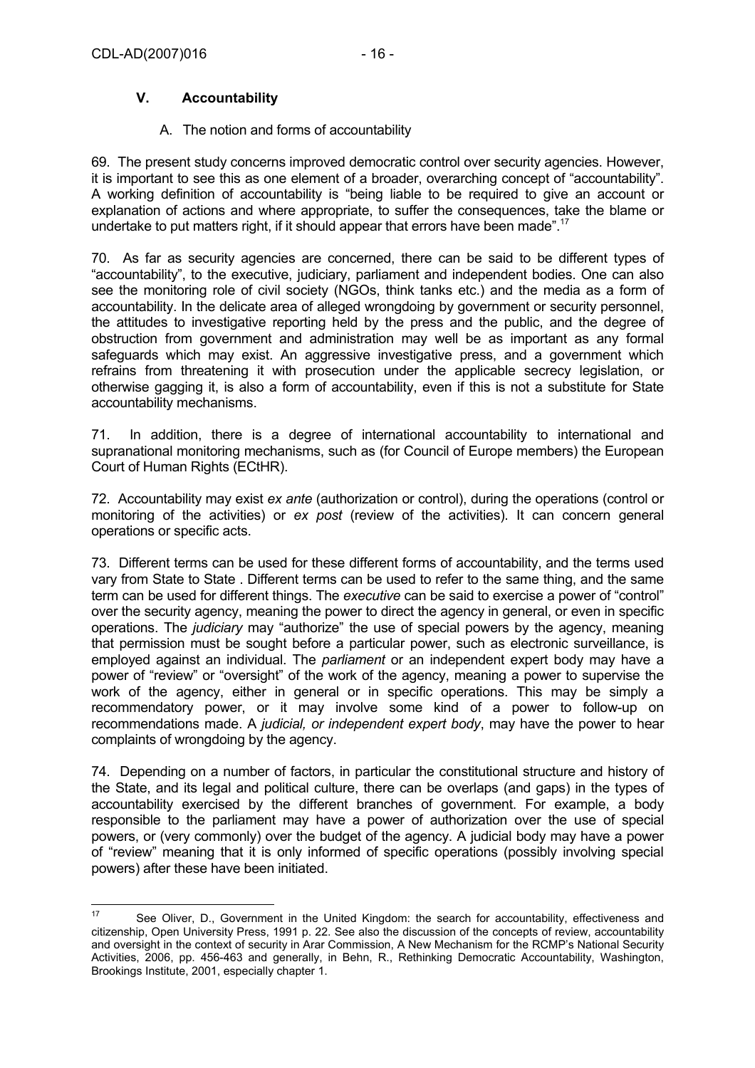## V. Accountability

### A. The notion and forms of accountability

69. The present study concerns improved democratic control over security agencies. However, it is important to see this as one element of a broader, overarching concept of "accountability". A working definition of accountability is "being liable to be required to give an account or explanation of actions and where appropriate, to suffer the consequences, take the blame or undertake to put matters right, if it should appear that errors have been made".[17]

70. As far as security agencies are concerned, there can be said to be different types of "accountability", to the executive, judiciary, parliament and independent bodies. One can also see the monitoring role of civil society (NGOs, think tanks etc.) and the media as a form of accountability. In the delicate area of alleged wrongdoing by government or security personnel, the attitudes to investigative reporting held by the press and the public, and the degree of obstruction from government and administration may well be as important as any formal safeguards which may exist. An aggressive investigative press, and a government which refrains from threatening it with prosecution under the applicable secrecy legislation, or otherwise gagging it, is also a form of accountability, even if this is not a substitute for State accountability mechanisms.

71. In addition, there is a degree of international accountability to international and supranational monitoring mechanisms, such as (for Council of Europe members) the European Court of Human Rights (ECtHR).

72. Accountability may exist *ex ante* (authorization or control), during the operations (control or monitoring of the activities) or *ex post* (review of the activities). It can concern general operations or specific acts.

73. Different terms can be used for these different forms of accountability, and the terms used vary from State to State . Different terms can be used to refer to the same thing, and the same term can be used for different things. The *executive* can be said to exercise a power of "control" over the security agency, meaning the power to direct the agency in general, or even in specific operations. The *judiciary* may "authorize" the use of special powers by the agency, meaning that permission must be sought before a particular power, such as electronic surveillance, is employed against an individual. The *parliament* or an independent expert body may have a power of "review" or "oversight" of the work of the agency, meaning a power to supervise the work of the agency, either in general or in specific operations. This may be simply a recommendatory power, or it may involve some kind of a power to follow-up on recommendations made. A *judicial, or independent expert body*, may have the power to hear complaints of wrongdoing by the agency.

74. Depending on a number of factors, in particular the constitutional structure and history of the State, and its legal and political culture, there can be overlaps (and gaps) in the types of accountability exercised by the different branches of government. For example, a body responsible to the parliament may have a power of authorization over the use of special powers, or (very commonly) over the budget of the agency. A judicial body may have a power of "review" meaning that it is only informed of specific operations (possibly involving special powers) after these have been initiated.

---

[17] See Oliver, D., Government in the United Kingdom: the search for accountability, effectiveness and citizenship, Open University Press, 1991 p. 22. See also the discussion of the concepts of review, accountability and oversight in the context of security in Arar Commission, A New Mechanism for the RCMP's National Security Activities, 2006, pp. 456-463 and generally, in Behn, R., Rethinking Democratic Accountability, Washington, Brookings Institute, 2001, especially chapter 1.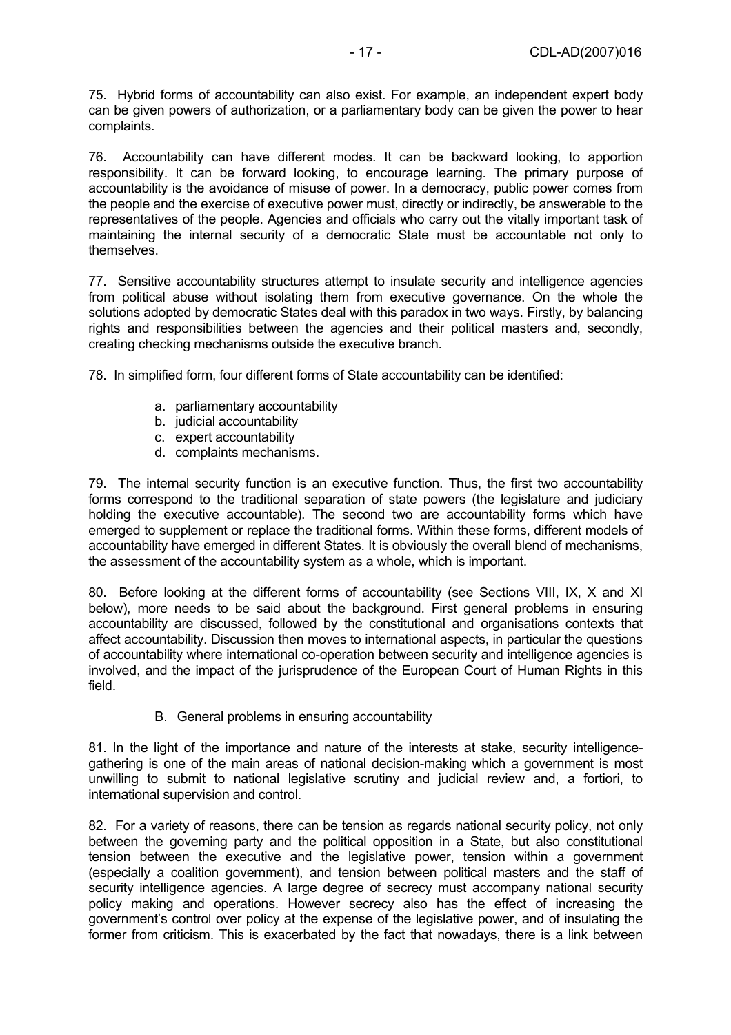75. Hybrid forms of accountability can also exist. For example, an independent expert body can be given powers of authorization, or a parliamentary body can be given the power to hear complaints.

76. Accountability can have different modes. It can be backward looking, to apportion responsibility. It can be forward looking, to encourage learning. The primary purpose of accountability is the avoidance of misuse of power. In a democracy, public power comes from the people and the exercise of executive power must, directly or indirectly, be answerable to the representatives of the people. Agencies and officials who carry out the vitally important task of maintaining the internal security of a democratic State must be accountable not only to themselves.

77. Sensitive accountability structures attempt to insulate security and intelligence agencies from political abuse without isolating them from executive governance. On the whole the solutions adopted by democratic States deal with this paradox in two ways. Firstly, by balancing rights and responsibilities between the agencies and their political masters and, secondly, creating checking mechanisms outside the executive branch.

78. In simplified form, four different forms of State accountability can be identified:

a. parliamentary accountability
b. judicial accountability
c. expert accountability
d. complaints mechanisms.

79. The internal security function is an executive function. Thus, the first two accountability forms correspond to the traditional separation of state powers (the legislature and judiciary holding the executive accountable). The second two are accountability forms which have emerged to supplement or replace the traditional forms. Within these forms, different models of accountability have emerged in different States. It is obviously the overall blend of mechanisms, the assessment of the accountability system as a whole, which is important.

80. Before looking at the different forms of accountability (see Sections VIII, IX, X and XI below), more needs to be said about the background. First general problems in ensuring accountability are discussed, followed by the constitutional and organisations contexts that affect accountability. Discussion then moves to international aspects, in particular the questions of accountability where international co-operation between security and intelligence agencies is involved, and the impact of the jurisprudence of the European Court of Human Rights in this field.

## B. General problems in ensuring accountability

81. In the light of the importance and nature of the interests at stake, security intelligence-gathering is one of the main areas of national decision-making which a government is most unwilling to submit to national legislative scrutiny and judicial review and, a fortiori, to international supervision and control.

82. For a variety of reasons, there can be tension as regards national security policy, not only between the governing party and the political opposition in a State, but also constitutional tension between the executive and the legislative power, tension within a government (especially a coalition government), and tension between political masters and the staff of security intelligence agencies. A large degree of secrecy must accompany national security policy making and operations. However secrecy also has the effect of increasing the government's control over policy at the expense of the legislative power, and of insulating the former from criticism. This is exacerbated by the fact that nowadays, there is a link between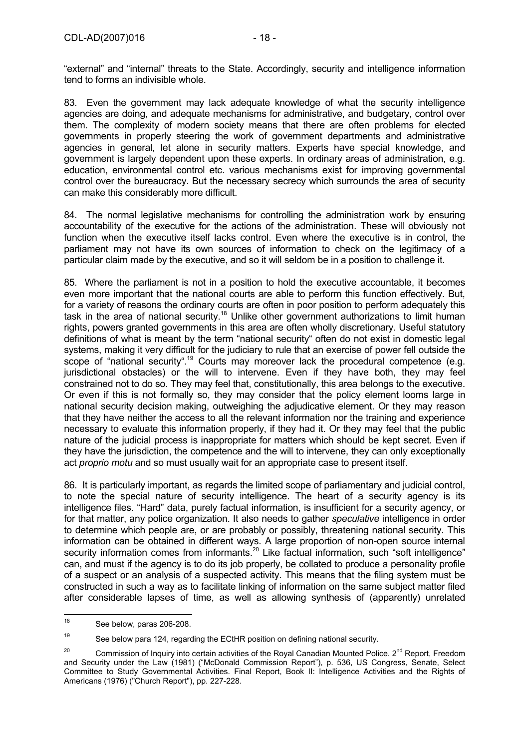"external" and "internal" threats to the State. Accordingly, security and intelligence information tend to forms an indivisible whole.

83. Even the government may lack adequate knowledge of what the security intelligence agencies are doing, and adequate mechanisms for administrative, and budgetary, control over them. The complexity of modern society means that there are often problems for elected governments in properly steering the work of government departments and administrative agencies in general, let alone in security matters. Experts have special knowledge, and government is largely dependent upon these experts. In ordinary areas of administration, e.g. education, environmental control etc. various mechanisms exist for improving governmental control over the bureaucracy. But the necessary secrecy which surrounds the area of security can make this considerably more difficult.

84. The normal legislative mechanisms for controlling the administration work by ensuring accountability of the executive for the actions of the administration. These will obviously not function when the executive itself lacks control. Even where the executive is in control, the parliament may not have its own sources of information to check on the legitimacy of a particular claim made by the executive, and so it will seldom be in a position to challenge it.

85. Where the parliament is not in a position to hold the executive accountable, it becomes even more important that the national courts are able to perform this function effectively. But, for a variety of reasons the ordinary courts are often in poor position to perform adequately this task in the area of national security.[18] Unlike other government authorizations to limit human rights, powers granted governments in this area are often wholly discretionary. Useful statutory definitions of what is meant by the term "national security" often do not exist in domestic legal systems, making it very difficult for the judiciary to rule that an exercise of power fell outside the scope of "national security".[19] Courts may moreover lack the procedural competence (e.g. jurisdictional obstacles) or the will to intervene. Even if they have both, they may feel constrained not to do so. They may feel that, constitutionally, this area belongs to the executive. Or even if this is not formally so, they may consider that the policy element looms large in national security decision making, outweighing the adjudicative element. Or they may reason that they have neither the access to all the relevant information nor the training and experience necessary to evaluate this information properly, if they had it. Or they may feel that the public nature of the judicial process is inappropriate for matters which should be kept secret. Even if they have the jurisdiction, the competence and the will to intervene, they can only exceptionally act *proprio motu* and so must usually wait for an appropriate case to present itself.

86. It is particularly important, as regards the limited scope of parliamentary and judicial control, to note the special nature of security intelligence. The heart of a security agency is its intelligence files. "Hard" data, purely factual information, is insufficient for a security agency, or for that matter, any police organization. It also needs to gather *speculative* intelligence in order to determine which people are, or are probably or possibly, threatening national security. This information can be obtained in different ways. A large proportion of non-open source internal security information comes from informants.[20] Like factual information, such "soft intelligence" can, and must if the agency is to do its job properly, be collated to produce a personality profile of a suspect or an analysis of a suspected activity. This means that the filing system must be constructed in such a way as to facilitate linking of information on the same subject matter filed after considerable lapses of time, as well as allowing synthesis of (apparently) unrelated

---

[18] See below, paras 206-208.

[19] See below para 124, regarding the ECtHR position on defining national security.

[20] Commission of Inquiry into certain activities of the Royal Canadian Mounted Police. 2nd Report, Freedom and Security under the Law (1981) ("McDonald Commission Report"), p. 536, US Congress, Senate, Select Committee to Study Governmental Activities. Final Report, Book II: Intelligence Activities and the Rights of Americans (1976) ("Church Report"), pp. 227-228.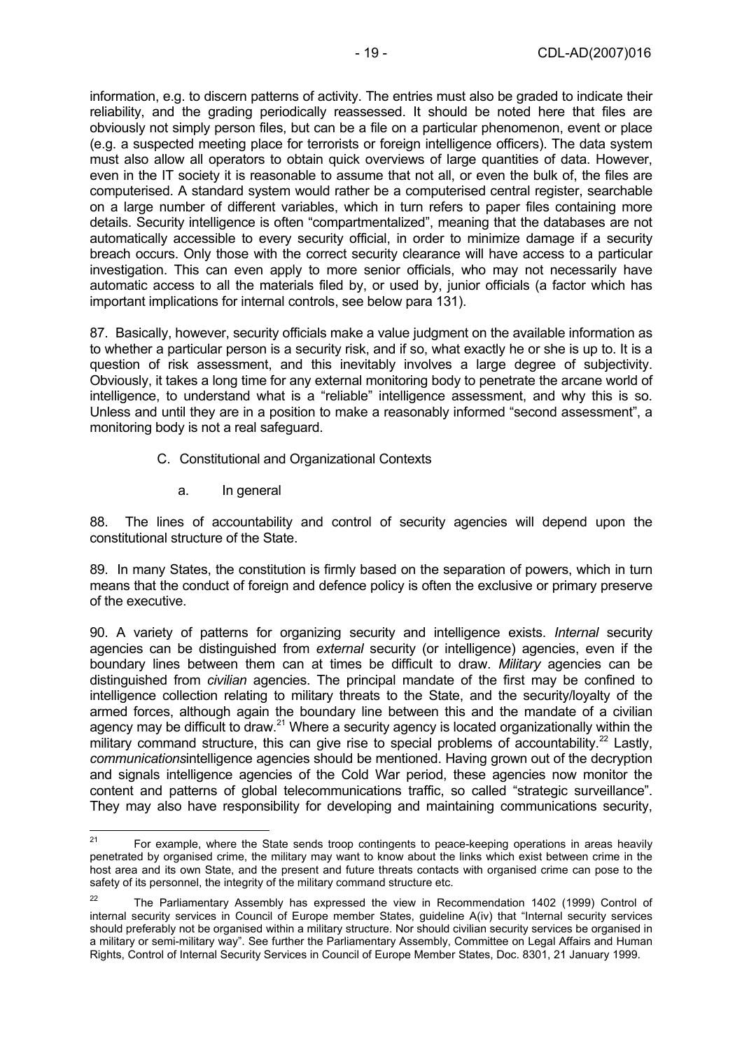information, e.g. to discern patterns of activity. The entries must also be graded to indicate their reliability, and the grading periodically reassessed. It should be noted here that files are obviously not simply person files, but can be a file on a particular phenomenon, event or place (e.g. a suspected meeting place for terrorists or foreign intelligence officers). The data system must also allow all operators to obtain quick overviews of large quantities of data. However, even in the IT society it is reasonable to assume that not all, or even the bulk of, the files are computerised. A standard system would rather be a computerised central register, searchable on a large number of different variables, which in turn refers to paper files containing more details. Security intelligence is often "compartmentalized", meaning that the databases are not automatically accessible to every security official, in order to minimize damage if a security breach occurs. Only those with the correct security clearance will have access to a particular investigation. This can even apply to more senior officials, who may not necessarily have automatic access to all the materials filed by, or used by, junior officials (a factor which has important implications for internal controls, see below para 131).

87. Basically, however, security officials make a value judgment on the available information as to whether a particular person is a security risk, and if so, what exactly he or she is up to. It is a question of risk assessment, and this inevitably involves a large degree of subjectivity. Obviously, it takes a long time for any external monitoring body to penetrate the arcane world of intelligence, to understand what is a "reliable" intelligence assessment, and why this is so. Unless and until they are in a position to make a reasonably informed "second assessment", a monitoring body is not a real safeguard.

## C. Constitutional and Organizational Contexts

### a. In general

88. The lines of accountability and control of security agencies will depend upon the constitutional structure of the State.

89. In many States, the constitution is firmly based on the separation of powers, which in turn means that the conduct of foreign and defence policy is often the exclusive or primary preserve of the executive.

90. A variety of patterns for organizing security and intelligence exists. *Internal* security agencies can be distinguished from *external* security (or intelligence) agencies, even if the boundary lines between them can at times be difficult to draw. *Military* agencies can be distinguished from *civilian* agencies. The principal mandate of the first may be confined to intelligence collection relating to military threats to the State, and the security/loyalty of the armed forces, although again the boundary line between this and the mandate of a civilian agency may be difficult to draw.[21] Where a security agency is located organizationally within the military command structure, this can give rise to special problems of accountability.[22] Lastly, *communications*intelligence agencies should be mentioned. Having grown out of the decryption and signals intelligence agencies of the Cold War period, these agencies now monitor the content and patterns of global telecommunications traffic, so called "strategic surveillance". They may also have responsibility for developing and maintaining communications security,

---

[21] For example, where the State sends troop contingents to peace-keeping operations in areas heavily penetrated by organised crime, the military may want to know about the links which exist between crime in the host area and its own State, and the present and future threats contacts with organised crime can pose to the safety of its personnel, the integrity of the military command structure etc.

[22] The Parliamentary Assembly has expressed the view in Recommendation 1402 (1999) Control of internal security services in Council of Europe member States, guideline A(iv) that "Internal security services should preferably not be organised within a military structure. Nor should civilian security services be organised in a military or semi-military way". See further the Parliamentary Assembly, Committee on Legal Affairs and Human Rights, Control of Internal Security Services in Council of Europe Member States, Doc. 8301, 21 January 1999.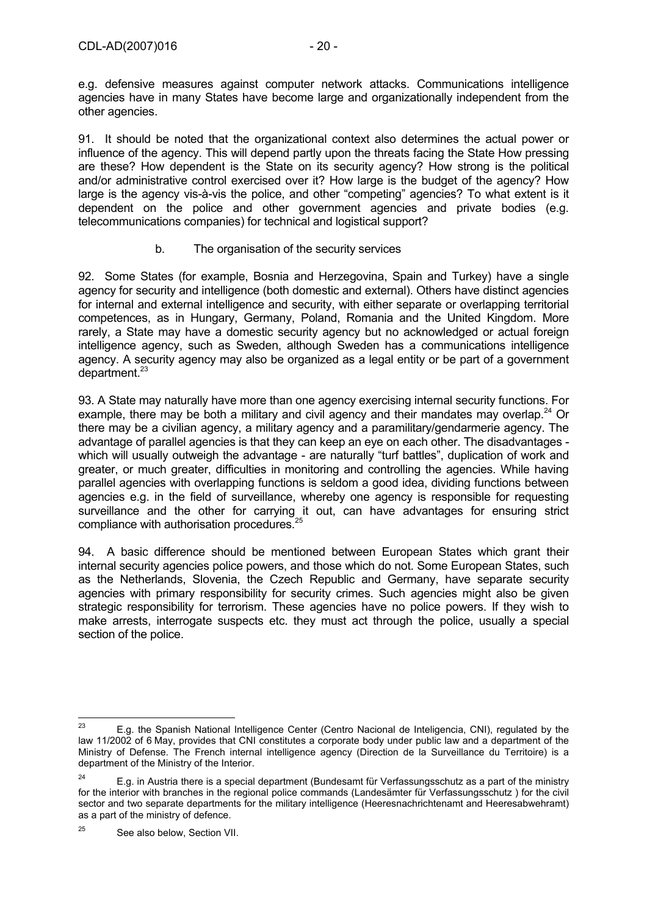e.g. defensive measures against computer network attacks. Communications intelligence agencies have in many States have become large and organizationally independent from the other agencies.

91. It should be noted that the organizational context also determines the actual power or influence of the agency. This will depend partly upon the threats facing the State How pressing are these? How dependent is the State on its security agency? How strong is the political and/or administrative control exercised over it? How large is the budget of the agency? How large is the agency vis-à-vis the police, and other "competing" agencies? To what extent is it dependent on the police and other government agencies and private bodies (e.g. telecommunications companies) for technical and logistical support?

### b. The organisation of the security services

92. Some States (for example, Bosnia and Herzegovina, Spain and Turkey) have a single agency for security and intelligence (both domestic and external). Others have distinct agencies for internal and external intelligence and security, with either separate or overlapping territorial competences, as in Hungary, Germany, Poland, Romania and the United Kingdom. More rarely, a State may have a domestic security agency but no acknowledged or actual foreign intelligence agency, such as Sweden, although Sweden has a communications intelligence agency. A security agency may also be organized as a legal entity or be part of a government department.[23]

93. A State may naturally have more than one agency exercising internal security functions. For example, there may be both a military and civil agency and their mandates may overlap.[24] Or there may be a civilian agency, a military agency and a paramilitary/gendarmerie agency. The advantage of parallel agencies is that they can keep an eye on each other. The disadvantages - which will usually outweigh the advantage - are naturally "turf battles", duplication of work and greater, or much greater, difficulties in monitoring and controlling the agencies. While having parallel agencies with overlapping functions is seldom a good idea, dividing functions between agencies e.g. in the field of surveillance, whereby one agency is responsible for requesting surveillance and the other for carrying it out, can have advantages for ensuring strict compliance with authorisation procedures.[25]

94. A basic difference should be mentioned between European States which grant their internal security agencies police powers, and those which do not. Some European States, such as the Netherlands, Slovenia, the Czech Republic and Germany, have separate security agencies with primary responsibility for security crimes. Such agencies might also be given strategic responsibility for terrorism. These agencies have no police powers. If they wish to make arrests, interrogate suspects etc. they must act through the police, usually a special section of the police.

---

[23] E.g. the Spanish National Intelligence Center (Centro Nacional de Inteligencia, CNI), regulated by the law 11/2002 of 6 May, provides that CNI constitutes a corporate body under public law and a department of the Ministry of Defense. The French internal intelligence agency (Direction de la Surveillance du Territoire) is a department of the Ministry of the Interior.

[24] E.g. in Austria there is a special department (Bundesamt für Verfassungsschutz as a part of the ministry for the interior with branches in the regional police commands (Landesämter für Verfassungsschutz ) for the civil sector and two separate departments for the military intelligence (Heeresnachrichtenamt and Heeresabwehramt) as a part of the ministry of defence.

[25] See also below, Section VII.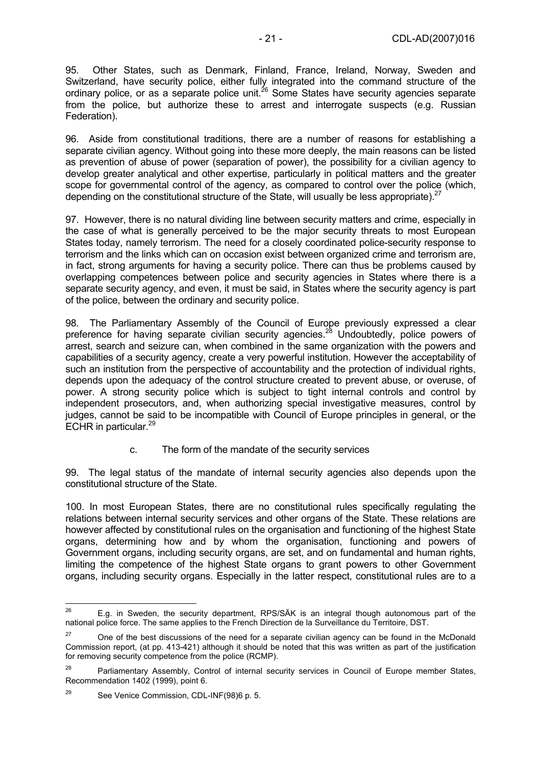95. Other States, such as Denmark, Finland, France, Ireland, Norway, Sweden and Switzerland, have security police, either fully integrated into the command structure of the ordinary police, or as a separate police unit.[26] Some States have security agencies separate from the police, but authorize these to arrest and interrogate suspects (e.g. Russian Federation).

96. Aside from constitutional traditions, there are a number of reasons for establishing a separate civilian agency. Without going into these more deeply, the main reasons can be listed as prevention of abuse of power (separation of power), the possibility for a civilian agency to develop greater analytical and other expertise, particularly in political matters and the greater scope for governmental control of the agency, as compared to control over the police (which, depending on the constitutional structure of the State, will usually be less appropriate).[27]

97. However, there is no natural dividing line between security matters and crime, especially in the case of what is generally perceived to be the major security threats to most European States today, namely terrorism. The need for a closely coordinated police-security response to terrorism and the links which can on occasion exist between organized crime and terrorism are, in fact, strong arguments for having a security police. There can thus be problems caused by overlapping competences between police and security agencies in States where there is a separate security agency, and even, it must be said, in States where the security agency is part of the police, between the ordinary and security police.

98. The Parliamentary Assembly of the Council of Europe previously expressed a clear preference for having separate civilian security agencies.[28] Undoubtedly, police powers of arrest, search and seizure can, when combined in the same organization with the powers and capabilities of a security agency, create a very powerful institution. However the acceptability of such an institution from the perspective of accountability and the protection of individual rights, depends upon the adequacy of the control structure created to prevent abuse, or overuse, of power. A strong security police which is subject to tight internal controls and control by independent prosecutors, and, when authorizing special investigative measures, control by judges, cannot be said to be incompatible with Council of Europe principles in general, or the ECHR in particular.[29]

### c. The form of the mandate of the security services

99. The legal status of the mandate of internal security agencies also depends upon the constitutional structure of the State.

100. In most European States, there are no constitutional rules specifically regulating the relations between internal security services and other organs of the State. These relations are however affected by constitutional rules on the organisation and functioning of the highest State organs, determining how and by whom the organisation, functioning and powers of Government organs, including security organs, are set, and on fundamental and human rights, limiting the competence of the highest State organs to grant powers to other Government organs, including security organs. Especially in the latter respect, constitutional rules are to a

---

[26] E.g. in Sweden, the security department, RPS/SÄK is an integral though autonomous part of the national police force. The same applies to the French Direction de la Surveillance du Territoire, DST.

[27] One of the best discussions of the need for a separate civilian agency can be found in the McDonald Commission report, (at pp. 413-421) although it should be noted that this was written as part of the justification for removing security competence from the police (RCMP).

[28] Parliamentary Assembly, Control of internal security services in Council of Europe member States, Recommendation 1402 (1999), point 6.

[29] See Venice Commission, CDL-INF(98)6 p. 5.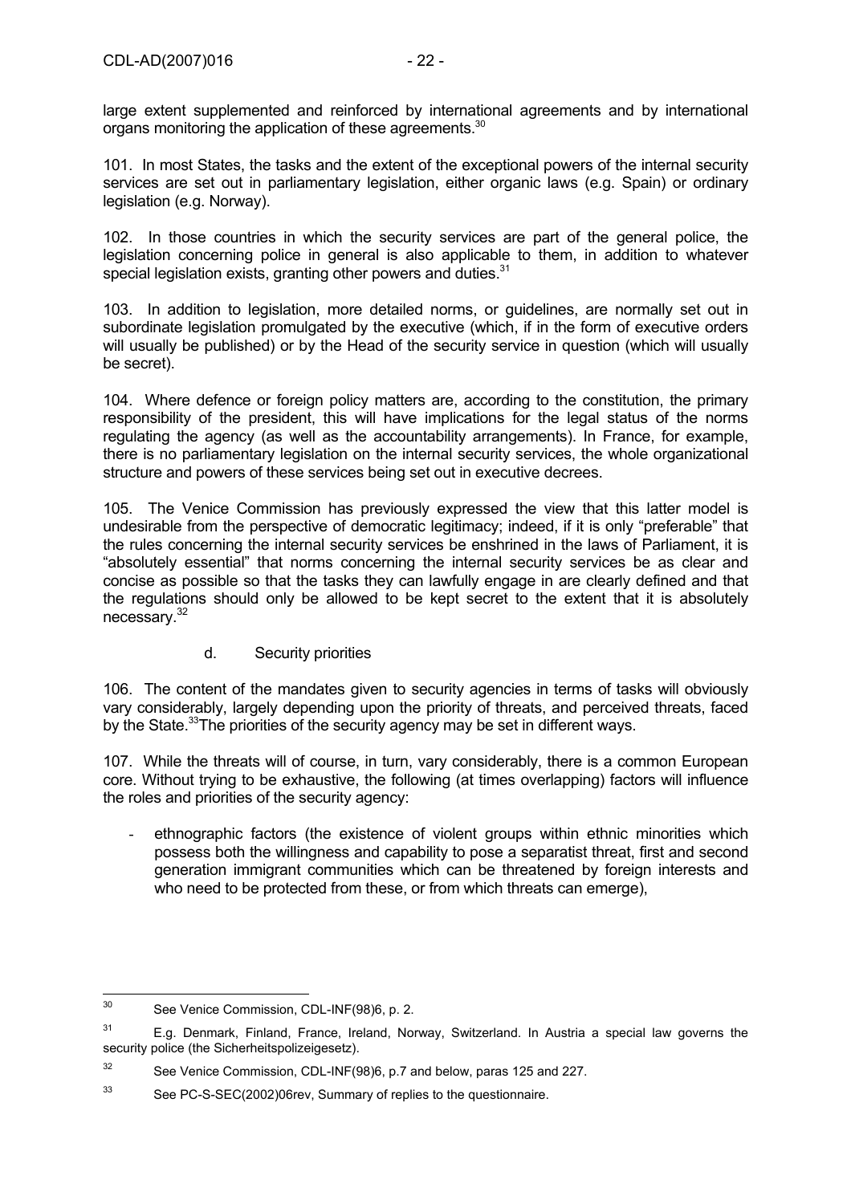large extent supplemented and reinforced by international agreements and by international organs monitoring the application of these agreements.[30]

101. In most States, the tasks and the extent of the exceptional powers of the internal security services are set out in parliamentary legislation, either organic laws (e.g. Spain) or ordinary legislation (e.g. Norway).

102. In those countries in which the security services are part of the general police, the legislation concerning police in general is also applicable to them, in addition to whatever special legislation exists, granting other powers and duties.[31]

103. In addition to legislation, more detailed norms, or guidelines, are normally set out in subordinate legislation promulgated by the executive (which, if in the form of executive orders will usually be published) or by the Head of the security service in question (which will usually be secret).

104. Where defence or foreign policy matters are, according to the constitution, the primary responsibility of the president, this will have implications for the legal status of the norms regulating the agency (as well as the accountability arrangements). In France, for example, there is no parliamentary legislation on the internal security services, the whole organizational structure and powers of these services being set out in executive decrees.

105. The Venice Commission has previously expressed the view that this latter model is undesirable from the perspective of democratic legitimacy; indeed, if it is only "preferable" that the rules concerning the internal security services be enshrined in the laws of Parliament, it is "absolutely essential" that norms concerning the internal security services be as clear and concise as possible so that the tasks they can lawfully engage in are clearly defined and that the regulations should only be allowed to be kept secret to the extent that it is absolutely necessary.[32]

d. Security priorities

106. The content of the mandates given to security agencies in terms of tasks will obviously vary considerably, largely depending upon the priority of threats, and perceived threats, faced by the State.[33] The priorities of the security agency may be set in different ways.

107. While the threats will of course, in turn, vary considerably, there is a common European core. Without trying to be exhaustive, the following (at times overlapping) factors will influence the roles and priorities of the security agency:

- ethnographic factors (the existence of violent groups within ethnic minorities which possess both the willingness and capability to pose a separatist threat, first and second generation immigrant communities which can be threatened by foreign interests and who need to be protected from these, or from which threats can emerge),

---

[30] See Venice Commission, CDL-INF(98)6, p. 2.

[31] E.g. Denmark, Finland, France, Ireland, Norway, Switzerland. In Austria a special law governs the security police (the Sicherheitspolizeigesetz).

[32] See Venice Commission, CDL-INF(98)6, p.7 and below, paras 125 and 227.

[33] See PC-S-SEC(2002)06rev, Summary of replies to the questionnaire.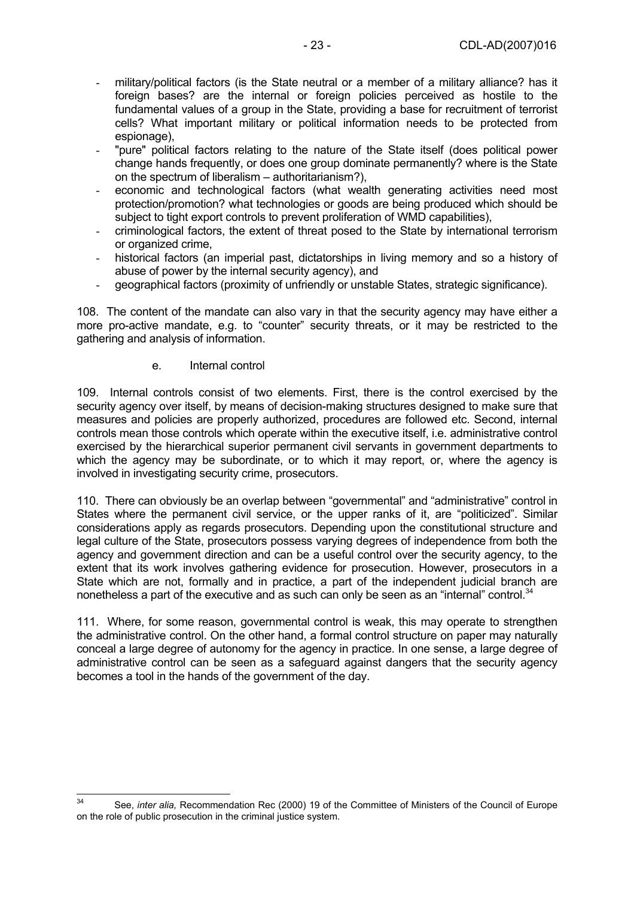- military/political factors (is the State neutral or a member of a military alliance? has it foreign bases? are the internal or foreign policies perceived as hostile to the fundamental values of a group in the State, providing a base for recruitment of terrorist cells? What important military or political information needs to be protected from espionage),
- "pure" political factors relating to the nature of the State itself (does political power change hands frequently, or does one group dominate permanently? where is the State on the spectrum of liberalism – authoritarianism?),
- economic and technological factors (what wealth generating activities need most protection/promotion? what technologies or goods are being produced which should be subject to tight export controls to prevent proliferation of WMD capabilities),
- criminological factors, the extent of threat posed to the State by international terrorism or organized crime,
- historical factors (an imperial past, dictatorships in living memory and so a history of abuse of power by the internal security agency), and
- geographical factors (proximity of unfriendly or unstable States, strategic significance).

108. The content of the mandate can also vary in that the security agency may have either a more pro-active mandate, e.g. to "counter" security threats, or it may be restricted to the gathering and analysis of information.

### e. Internal control

109. Internal controls consist of two elements. First, there is the control exercised by the security agency over itself, by means of decision-making structures designed to make sure that measures and policies are properly authorized, procedures are followed etc. Second, internal controls mean those controls which operate within the executive itself, i.e. administrative control exercised by the hierarchical superior permanent civil servants in government departments to which the agency may be subordinate, or to which it may report, or, where the agency is involved in investigating security crime, prosecutors.

110. There can obviously be an overlap between "governmental" and "administrative" control in States where the permanent civil service, or the upper ranks of it, are "politicized". Similar considerations apply as regards prosecutors. Depending upon the constitutional structure and legal culture of the State, prosecutors possess varying degrees of independence from both the agency and government direction and can be a useful control over the security agency, to the extent that its work involves gathering evidence for prosecution. However, prosecutors in a State which are not, formally and in practice, a part of the independent judicial branch are nonetheless a part of the executive and as such can only be seen as an "internal" control.[34]

111. Where, for some reason, governmental control is weak, this may operate to strengthen the administrative control. On the other hand, a formal control structure on paper may naturally conceal a large degree of autonomy for the agency in practice. In one sense, a large degree of administrative control can be seen as a safeguard against dangers that the security agency becomes a tool in the hands of the government of the day.

---

[34] See, *inter alia,* Recommendation Rec (2000) 19 of the Committee of Ministers of the Council of Europe on the role of public prosecution in the criminal justice system.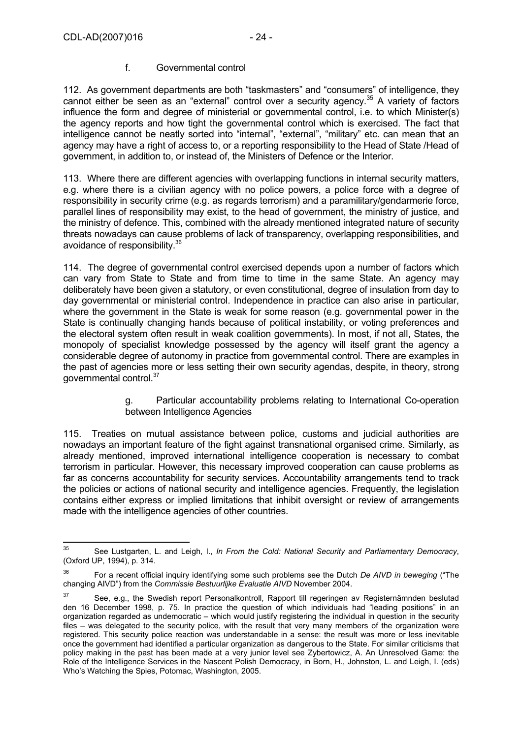f. Governmental control

112. As government departments are both "taskmasters" and "consumers" of intelligence, they cannot either be seen as an "external" control over a security agency.[35] A variety of factors influence the form and degree of ministerial or governmental control, i.e. to which Minister(s) the agency reports and how tight the governmental control which is exercised. The fact that intelligence cannot be neatly sorted into "internal", "external", "military" etc. can mean that an agency may have a right of access to, or a reporting responsibility to the Head of State /Head of government, in addition to, or instead of, the Ministers of Defence or the Interior.

113. Where there are different agencies with overlapping functions in internal security matters, e.g. where there is a civilian agency with no police powers, a police force with a degree of responsibility in security crime (e.g. as regards terrorism) and a paramilitary/gendarmerie force, parallel lines of responsibility may exist, to the head of government, the ministry of justice, and the ministry of defence. This, combined with the already mentioned integrated nature of security threats nowadays can cause problems of lack of transparency, overlapping responsibilities, and avoidance of responsibility.[36]

114. The degree of governmental control exercised depends upon a number of factors which can vary from State to State and from time to time in the same State. An agency may deliberately have been given a statutory, or even constitutional, degree of insulation from day to day governmental or ministerial control. Independence in practice can also arise in particular, where the government in the State is weak for some reason (e.g. governmental power in the State is continually changing hands because of political instability, or voting preferences and the electoral system often result in weak coalition governments). In most, if not all, States, the monopoly of specialist knowledge possessed by the agency will itself grant the agency a considerable degree of autonomy in practice from governmental control. There are examples in the past of agencies more or less setting their own security agendas, despite, in theory, strong governmental control.[37]

g. Particular accountability problems relating to International Co-operation between Intelligence Agencies

115. Treaties on mutual assistance between police, customs and judicial authorities are nowadays an important feature of the fight against transnational organised crime. Similarly, as already mentioned, improved international intelligence cooperation is necessary to combat terrorism in particular. However, this necessary improved cooperation can cause problems as far as concerns accountability for security services. Accountability arrangements tend to track the policies or actions of national security and intelligence agencies. Frequently, the legislation contains either express or implied limitations that inhibit oversight or review of arrangements made with the intelligence agencies of other countries.

---

[35] See Lustgarten, L. and Leigh, I., *In From the Cold: National Security and Parliamentary Democracy*, (Oxford UP, 1994), p. 314.

[36] For a recent official inquiry identifying some such problems see the Dutch *De AIVD in beweging* ("The changing AIVD") from the *Commissie Bestuurlijke Evaluatie AIVD* November 2004.

[37] See, e.g., the Swedish report Personalkontroll, Rapport till regeringen av Registernämnden beslutad den 16 December 1998, p. 75. In practice the question of which individuals had "leading positions" in an organization regarded as undemocratic – which would justify registering the individual in question in the security files – was delegated to the security police, with the result that very many members of the organization were registered. This security police reaction was understandable in a sense: the result was more or less inevitable once the government had identified a particular organization as dangerous to the State. For similar criticisms that policy making in the past has been made at a very junior level see Zybertowicz, A. An Unresolved Game: the Role of the Intelligence Services in the Nascent Polish Democracy, in Born, H., Johnston, L. and Leigh, I. (eds) Who's Watching the Spies, Potomac, Washington, 2005.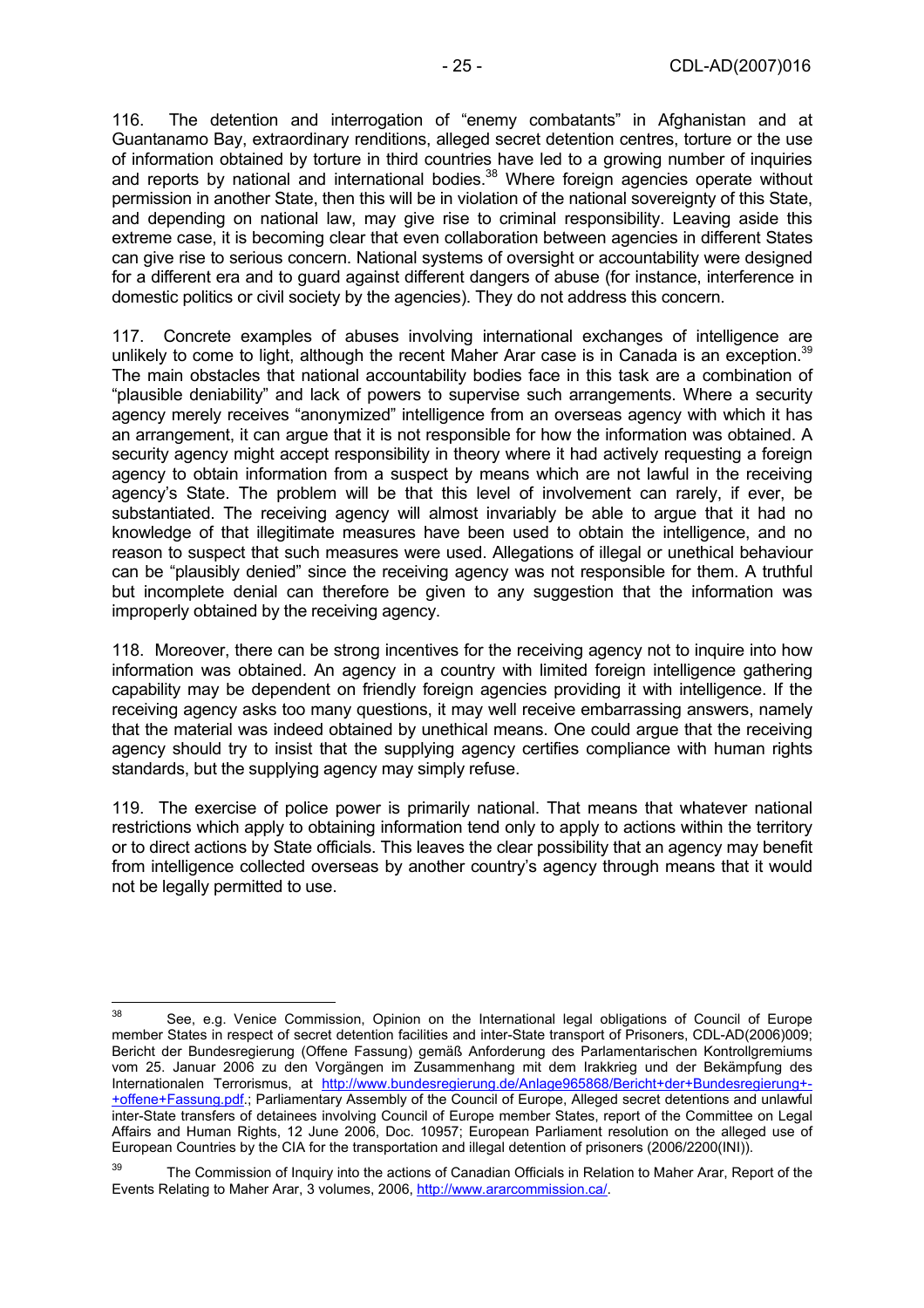116. The detention and interrogation of "enemy combatants" in Afghanistan and at Guantanamo Bay, extraordinary renditions, alleged secret detention centres, torture or the use of information obtained by torture in third countries have led to a growing number of inquiries and reports by national and international bodies.[38] Where foreign agencies operate without permission in another State, then this will be in violation of the national sovereignty of this State, and depending on national law, may give rise to criminal responsibility. Leaving aside this extreme case, it is becoming clear that even collaboration between agencies in different States can give rise to serious concern. National systems of oversight or accountability were designed for a different era and to guard against different dangers of abuse (for instance, interference in domestic politics or civil society by the agencies). They do not address this concern.

117. Concrete examples of abuses involving international exchanges of intelligence are unlikely to come to light, although the recent Maher Arar case is in Canada is an exception.[39] The main obstacles that national accountability bodies face in this task are a combination of "plausible deniability" and lack of powers to supervise such arrangements. Where a security agency merely receives "anonymized" intelligence from an overseas agency with which it has an arrangement, it can argue that it is not responsible for how the information was obtained. A security agency might accept responsibility in theory where it had actively requesting a foreign agency to obtain information from a suspect by means which are not lawful in the receiving agency's State. The problem will be that this level of involvement can rarely, if ever, be substantiated. The receiving agency will almost invariably be able to argue that it had no knowledge of that illegitimate measures have been used to obtain the intelligence, and no reason to suspect that such measures were used. Allegations of illegal or unethical behaviour can be "plausibly denied" since the receiving agency was not responsible for them. A truthful but incomplete denial can therefore be given to any suggestion that the information was improperly obtained by the receiving agency.

118. Moreover, there can be strong incentives for the receiving agency not to inquire into how information was obtained. An agency in a country with limited foreign intelligence gathering capability may be dependent on friendly foreign agencies providing it with intelligence. If the receiving agency asks too many questions, it may well receive embarrassing answers, namely that the material was indeed obtained by unethical means. One could argue that the receiving agency should try to insist that the supplying agency certifies compliance with human rights standards, but the supplying agency may simply refuse.

119. The exercise of police power is primarily national. That means that whatever national restrictions which apply to obtaining information tend only to apply to actions within the territory or to direct actions by State officials. This leaves the clear possibility that an agency may benefit from intelligence collected overseas by another country's agency through means that it would not be legally permitted to use.

---

[38] See, e.g. Venice Commission, Opinion on the International legal obligations of Council of Europe member States in respect of secret detention facilities and inter-State transport of Prisoners, CDL-AD(2006)009; Bericht der Bundesregierung (Offene Fassung) gemäß Anforderung des Parlamentarischen Kontrollgremiums vom 25. Januar 2006 zu den Vorgängen im Zusammenhang mit dem Irakkrieg und der Bekämpfung des Internationalen Terrorismus, at http://www.bundesregierung.de/Anlage965868/Bericht+der+Bundesregierung+-+offene+Fassung.pdf.; Parliamentary Assembly of the Council of Europe, Alleged secret detentions and unlawful inter-State transfers of detainees involving Council of Europe member States, report of the Committee on Legal Affairs and Human Rights, 12 June 2006, Doc. 10957; European Parliament resolution on the alleged use of European Countries by the CIA for the transportation and illegal detention of prisoners (2006/2200(INI)).

[39] The Commission of Inquiry into the actions of Canadian Officials in Relation to Maher Arar, Report of the Events Relating to Maher Arar, 3 volumes, 2006, http://www.ararcommission.ca/.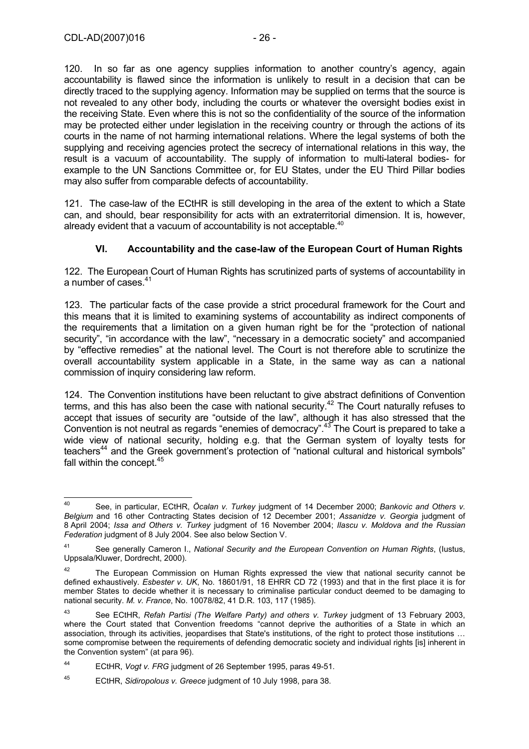120. In so far as one agency supplies information to another country's agency, again accountability is flawed since the information is unlikely to result in a decision that can be directly traced to the supplying agency. Information may be supplied on terms that the source is not revealed to any other body, including the courts or whatever the oversight bodies exist in the receiving State. Even where this is not so the confidentiality of the source of the information may be protected either under legislation in the receiving country or through the actions of its courts in the name of not harming international relations. Where the legal systems of both the supplying and receiving agencies protect the secrecy of international relations in this way, the result is a vacuum of accountability. The supply of information to multi-lateral bodies- for example to the UN Sanctions Committee or, for EU States, under the EU Third Pillar bodies may also suffer from comparable defects of accountability.

121. The case-law of the ECtHR is still developing in the area of the extent to which a State can, and should, bear responsibility for acts with an extraterritorial dimension. It is, however, already evident that a vacuum of accountability is not acceptable.[40]

## VI. Accountability and the case-law of the European Court of Human Rights

122. The European Court of Human Rights has scrutinized parts of systems of accountability in a number of cases.[41]

123. The particular facts of the case provide a strict procedural framework for the Court and this means that it is limited to examining systems of accountability as indirect components of the requirements that a limitation on a given human right be for the "protection of national security", "in accordance with the law", "necessary in a democratic society" and accompanied by "effective remedies" at the national level. The Court is not therefore able to scrutinize the overall accountability system applicable in a State, in the same way as can a national commission of inquiry considering law reform.

124. The Convention institutions have been reluctant to give abstract definitions of Convention terms, and this has also been the case with national security.[42] The Court naturally refuses to accept that issues of security are "outside of the law", although it has also stressed that the Convention is not neutral as regards "enemies of democracy".[43] The Court is prepared to take a wide view of national security, holding e.g. that the German system of loyalty tests for teachers[44] and the Greek government's protection of "national cultural and historical symbols" fall within the concept.[45]

---

[40] See, in particular, ECtHR, *Öcalan v. Turkey* judgment of 14 December 2000; *Bankovic and Others v. Belgium* and 16 other Contracting States decision of 12 December 2001; *Assanidze v. Georgia* judgment of 8 April 2004; *Issa and Others v. Turkey* judgment of 16 November 2004; *Ilascu v. Moldova and the Russian Federation* judgment of 8 July 2004. See also below Section V.

[41] See generally Cameron I., *National Security and the European Convention on Human Rights*, (Iustus, Uppsala/Kluwer, Dordrecht, 2000).

[42] The European Commission on Human Rights expressed the view that national security cannot be defined exhaustively. *Esbester v. UK*, No. 18601/91, 18 EHRR CD 72 (1993) and that in the first place it is for member States to decide whether it is necessary to criminalise particular conduct deemed to be damaging to national security. *M. v. France*, No. 10078/82, 41 D.R. 103, 117 (1985).

[43] See ECtHR, *Refah Partisi (The Welfare Party) and others v. Turkey* judgment of 13 February 2003, where the Court stated that Convention freedoms "cannot deprive the authorities of a State in which an association, through its activities, jeopardises that State's institutions, of the right to protect those institutions … some compromise between the requirements of defending democratic society and individual rights [is] inherent in the Convention system" (at para 96).

[44] ECtHR, *Vogt v. FRG* judgment of 26 September 1995, paras 49-51.

[45] ECtHR, *Sidiropolous v. Greece* judgment of 10 July 1998, para 38.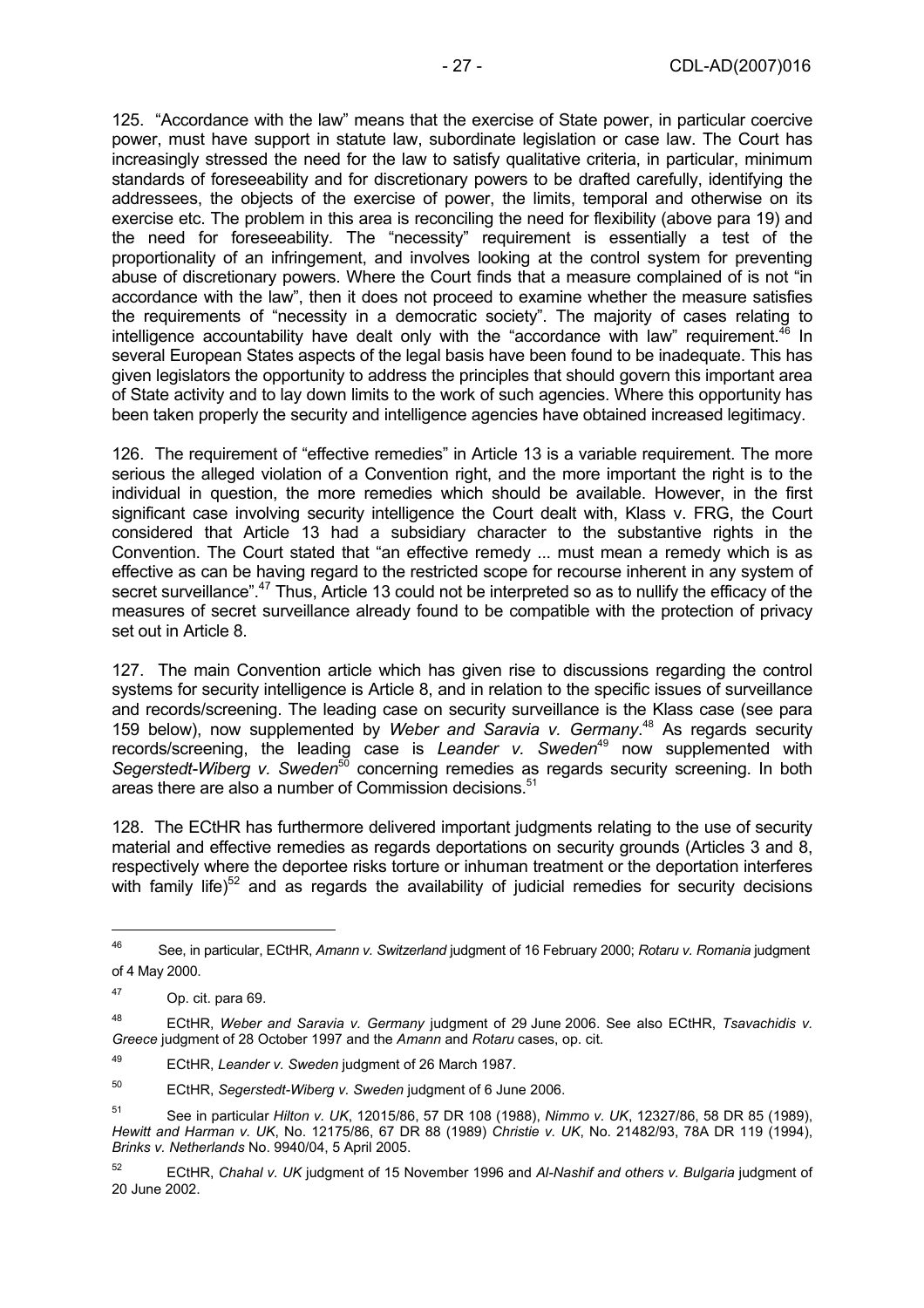125. "Accordance with the law" means that the exercise of State power, in particular coercive power, must have support in statute law, subordinate legislation or case law. The Court has increasingly stressed the need for the law to satisfy qualitative criteria, in particular, minimum standards of foreseeability and for discretionary powers to be drafted carefully, identifying the addressees, the objects of the exercise of power, the limits, temporal and otherwise on its exercise etc. The problem in this area is reconciling the need for flexibility (above para 19) and the need for foreseeability. The "necessity" requirement is essentially a test of the proportionality of an infringement, and involves looking at the control system for preventing abuse of discretionary powers. Where the Court finds that a measure complained of is not "in accordance with the law", then it does not proceed to examine whether the measure satisfies the requirements of "necessity in a democratic society". The majority of cases relating to intelligence accountability have dealt only with the "accordance with law" requirement.[46] In several European States aspects of the legal basis have been found to be inadequate. This has given legislators the opportunity to address the principles that should govern this important area of State activity and to lay down limits to the work of such agencies. Where this opportunity has been taken properly the security and intelligence agencies have obtained increased legitimacy.

126. The requirement of "effective remedies" in Article 13 is a variable requirement. The more serious the alleged violation of a Convention right, and the more important the right is to the individual in question, the more remedies which should be available. However, in the first significant case involving security intelligence the Court dealt with, Klass v. FRG, the Court considered that Article 13 had a subsidiary character to the substantive rights in the Convention. The Court stated that "an effective remedy ... must mean a remedy which is as effective as can be having regard to the restricted scope for recourse inherent in any system of secret surveillance".[47] Thus, Article 13 could not be interpreted so as to nullify the efficacy of the measures of secret surveillance already found to be compatible with the protection of privacy set out in Article 8.

127. The main Convention article which has given rise to discussions regarding the control systems for security intelligence is Article 8, and in relation to the specific issues of surveillance and records/screening. The leading case on security surveillance is the Klass case (see para 159 below), now supplemented by *Weber and Saravia v. Germany*.[48] As regards security records/screening, the leading case is *Leander v. Sweden*[49] now supplemented with *Segerstedt-Wiberg v. Sweden*[50] concerning remedies as regards security screening. In both areas there are also a number of Commission decisions.[51]

128. The ECtHR has furthermore delivered important judgments relating to the use of security material and effective remedies as regards deportations on security grounds (Articles 3 and 8, respectively where the deportee risks torture or inhuman treatment or the deportation interferes with family life)[52] and as regards the availability of judicial remedies for security decisions

---

[46] See, in particular, ECtHR, *Amann v. Switzerland* judgment of 16 February 2000; *Rotaru v. Romania* judgment of 4 May 2000.

[47] Op. cit. para 69.

[48] ECtHR, *Weber and Saravia v. Germany* judgment of 29 June 2006. See also ECtHR, *Tsavachidis v. Greece* judgment of 28 October 1997 and the *Amann* and *Rotaru* cases, op. cit.

[49] ECtHR, *Leander v. Sweden* judgment of 26 March 1987.

[50] ECtHR, *Segerstedt-Wiberg v. Sweden* judgment of 6 June 2006.

[51] See in particular *Hilton v. UK*, 12015/86, 57 DR 108 (1988), *Nimmo v. UK*, 12327/86, 58 DR 85 (1989), *Hewitt and Harman v. UK*, No. 12175/86, 67 DR 88 (1989) *Christie v. UK*, No. 21482/93, 78A DR 119 (1994), *Brinks v. Netherlands* No. 9940/04, 5 April 2005.

[52] ECtHR, *Chahal v. UK* judgment of 15 November 1996 and *Al-Nashif and others v. Bulgaria* judgment of 20 June 2002.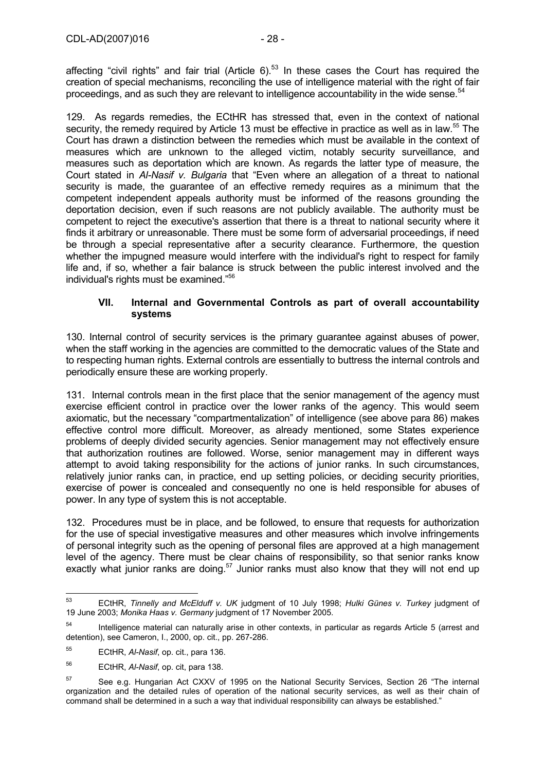affecting "civil rights" and fair trial (Article 6).[53] In these cases the Court has required the creation of special mechanisms, reconciling the use of intelligence material with the right of fair proceedings, and as such they are relevant to intelligence accountability in the wide sense.[54]

129. As regards remedies, the ECtHR has stressed that, even in the context of national security, the remedy required by Article 13 must be effective in practice as well as in law.[55] The Court has drawn a distinction between the remedies which must be available in the context of measures which are unknown to the alleged victim, notably security surveillance, and measures such as deportation which are known. As regards the latter type of measure, the Court stated in *Al-Nasif v. Bulgaria* that "Even where an allegation of a threat to national security is made, the guarantee of an effective remedy requires as a minimum that the competent independent appeals authority must be informed of the reasons grounding the deportation decision, even if such reasons are not publicly available. The authority must be competent to reject the executive's assertion that there is a threat to national security where it finds it arbitrary or unreasonable. There must be some form of adversarial proceedings, if need be through a special representative after a security clearance. Furthermore, the question whether the impugned measure would interfere with the individual's right to respect for family life and, if so, whether a fair balance is struck between the public interest involved and the individual's rights must be examined."[56]

## VII. Internal and Governmental Controls as part of overall accountability systems

130. Internal control of security services is the primary guarantee against abuses of power, when the staff working in the agencies are committed to the democratic values of the State and to respecting human rights. External controls are essentially to buttress the internal controls and periodically ensure these are working properly.

131. Internal controls mean in the first place that the senior management of the agency must exercise efficient control in practice over the lower ranks of the agency. This would seem axiomatic, but the necessary "compartmentalization" of intelligence (see above para 86) makes effective control more difficult. Moreover, as already mentioned, some States experience problems of deeply divided security agencies. Senior management may not effectively ensure that authorization routines are followed. Worse, senior management may in different ways attempt to avoid taking responsibility for the actions of junior ranks. In such circumstances, relatively junior ranks can, in practice, end up setting policies, or deciding security priorities, exercise of power is concealed and consequently no one is held responsible for abuses of power. In any type of system this is not acceptable.

132. Procedures must be in place, and be followed, to ensure that requests for authorization for the use of special investigative measures and other measures which involve infringements of personal integrity such as the opening of personal files are approved at a high management level of the agency. There must be clear chains of responsibility, so that senior ranks know exactly what junior ranks are doing.[57] Junior ranks must also know that they will not end up

---

[53] ECtHR, *Tinnelly and McElduff v. UK* judgment of 10 July 1998; *Hulki Günes v. Turkey* judgment of 19 June 2003; *Monika Haas v. Germany* judgment of 17 November 2005.

[54] Intelligence material can naturally arise in other contexts, in particular as regards Article 5 (arrest and detention), see Cameron, I., 2000, op. cit., pp. 267-286.

[55] ECtHR, *Al-Nasif*, op. cit., para 136.

[56] ECtHR, *Al-Nasif*, op. cit, para 138.

[57] See e.g. Hungarian Act CXXV of 1995 on the National Security Services, Section 26 "The internal organization and the detailed rules of operation of the national security services, as well as their chain of command shall be determined in a such a way that individual responsibility can always be established."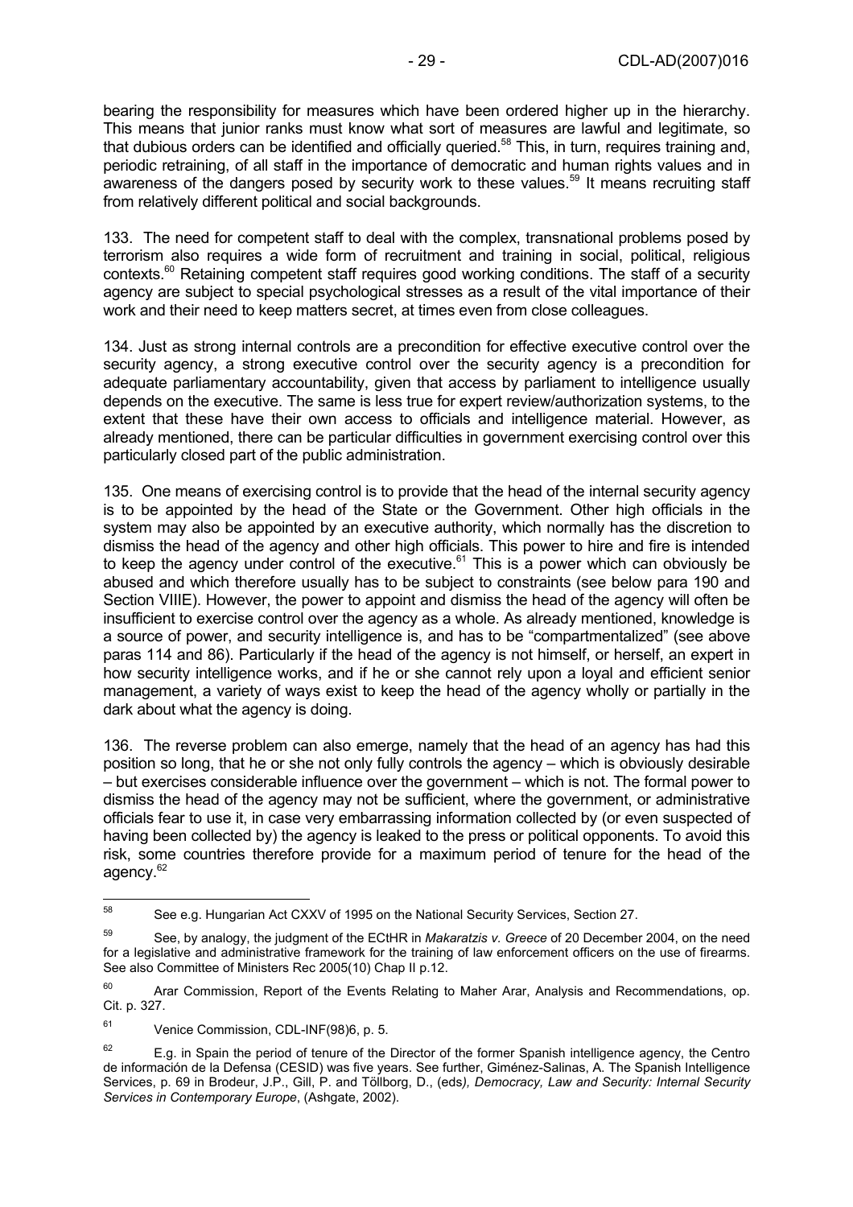bearing the responsibility for measures which have been ordered higher up in the hierarchy. This means that junior ranks must know what sort of measures are lawful and legitimate, so that dubious orders can be identified and officially queried.[58] This, in turn, requires training and, periodic retraining, of all staff in the importance of democratic and human rights values and in awareness of the dangers posed by security work to these values.[59] It means recruiting staff from relatively different political and social backgrounds.

133. The need for competent staff to deal with the complex, transnational problems posed by terrorism also requires a wide form of recruitment and training in social, political, religious contexts.[60] Retaining competent staff requires good working conditions. The staff of a security agency are subject to special psychological stresses as a result of the vital importance of their work and their need to keep matters secret, at times even from close colleagues.

134. Just as strong internal controls are a precondition for effective executive control over the security agency, a strong executive control over the security agency is a precondition for adequate parliamentary accountability, given that access by parliament to intelligence usually depends on the executive. The same is less true for expert review/authorization systems, to the extent that these have their own access to officials and intelligence material. However, as already mentioned, there can be particular difficulties in government exercising control over this particularly closed part of the public administration.

135. One means of exercising control is to provide that the head of the internal security agency is to be appointed by the head of the State or the Government. Other high officials in the system may also be appointed by an executive authority, which normally has the discretion to dismiss the head of the agency and other high officials. This power to hire and fire is intended to keep the agency under control of the executive.[61] This is a power which can obviously be abused and which therefore usually has to be subject to constraints (see below para 190 and Section VIIIE). However, the power to appoint and dismiss the head of the agency will often be insufficient to exercise control over the agency as a whole. As already mentioned, knowledge is a source of power, and security intelligence is, and has to be "compartmentalized" (see above paras 114 and 86). Particularly if the head of the agency is not himself, or herself, an expert in how security intelligence works, and if he or she cannot rely upon a loyal and efficient senior management, a variety of ways exist to keep the head of the agency wholly or partially in the dark about what the agency is doing.

136. The reverse problem can also emerge, namely that the head of an agency has had this position so long, that he or she not only fully controls the agency – which is obviously desirable – but exercises considerable influence over the government – which is not. The formal power to dismiss the head of the agency may not be sufficient, where the government, or administrative officials fear to use it, in case very embarrassing information collected by (or even suspected of having been collected by) the agency is leaked to the press or political opponents. To avoid this risk, some countries therefore provide for a maximum period of tenure for the head of the agency.[62]

---

[58] See e.g. Hungarian Act CXXV of 1995 on the National Security Services, Section 27.

[59] See, by analogy, the judgment of the ECtHR in *Makaratzis v. Greece* of 20 December 2004, on the need for a legislative and administrative framework for the training of law enforcement officers on the use of firearms. See also Committee of Ministers Rec 2005(10) Chap II p.12.

[60] Arar Commission, Report of the Events Relating to Maher Arar, Analysis and Recommendations, op. Cit. p. 327.

[61] Venice Commission, CDL-INF(98)6, p. 5.

[62] E.g. in Spain the period of tenure of the Director of the former Spanish intelligence agency, the Centro de información de la Defensa (CESID) was five years. See further, Giménez-Salinas, A. The Spanish Intelligence Services, p. 69 in Brodeur, J.P., Gill, P. and Töllborg, D., (eds*), Democracy, Law and Security: Internal Security Services in Contemporary Europe*, (Ashgate, 2002).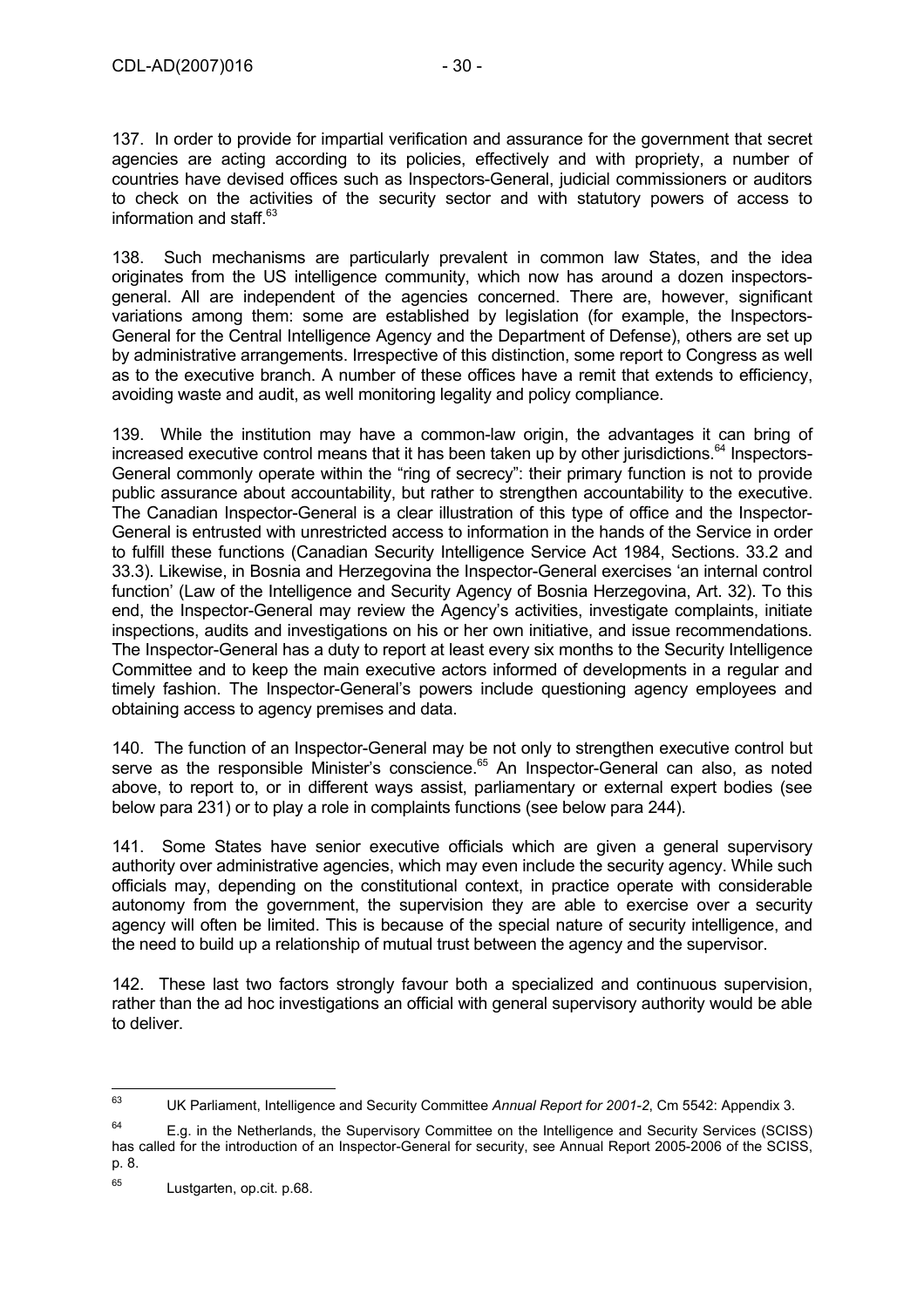137. In order to provide for impartial verification and assurance for the government that secret agencies are acting according to its policies, effectively and with propriety, a number of countries have devised offices such as Inspectors-General, judicial commissioners or auditors to check on the activities of the security sector and with statutory powers of access to information and staff.[63]

138. Such mechanisms are particularly prevalent in common law States, and the idea originates from the US intelligence community, which now has around a dozen inspectors-general. All are independent of the agencies concerned. There are, however, significant variations among them: some are established by legislation (for example, the Inspectors-General for the Central Intelligence Agency and the Department of Defense), others are set up by administrative arrangements. Irrespective of this distinction, some report to Congress as well as to the executive branch. A number of these offices have a remit that extends to efficiency, avoiding waste and audit, as well monitoring legality and policy compliance.

139. While the institution may have a common-law origin, the advantages it can bring of increased executive control means that it has been taken up by other jurisdictions.[64] Inspectors-General commonly operate within the "ring of secrecy": their primary function is not to provide public assurance about accountability, but rather to strengthen accountability to the executive. The Canadian Inspector-General is a clear illustration of this type of office and the Inspector-General is entrusted with unrestricted access to information in the hands of the Service in order to fulfill these functions (Canadian Security Intelligence Service Act 1984, Sections. 33.2 and 33.3). Likewise, in Bosnia and Herzegovina the Inspector-General exercises 'an internal control function' (Law of the Intelligence and Security Agency of Bosnia Herzegovina, Art. 32). To this end, the Inspector-General may review the Agency's activities, investigate complaints, initiate inspections, audits and investigations on his or her own initiative, and issue recommendations. The Inspector-General has a duty to report at least every six months to the Security Intelligence Committee and to keep the main executive actors informed of developments in a regular and timely fashion. The Inspector-General's powers include questioning agency employees and obtaining access to agency premises and data.

140. The function of an Inspector-General may be not only to strengthen executive control but serve as the responsible Minister's conscience.[65] An Inspector-General can also, as noted above, to report to, or in different ways assist, parliamentary or external expert bodies (see below para 231) or to play a role in complaints functions (see below para 244).

141. Some States have senior executive officials which are given a general supervisory authority over administrative agencies, which may even include the security agency. While such officials may, depending on the constitutional context, in practice operate with considerable autonomy from the government, the supervision they are able to exercise over a security agency will often be limited. This is because of the special nature of security intelligence, and the need to build up a relationship of mutual trust between the agency and the supervisor.

142. These last two factors strongly favour both a specialized and continuous supervision, rather than the ad hoc investigations an official with general supervisory authority would be able to deliver.

---

[63] UK Parliament, Intelligence and Security Committee *Annual Report for 2001-2*, Cm 5542: Appendix 3.

[64] E.g. in the Netherlands, the Supervisory Committee on the Intelligence and Security Services (SCISS) has called for the introduction of an Inspector-General for security, see Annual Report 2005-2006 of the SCISS, p. 8.

[65] Lustgarten, op.cit. p.68.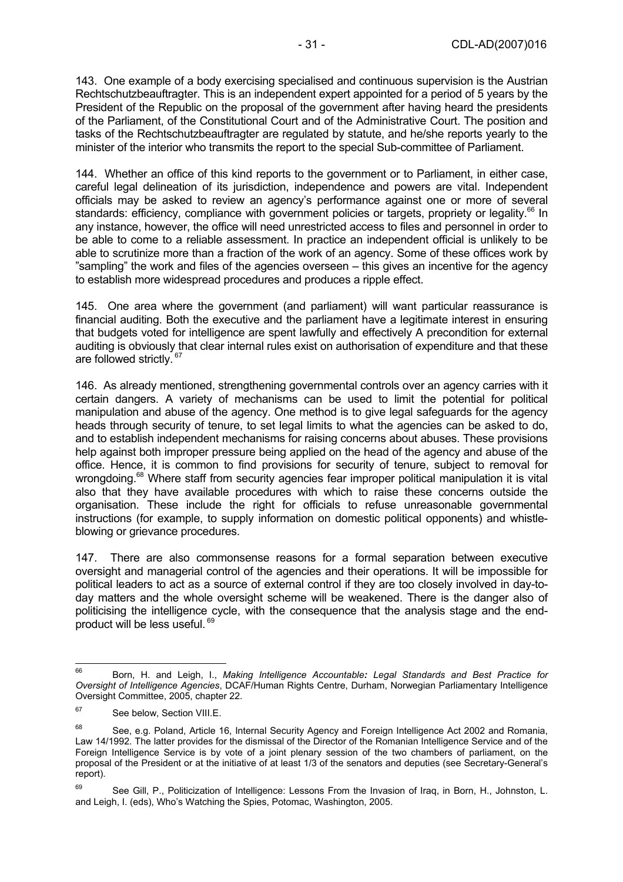143. One example of a body exercising specialised and continuous supervision is the Austrian Rechtschutzbeauftragter. This is an independent expert appointed for a period of 5 years by the President of the Republic on the proposal of the government after having heard the presidents of the Parliament, of the Constitutional Court and of the Administrative Court. The position and tasks of the Rechtschutzbeauftragter are regulated by statute, and he/she reports yearly to the minister of the interior who transmits the report to the special Sub-committee of Parliament.

144. Whether an office of this kind reports to the government or to Parliament, in either case, careful legal delineation of its jurisdiction, independence and powers are vital. Independent officials may be asked to review an agency's performance against one or more of several standards: efficiency, compliance with government policies or targets, propriety or legality.[66] In any instance, however, the office will need unrestricted access to files and personnel in order to be able to come to a reliable assessment. In practice an independent official is unlikely to be able to scrutinize more than a fraction of the work of an agency. Some of these offices work by "sampling" the work and files of the agencies overseen – this gives an incentive for the agency to establish more widespread procedures and produces a ripple effect.

145. One area where the government (and parliament) will want particular reassurance is financial auditing. Both the executive and the parliament have a legitimate interest in ensuring that budgets voted for intelligence are spent lawfully and effectively A precondition for external auditing is obviously that clear internal rules exist on authorisation of expenditure and that these are followed strictly.[67]

146. As already mentioned, strengthening governmental controls over an agency carries with it certain dangers. A variety of mechanisms can be used to limit the potential for political manipulation and abuse of the agency. One method is to give legal safeguards for the agency heads through security of tenure, to set legal limits to what the agencies can be asked to do, and to establish independent mechanisms for raising concerns about abuses. These provisions help against both improper pressure being applied on the head of the agency and abuse of the office. Hence, it is common to find provisions for security of tenure, subject to removal for wrongdoing.[68] Where staff from security agencies fear improper political manipulation it is vital also that they have available procedures with which to raise these concerns outside the organisation. These include the right for officials to refuse unreasonable governmental instructions (for example, to supply information on domestic political opponents) and whistle-blowing or grievance procedures.

147. There are also commonsense reasons for a formal separation between executive oversight and managerial control of the agencies and their operations. It will be impossible for political leaders to act as a source of external control if they are too closely involved in day-to-day matters and the whole oversight scheme will be weakened. There is the danger also of politicising the intelligence cycle, with the consequence that the analysis stage and the end-product will be less useful.[69]

---

[66] Born, H. and Leigh, I., *Making Intelligence Accountable: Legal Standards and Best Practice for Oversight of Intelligence Agencies*, DCAF/Human Rights Centre, Durham, Norwegian Parliamentary Intelligence Oversight Committee, 2005, chapter 22.

[67] See below, Section VIII.E.

[68] See, e.g. Poland, Article 16, Internal Security Agency and Foreign Intelligence Act 2002 and Romania, Law 14/1992. The latter provides for the dismissal of the Director of the Romanian Intelligence Service and of the Foreign Intelligence Service is by vote of a joint plenary session of the two chambers of parliament, on the proposal of the President or at the initiative of at least 1/3 of the senators and deputies (see Secretary-General's report).

[69] See Gill, P., Politicization of Intelligence: Lessons From the Invasion of Iraq, in Born, H., Johnston, L. and Leigh, I. (eds), Who's Watching the Spies, Potomac, Washington, 2005.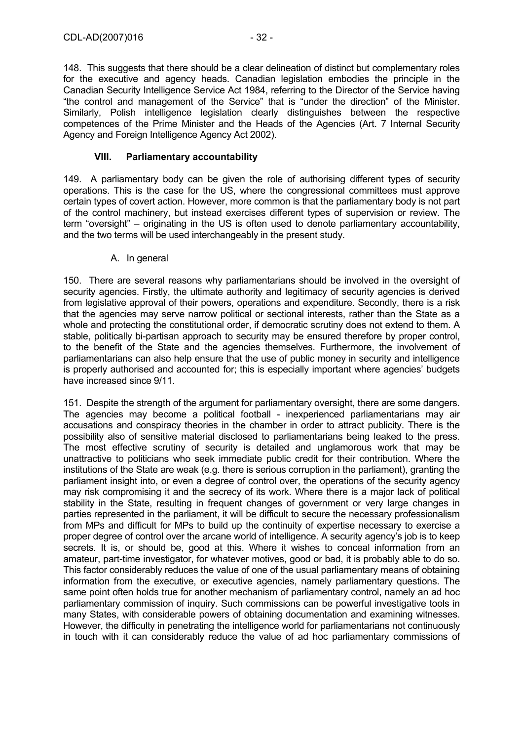148. This suggests that there should be a clear delineation of distinct but complementary roles for the executive and agency heads. Canadian legislation embodies the principle in the Canadian Security Intelligence Service Act 1984, referring to the Director of the Service having "the control and management of the Service" that is "under the direction" of the Minister. Similarly, Polish intelligence legislation clearly distinguishes between the respective competences of the Prime Minister and the Heads of the Agencies (Art. 7 Internal Security Agency and Foreign Intelligence Agency Act 2002).

## VIII. Parliamentary accountability

149. A parliamentary body can be given the role of authorising different types of security operations. This is the case for the US, where the congressional committees must approve certain types of covert action. However, more common is that the parliamentary body is not part of the control machinery, but instead exercises different types of supervision or review. The term "oversight" – originating in the US is often used to denote parliamentary accountability, and the two terms will be used interchangeably in the present study.

### A. In general

150. There are several reasons why parliamentarians should be involved in the oversight of security agencies. Firstly, the ultimate authority and legitimacy of security agencies is derived from legislative approval of their powers, operations and expenditure. Secondly, there is a risk that the agencies may serve narrow political or sectional interests, rather than the State as a whole and protecting the constitutional order, if democratic scrutiny does not extend to them. A stable, politically bi-partisan approach to security may be ensured therefore by proper control, to the benefit of the State and the agencies themselves. Furthermore, the involvement of parliamentarians can also help ensure that the use of public money in security and intelligence is properly authorised and accounted for; this is especially important where agencies' budgets have increased since 9/11.

151. Despite the strength of the argument for parliamentary oversight, there are some dangers. The agencies may become a political football - inexperienced parliamentarians may air accusations and conspiracy theories in the chamber in order to attract publicity. There is the possibility also of sensitive material disclosed to parliamentarians being leaked to the press. The most effective scrutiny of security is detailed and unglamorous work that may be unattractive to politicians who seek immediate public credit for their contribution. Where the institutions of the State are weak (e.g. there is serious corruption in the parliament), granting the parliament insight into, or even a degree of control over, the operations of the security agency may risk compromising it and the secrecy of its work. Where there is a major lack of political stability in the State, resulting in frequent changes of government or very large changes in parties represented in the parliament, it will be difficult to secure the necessary professionalism from MPs and difficult for MPs to build up the continuity of expertise necessary to exercise a proper degree of control over the arcane world of intelligence. A security agency's job is to keep secrets. It is, or should be, good at this. Where it wishes to conceal information from an amateur, part-time investigator, for whatever motives, good or bad, it is probably able to do so. This factor considerably reduces the value of one of the usual parliamentary means of obtaining information from the executive, or executive agencies, namely parliamentary questions. The same point often holds true for another mechanism of parliamentary control, namely an ad hoc parliamentary commission of inquiry. Such commissions can be powerful investigative tools in many States, with considerable powers of obtaining documentation and examining witnesses. However, the difficulty in penetrating the intelligence world for parliamentarians not continuously in touch with it can considerably reduce the value of ad hoc parliamentary commissions of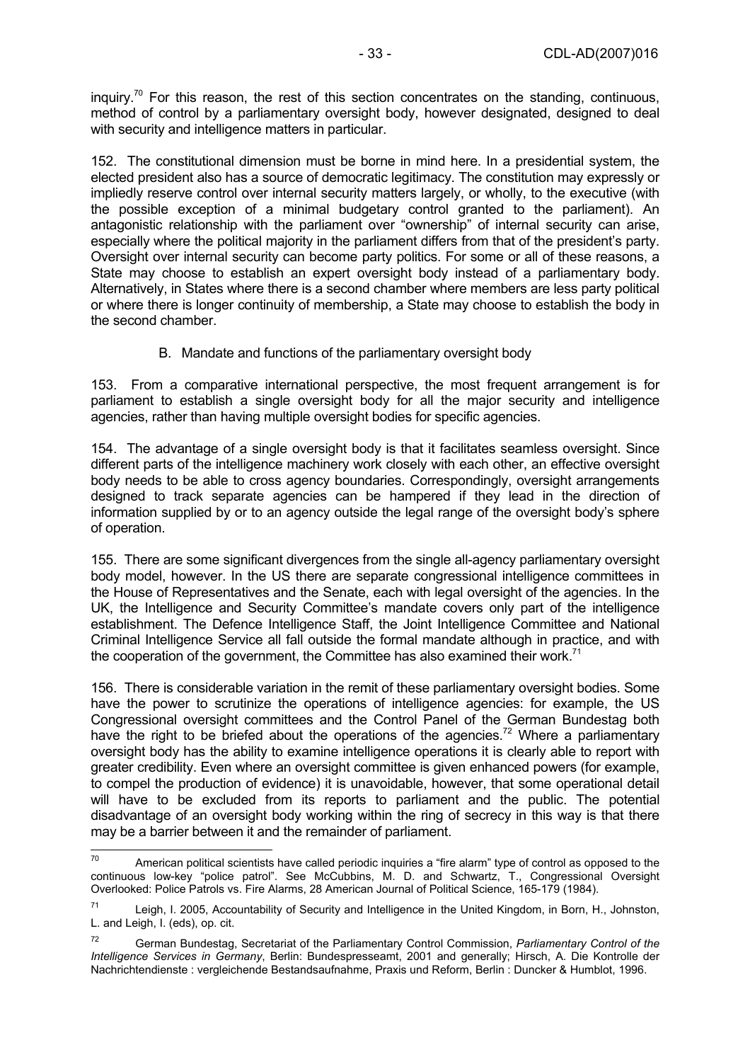inquiry.[70] For this reason, the rest of this section concentrates on the standing, continuous, method of control by a parliamentary oversight body, however designated, designed to deal with security and intelligence matters in particular.

152. The constitutional dimension must be borne in mind here. In a presidential system, the elected president also has a source of democratic legitimacy. The constitution may expressly or impliedly reserve control over internal security matters largely, or wholly, to the executive (with the possible exception of a minimal budgetary control granted to the parliament). An antagonistic relationship with the parliament over "ownership" of internal security can arise, especially where the political majority in the parliament differs from that of the president's party. Oversight over internal security can become party politics. For some or all of these reasons, a State may choose to establish an expert oversight body instead of a parliamentary body. Alternatively, in States where there is a second chamber where members are less party political or where there is longer continuity of membership, a State may choose to establish the body in the second chamber.

### B. Mandate and functions of the parliamentary oversight body

153. From a comparative international perspective, the most frequent arrangement is for parliament to establish a single oversight body for all the major security and intelligence agencies, rather than having multiple oversight bodies for specific agencies.

154. The advantage of a single oversight body is that it facilitates seamless oversight. Since different parts of the intelligence machinery work closely with each other, an effective oversight body needs to be able to cross agency boundaries. Correspondingly, oversight arrangements designed to track separate agencies can be hampered if they lead in the direction of information supplied by or to an agency outside the legal range of the oversight body's sphere of operation.

155. There are some significant divergences from the single all-agency parliamentary oversight body model, however. In the US there are separate congressional intelligence committees in the House of Representatives and the Senate, each with legal oversight of the agencies. In the UK, the Intelligence and Security Committee's mandate covers only part of the intelligence establishment. The Defence Intelligence Staff, the Joint Intelligence Committee and National Criminal Intelligence Service all fall outside the formal mandate although in practice, and with the cooperation of the government, the Committee has also examined their work.[71]

156. There is considerable variation in the remit of these parliamentary oversight bodies. Some have the power to scrutinize the operations of intelligence agencies: for example, the US Congressional oversight committees and the Control Panel of the German Bundestag both have the right to be briefed about the operations of the agencies.[72] Where a parliamentary oversight body has the ability to examine intelligence operations it is clearly able to report with greater credibility. Even where an oversight committee is given enhanced powers (for example, to compel the production of evidence) it is unavoidable, however, that some operational detail will have to be excluded from its reports to parliament and the public. The potential disadvantage of an oversight body working within the ring of secrecy in this way is that there may be a barrier between it and the remainder of parliament.

---

[70] American political scientists have called periodic inquiries a "fire alarm" type of control as opposed to the continuous low-key "police patrol". See McCubbins, M. D. and Schwartz, T., Congressional Oversight Overlooked: Police Patrols vs. Fire Alarms, 28 American Journal of Political Science, 165-179 (1984).

[71] Leigh, I. 2005, Accountability of Security and Intelligence in the United Kingdom, in Born, H., Johnston, L. and Leigh, I. (eds), op. cit.

[72] German Bundestag, Secretariat of the Parliamentary Control Commission, *Parliamentary Control of the Intelligence Services in Germany*, Berlin: Bundespresseamt, 2001 and generally; Hirsch, A. Die Kontrolle der Nachrichtendienste : vergleichende Bestandsaufnahme, Praxis und Reform, Berlin : Duncker & Humblot, 1996.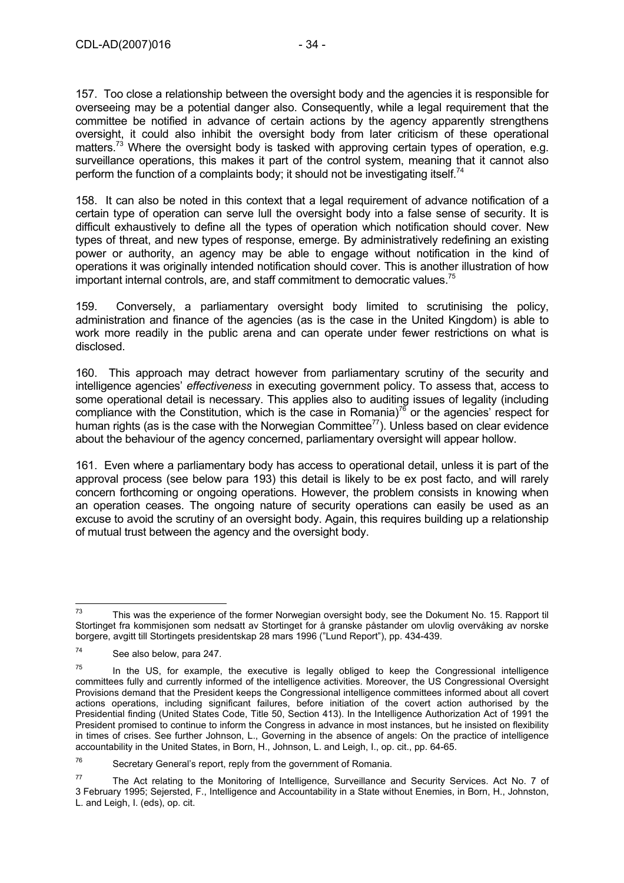157. Too close a relationship between the oversight body and the agencies it is responsible for overseeing may be a potential danger also. Consequently, while a legal requirement that the committee be notified in advance of certain actions by the agency apparently strengthens oversight, it could also inhibit the oversight body from later criticism of these operational matters.[73] Where the oversight body is tasked with approving certain types of operation, e.g. surveillance operations, this makes it part of the control system, meaning that it cannot also perform the function of a complaints body; it should not be investigating itself.[74]

158. It can also be noted in this context that a legal requirement of advance notification of a certain type of operation can serve lull the oversight body into a false sense of security. It is difficult exhaustively to define all the types of operation which notification should cover. New types of threat, and new types of response, emerge. By administratively redefining an existing power or authority, an agency may be able to engage without notification in the kind of operations it was originally intended notification should cover. This is another illustration of how important internal controls, are, and staff commitment to democratic values.[75]

159. Conversely, a parliamentary oversight body limited to scrutinising the policy, administration and finance of the agencies (as is the case in the United Kingdom) is able to work more readily in the public arena and can operate under fewer restrictions on what is disclosed.

160. This approach may detract however from parliamentary scrutiny of the security and intelligence agencies' *effectiveness* in executing government policy. To assess that, access to some operational detail is necessary. This applies also to auditing issues of legality (including compliance with the Constitution, which is the case in Romania)[76] or the agencies' respect for human rights (as is the case with the Norwegian Committee[77]). Unless based on clear evidence about the behaviour of the agency concerned, parliamentary oversight will appear hollow.

161. Even where a parliamentary body has access to operational detail, unless it is part of the approval process (see below para 193) this detail is likely to be ex post facto, and will rarely concern forthcoming or ongoing operations. However, the problem consists in knowing when an operation ceases. The ongoing nature of security operations can easily be used as an excuse to avoid the scrutiny of an oversight body. Again, this requires building up a relationship of mutual trust between the agency and the oversight body.

---

[73] This was the experience of the former Norwegian oversight body, see the Dokument No. 15. Rapport til Stortinget fra kommisjonen som nedsatt av Stortinget for å granske påstander om ulovlig overvåking av norske borgere, avgitt till Stortingets presidentskap 28 mars 1996 ("Lund Report"), pp. 434-439.

[74] See also below, para 247.

[75] In the US, for example, the executive is legally obliged to keep the Congressional intelligence committees fully and currently informed of the intelligence activities. Moreover, the US Congressional Oversight Provisions demand that the President keeps the Congressional intelligence committees informed about all covert actions operations, including significant failures, before initiation of the covert action authorised by the Presidential finding (United States Code, Title 50, Section 413). In the Intelligence Authorization Act of 1991 the President promised to continue to inform the Congress in advance in most instances, but he insisted on flexibility in times of crises. See further Johnson, L., Governing in the absence of angels: On the practice of intelligence accountability in the United States, in Born, H., Johnson, L. and Leigh, I., op. cit., pp. 64-65.

[76] Secretary General's report, reply from the government of Romania.

[77] The Act relating to the Monitoring of Intelligence, Surveillance and Security Services. Act No. 7 of 3 February 1995; Sejersted, F., Intelligence and Accountability in a State without Enemies, in Born, H., Johnston, L. and Leigh, I. (eds), op. cit.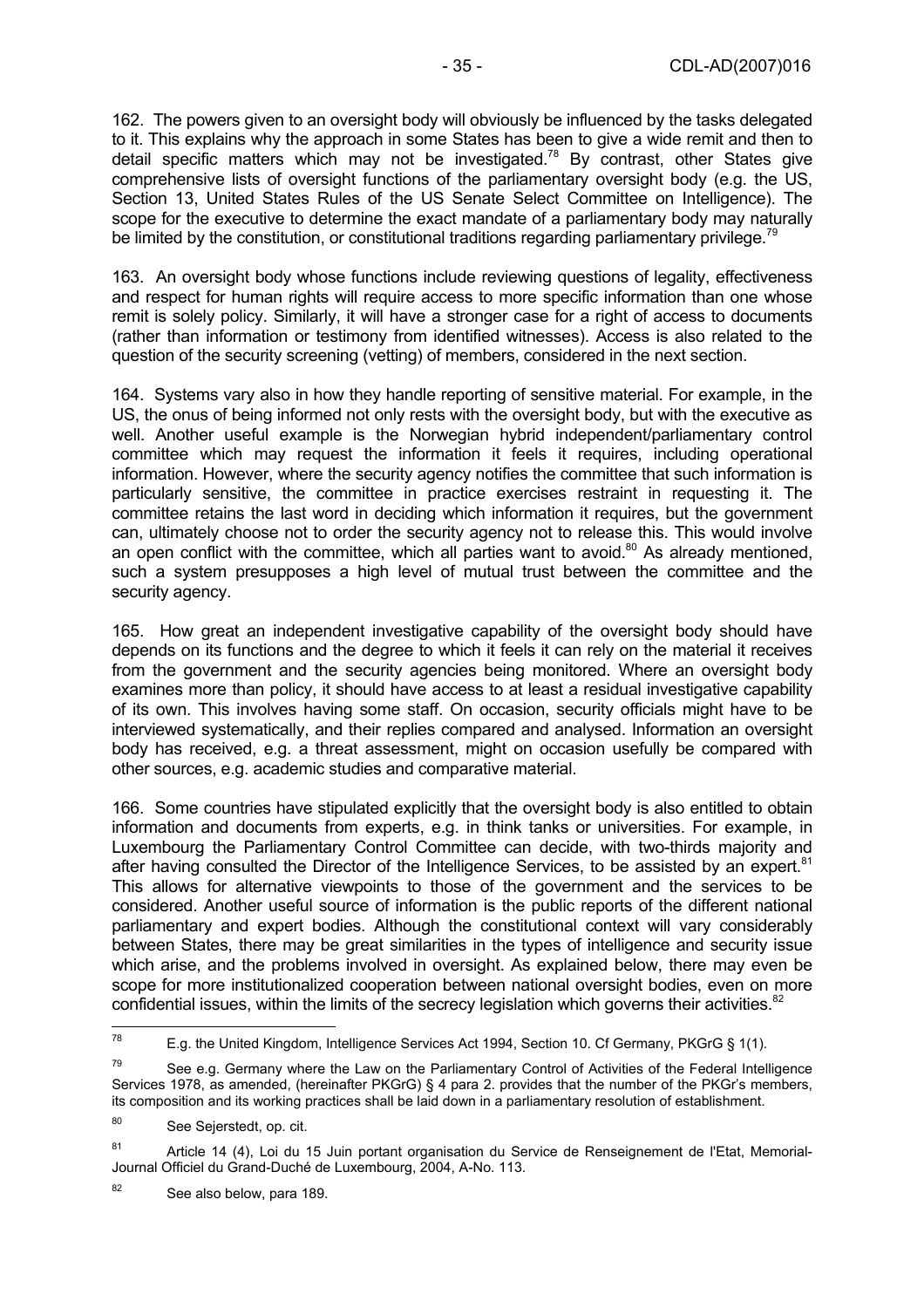162. The powers given to an oversight body will obviously be influenced by the tasks delegated to it. This explains why the approach in some States has been to give a wide remit and then to detail specific matters which may not be investigated.[78] By contrast, other States give comprehensive lists of oversight functions of the parliamentary oversight body (e.g. the US, Section 13, United States Rules of the US Senate Select Committee on Intelligence). The scope for the executive to determine the exact mandate of a parliamentary body may naturally be limited by the constitution, or constitutional traditions regarding parliamentary privilege.[79]

163. An oversight body whose functions include reviewing questions of legality, effectiveness and respect for human rights will require access to more specific information than one whose remit is solely policy. Similarly, it will have a stronger case for a right of access to documents (rather than information or testimony from identified witnesses). Access is also related to the question of the security screening (vetting) of members, considered in the next section.

164. Systems vary also in how they handle reporting of sensitive material. For example, in the US, the onus of being informed not only rests with the oversight body, but with the executive as well. Another useful example is the Norwegian hybrid independent/parliamentary control committee which may request the information it feels it requires, including operational information. However, where the security agency notifies the committee that such information is particularly sensitive, the committee in practice exercises restraint in requesting it. The committee retains the last word in deciding which information it requires, but the government can, ultimately choose not to order the security agency not to release this. This would involve an open conflict with the committee, which all parties want to avoid.[80] As already mentioned, such a system presupposes a high level of mutual trust between the committee and the security agency.

165. How great an independent investigative capability of the oversight body should have depends on its functions and the degree to which it feels it can rely on the material it receives from the government and the security agencies being monitored. Where an oversight body examines more than policy, it should have access to at least a residual investigative capability of its own. This involves having some staff. On occasion, security officials might have to be interviewed systematically, and their replies compared and analysed. Information an oversight body has received, e.g. a threat assessment, might on occasion usefully be compared with other sources, e.g. academic studies and comparative material.

166. Some countries have stipulated explicitly that the oversight body is also entitled to obtain information and documents from experts, e.g. in think tanks or universities. For example, in Luxembourg the Parliamentary Control Committee can decide, with two-thirds majority and after having consulted the Director of the Intelligence Services, to be assisted by an expert.[81] This allows for alternative viewpoints to those of the government and the services to be considered. Another useful source of information is the public reports of the different national parliamentary and expert bodies. Although the constitutional context will vary considerably between States, there may be great similarities in the types of intelligence and security issue which arise, and the problems involved in oversight. As explained below, there may even be scope for more institutionalized cooperation between national oversight bodies, even on more confidential issues, within the limits of the secrecy legislation which governs their activities.[82]

---

[78] E.g. the United Kingdom, Intelligence Services Act 1994, Section 10. Cf Germany, PKGrG § 1(1).

[79] See e.g. Germany where the Law on the Parliamentary Control of Activities of the Federal Intelligence Services 1978, as amended, (hereinafter PKGrG) § 4 para 2. provides that the number of the PKGr's members, its composition and its working practices shall be laid down in a parliamentary resolution of establishment.

[80] See Sejerstedt, op. cit.

[81] Article 14 (4), Loi du 15 Juin portant organisation du Service de Renseignement de l'Etat, Memorial-Journal Officiel du Grand-Duché de Luxembourg, 2004, A-No. 113.

[82] See also below, para 189.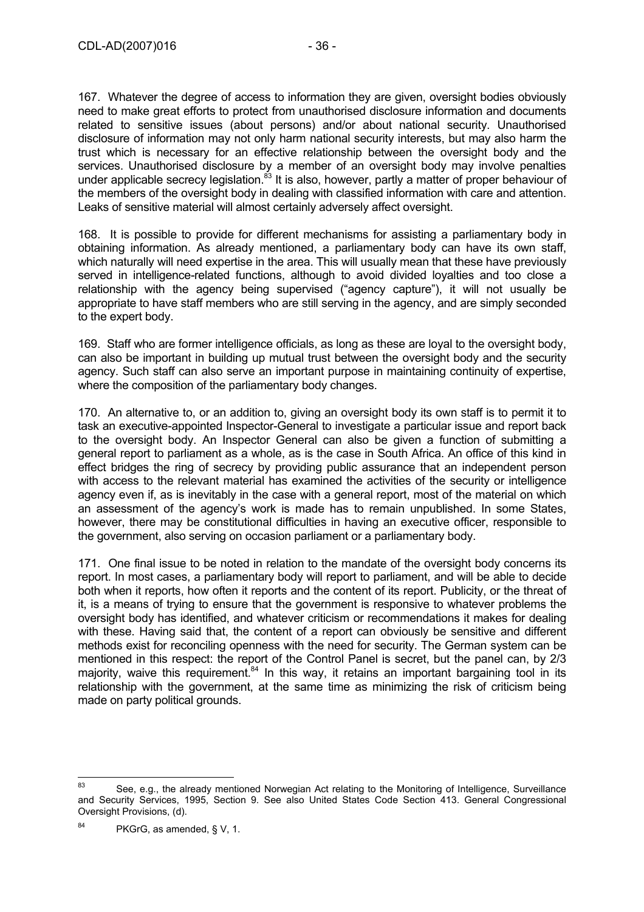167. Whatever the degree of access to information they are given, oversight bodies obviously need to make great efforts to protect from unauthorised disclosure information and documents related to sensitive issues (about persons) and/or about national security. Unauthorised disclosure of information may not only harm national security interests, but may also harm the trust which is necessary for an effective relationship between the oversight body and the services. Unauthorised disclosure by a member of an oversight body may involve penalties under applicable secrecy legislation.[83] It is also, however, partly a matter of proper behaviour of the members of the oversight body in dealing with classified information with care and attention. Leaks of sensitive material will almost certainly adversely affect oversight.

168. It is possible to provide for different mechanisms for assisting a parliamentary body in obtaining information. As already mentioned, a parliamentary body can have its own staff, which naturally will need expertise in the area. This will usually mean that these have previously served in intelligence-related functions, although to avoid divided loyalties and too close a relationship with the agency being supervised ("agency capture"), it will not usually be appropriate to have staff members who are still serving in the agency, and are simply seconded to the expert body.

169. Staff who are former intelligence officials, as long as these are loyal to the oversight body, can also be important in building up mutual trust between the oversight body and the security agency. Such staff can also serve an important purpose in maintaining continuity of expertise, where the composition of the parliamentary body changes.

170. An alternative to, or an addition to, giving an oversight body its own staff is to permit it to task an executive-appointed Inspector-General to investigate a particular issue and report back to the oversight body. An Inspector General can also be given a function of submitting a general report to parliament as a whole, as is the case in South Africa. An office of this kind in effect bridges the ring of secrecy by providing public assurance that an independent person with access to the relevant material has examined the activities of the security or intelligence agency even if, as is inevitably in the case with a general report, most of the material on which an assessment of the agency's work is made has to remain unpublished. In some States, however, there may be constitutional difficulties in having an executive officer, responsible to the government, also serving on occasion parliament or a parliamentary body.

171. One final issue to be noted in relation to the mandate of the oversight body concerns its report. In most cases, a parliamentary body will report to parliament, and will be able to decide both when it reports, how often it reports and the content of its report. Publicity, or the threat of it, is a means of trying to ensure that the government is responsive to whatever problems the oversight body has identified, and whatever criticism or recommendations it makes for dealing with these. Having said that, the content of a report can obviously be sensitive and different methods exist for reconciling openness with the need for security. The German system can be mentioned in this respect: the report of the Control Panel is secret, but the panel can, by 2/3 majority, waive this requirement.[84] In this way, it retains an important bargaining tool in its relationship with the government, at the same time as minimizing the risk of criticism being made on party political grounds.

---

[83] See, e.g., the already mentioned Norwegian Act relating to the Monitoring of Intelligence, Surveillance and Security Services, 1995, Section 9. See also United States Code Section 413. General Congressional Oversight Provisions, (d).

[84] PKGrG, as amended, § V, 1.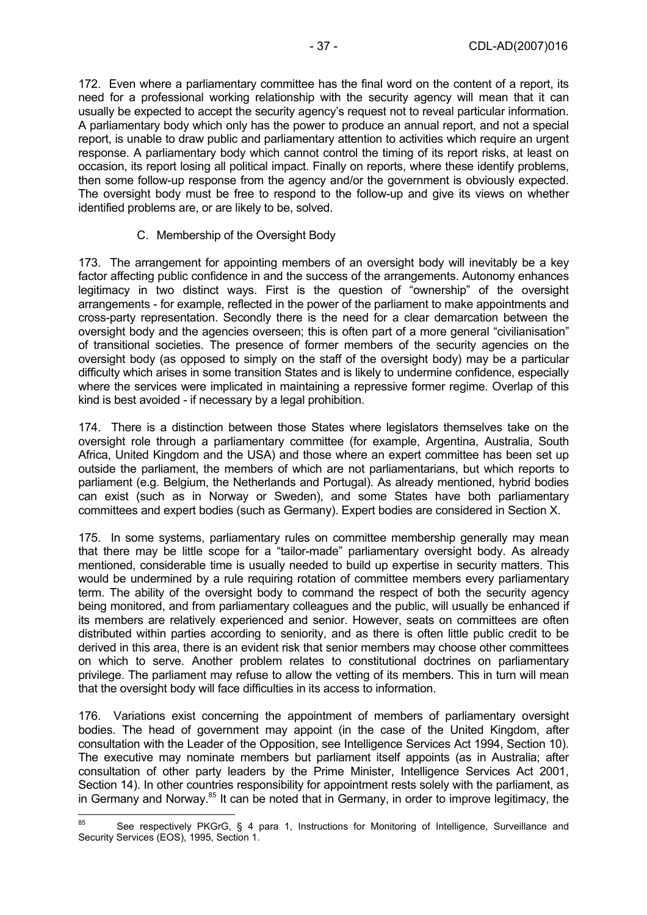172. Even where a parliamentary committee has the final word on the content of a report, its need for a professional working relationship with the security agency will mean that it can usually be expected to accept the security agency's request not to reveal particular information. A parliamentary body which only has the power to produce an annual report, and not a special report, is unable to draw public and parliamentary attention to activities which require an urgent response. A parliamentary body which cannot control the timing of its report risks, at least on occasion, its report losing all political impact. Finally on reports, where these identify problems, then some follow-up response from the agency and/or the government is obviously expected. The oversight body must be free to respond to the follow-up and give its views on whether identified problems are, or are likely to be, solved.

### C. Membership of the Oversight Body

173. The arrangement for appointing members of an oversight body will inevitably be a key factor affecting public confidence in and the success of the arrangements. Autonomy enhances legitimacy in two distinct ways. First is the question of "ownership" of the oversight arrangements - for example, reflected in the power of the parliament to make appointments and cross-party representation. Secondly there is the need for a clear demarcation between the oversight body and the agencies overseen; this is often part of a more general "civilianisation" of transitional societies. The presence of former members of the security agencies on the oversight body (as opposed to simply on the staff of the oversight body) may be a particular difficulty which arises in some transition States and is likely to undermine confidence, especially where the services were implicated in maintaining a repressive former regime. Overlap of this kind is best avoided - if necessary by a legal prohibition.

174. There is a distinction between those States where legislators themselves take on the oversight role through a parliamentary committee (for example, Argentina, Australia, South Africa, United Kingdom and the USA) and those where an expert committee has been set up outside the parliament, the members of which are not parliamentarians, but which reports to parliament (e.g. Belgium, the Netherlands and Portugal). As already mentioned, hybrid bodies can exist (such as in Norway or Sweden), and some States have both parliamentary committees and expert bodies (such as Germany). Expert bodies are considered in Section X.

175. In some systems, parliamentary rules on committee membership generally may mean that there may be little scope for a "tailor-made" parliamentary oversight body. As already mentioned, considerable time is usually needed to build up expertise in security matters. This would be undermined by a rule requiring rotation of committee members every parliamentary term. The ability of the oversight body to command the respect of both the security agency being monitored, and from parliamentary colleagues and the public, will usually be enhanced if its members are relatively experienced and senior. However, seats on committees are often distributed within parties according to seniority, and as there is often little public credit to be derived in this area, there is an evident risk that senior members may choose other committees on which to serve. Another problem relates to constitutional doctrines on parliamentary privilege. The parliament may refuse to allow the vetting of its members. This in turn will mean that the oversight body will face difficulties in its access to information.

176. Variations exist concerning the appointment of members of parliamentary oversight bodies. The head of government may appoint (in the case of the United Kingdom, after consultation with the Leader of the Opposition, see Intelligence Services Act 1994, Section 10). The executive may nominate members but parliament itself appoints (as in Australia; after consultation of other party leaders by the Prime Minister, Intelligence Services Act 2001, Section 14). In other countries responsibility for appointment rests solely with the parliament, as in Germany and Norway.[85] It can be noted that in Germany, in order to improve legitimacy, the

---

[85] See respectively PKGrG, § 4 para 1, Instructions for Monitoring of Intelligence, Surveillance and Security Services (EOS), 1995, Section 1.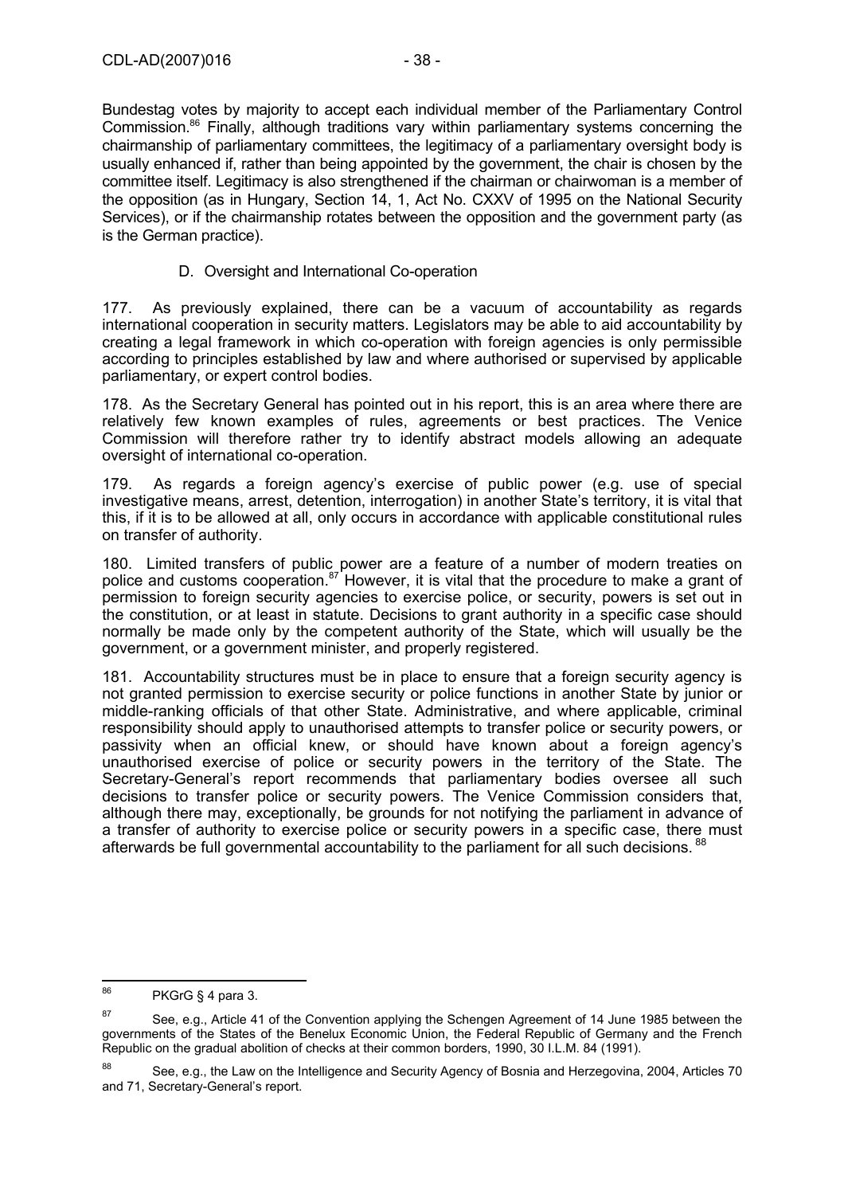Bundestag votes by majority to accept each individual member of the Parliamentary Control Commission.[86] Finally, although traditions vary within parliamentary systems concerning the chairmanship of parliamentary committees, the legitimacy of a parliamentary oversight body is usually enhanced if, rather than being appointed by the government, the chair is chosen by the committee itself. Legitimacy is also strengthened if the chairman or chairwoman is a member of the opposition (as in Hungary, Section 14, 1, Act No. CXXV of 1995 on the National Security Services), or if the chairmanship rotates between the opposition and the government party (as is the German practice).

### D. Oversight and International Co-operation

177. As previously explained, there can be a vacuum of accountability as regards international cooperation in security matters. Legislators may be able to aid accountability by creating a legal framework in which co-operation with foreign agencies is only permissible according to principles established by law and where authorised or supervised by applicable parliamentary, or expert control bodies.

178. As the Secretary General has pointed out in his report, this is an area where there are relatively few known examples of rules, agreements or best practices. The Venice Commission will therefore rather try to identify abstract models allowing an adequate oversight of international co-operation.

179. As regards a foreign agency's exercise of public power (e.g. use of special investigative means, arrest, detention, interrogation) in another State's territory, it is vital that this, if it is to be allowed at all, only occurs in accordance with applicable constitutional rules on transfer of authority.

180. Limited transfers of public power are a feature of a number of modern treaties on police and customs cooperation.[87] However, it is vital that the procedure to make a grant of permission to foreign security agencies to exercise police, or security, powers is set out in the constitution, or at least in statute. Decisions to grant authority in a specific case should normally be made only by the competent authority of the State, which will usually be the government, or a government minister, and properly registered.

181. Accountability structures must be in place to ensure that a foreign security agency is not granted permission to exercise security or police functions in another State by junior or middle-ranking officials of that other State. Administrative, and where applicable, criminal responsibility should apply to unauthorised attempts to transfer police or security powers, or passivity when an official knew, or should have known about a foreign agency's unauthorised exercise of police or security powers in the territory of the State. The Secretary-General's report recommends that parliamentary bodies oversee all such decisions to transfer police or security powers. The Venice Commission considers that, although there may, exceptionally, be grounds for not notifying the parliament in advance of a transfer of authority to exercise police or security powers in a specific case, there must afterwards be full governmental accountability to the parliament for all such decisions.[88]

---

[86] PKGrG § 4 para 3.

[87] See, e.g., Article 41 of the Convention applying the Schengen Agreement of 14 June 1985 between the governments of the States of the Benelux Economic Union, the Federal Republic of Germany and the French Republic on the gradual abolition of checks at their common borders, 1990, 30 I.L.M. 84 (1991).

[88] See, e.g., the Law on the Intelligence and Security Agency of Bosnia and Herzegovina, 2004, Articles 70 and 71, Secretary-General's report.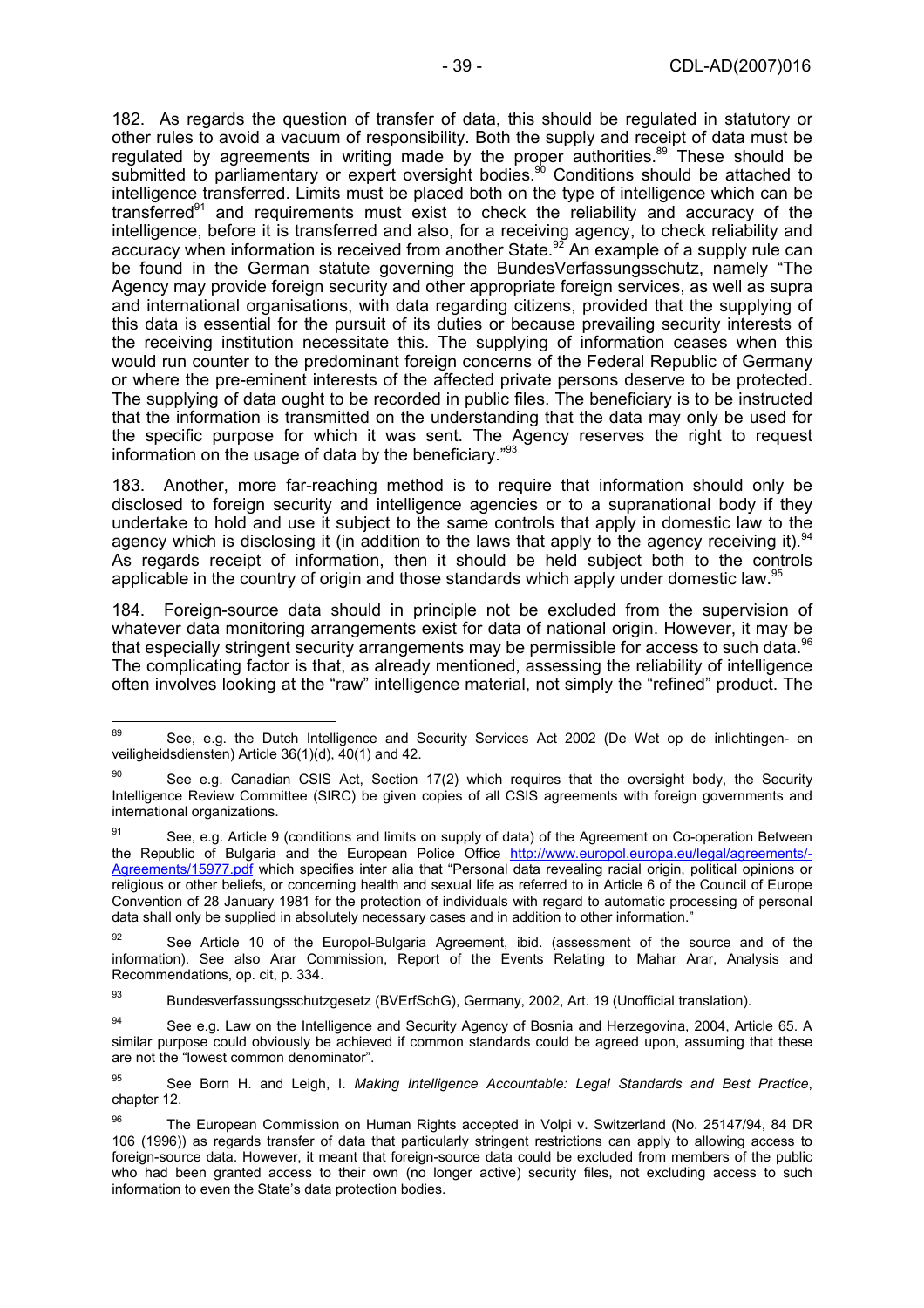182. As regards the question of transfer of data, this should be regulated in statutory or other rules to avoid a vacuum of responsibility. Both the supply and receipt of data must be regulated by agreements in writing made by the proper authorities.[89] These should be submitted to parliamentary or expert oversight bodies.[90] Conditions should be attached to intelligence transferred. Limits must be placed both on the type of intelligence which can be transferred[91] and requirements must exist to check the reliability and accuracy of the intelligence, before it is transferred and also, for a receiving agency, to check reliability and accuracy when information is received from another State.[92] An example of a supply rule can be found in the German statute governing the BundesVerfassungsschutz, namely "The Agency may provide foreign security and other appropriate foreign services, as well as supra and international organisations, with data regarding citizens, provided that the supplying of this data is essential for the pursuit of its duties or because prevailing security interests of the receiving institution necessitate this. The supplying of information ceases when this would run counter to the predominant foreign concerns of the Federal Republic of Germany or where the pre-eminent interests of the affected private persons deserve to be protected. The supplying of data ought to be recorded in public files. The beneficiary is to be instructed that the information is transmitted on the understanding that the data may only be used for the specific purpose for which it was sent. The Agency reserves the right to request information on the usage of data by the beneficiary."[93]

183. Another, more far-reaching method is to require that information should only be disclosed to foreign security and intelligence agencies or to a supranational body if they undertake to hold and use it subject to the same controls that apply in domestic law to the agency which is disclosing it (in addition to the laws that apply to the agency receiving it).[94] As regards receipt of information, then it should be held subject both to the controls applicable in the country of origin and those standards which apply under domestic law.[95]

184. Foreign-source data should in principle not be excluded from the supervision of whatever data monitoring arrangements exist for data of national origin. However, it may be that especially stringent security arrangements may be permissible for access to such data.[96] The complicating factor is that, as already mentioned, assessing the reliability of intelligence often involves looking at the "raw" intelligence material, not simply the "refined" product. The

---

[89] See, e.g. the Dutch Intelligence and Security Services Act 2002 (De Wet op de inlichtingen- en veiligheidsdiensten) Article 36(1)(d), 40(1) and 42.

[90] See e.g. Canadian CSIS Act, Section 17(2) which requires that the oversight body, the Security Intelligence Review Committee (SIRC) be given copies of all CSIS agreements with foreign governments and international organizations.

[91] See, e.g. Article 9 (conditions and limits on supply of data) of the Agreement on Co-operation Between the Republic of Bulgaria and the European Police Office http://www.europol.europa.eu/legal/agreements/-Agreements/15977.pdf which specifies inter alia that "Personal data revealing racial origin, political opinions or religious or other beliefs, or concerning health and sexual life as referred to in Article 6 of the Council of Europe Convention of 28 January 1981 for the protection of individuals with regard to automatic processing of personal data shall only be supplied in absolutely necessary cases and in addition to other information."

[92] See Article 10 of the Europol-Bulgaria Agreement, ibid. (assessment of the source and of the information). See also Arar Commission, Report of the Events Relating to Mahar Arar, Analysis and Recommendations, op. cit, p. 334.

[93] Bundesverfassungsschutzgesetz (BVErfSchG), Germany, 2002, Art. 19 (Unofficial translation).

[94] See e.g. Law on the Intelligence and Security Agency of Bosnia and Herzegovina, 2004, Article 65. A similar purpose could obviously be achieved if common standards could be agreed upon, assuming that these are not the "lowest common denominator".

[95] See Born H. and Leigh, I. *Making Intelligence Accountable: Legal Standards and Best Practice*, chapter 12.

[96] The European Commission on Human Rights accepted in Volpi v. Switzerland (No. 25147/94, 84 DR 106 (1996)) as regards transfer of data that particularly stringent restrictions can apply to allowing access to foreign-source data. However, it meant that foreign-source data could be excluded from members of the public who had been granted access to their own (no longer active) security files, not excluding access to such information to even the State's data protection bodies.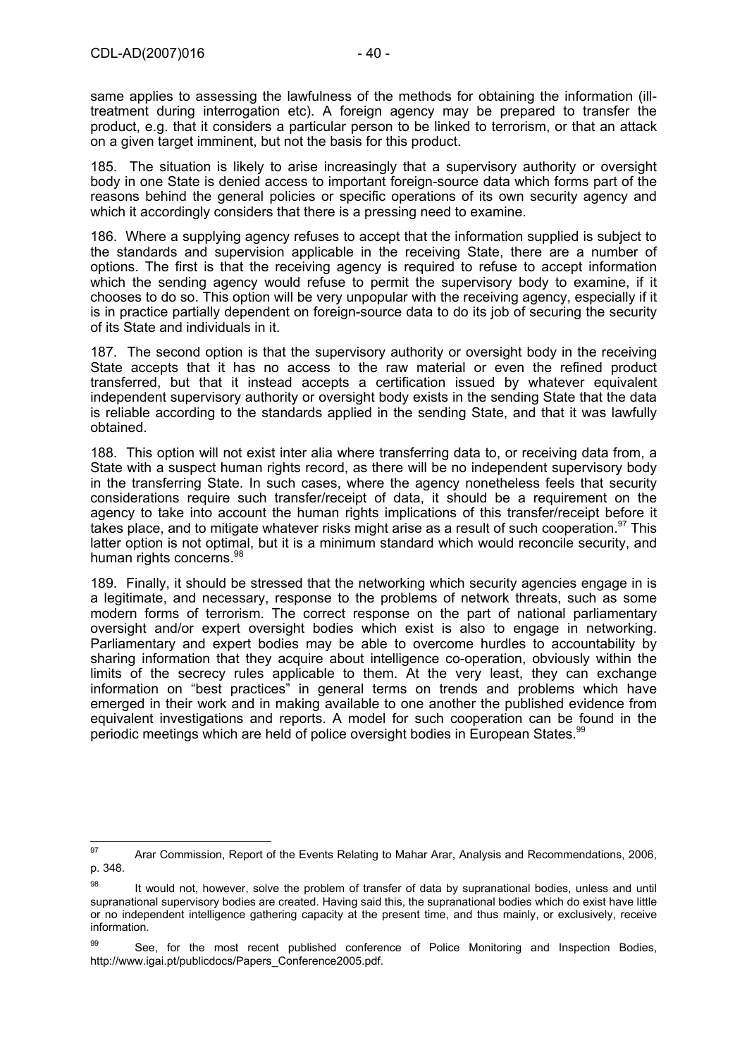same applies to assessing the lawfulness of the methods for obtaining the information (ill-treatment during interrogation etc). A foreign agency may be prepared to transfer the product, e.g. that it considers a particular person to be linked to terrorism, or that an attack on a given target imminent, but not the basis for this product.

185. The situation is likely to arise increasingly that a supervisory authority or oversight body in one State is denied access to important foreign-source data which forms part of the reasons behind the general policies or specific operations of its own security agency and which it accordingly considers that there is a pressing need to examine.

186. Where a supplying agency refuses to accept that the information supplied is subject to the standards and supervision applicable in the receiving State, there are a number of options. The first is that the receiving agency is required to refuse to accept information which the sending agency would refuse to permit the supervisory body to examine, if it chooses to do so. This option will be very unpopular with the receiving agency, especially if it is in practice partially dependent on foreign-source data to do its job of securing the security of its State and individuals in it.

187. The second option is that the supervisory authority or oversight body in the receiving State accepts that it has no access to the raw material or even the refined product transferred, but that it instead accepts a certification issued by whatever equivalent independent supervisory authority or oversight body exists in the sending State that the data is reliable according to the standards applied in the sending State, and that it was lawfully obtained.

188. This option will not exist inter alia where transferring data to, or receiving data from, a State with a suspect human rights record, as there will be no independent supervisory body in the transferring State. In such cases, where the agency nonetheless feels that security considerations require such transfer/receipt of data, it should be a requirement on the agency to take into account the human rights implications of this transfer/receipt before it takes place, and to mitigate whatever risks might arise as a result of such cooperation.[97] This latter option is not optimal, but it is a minimum standard which would reconcile security, and human rights concerns.[98]

189. Finally, it should be stressed that the networking which security agencies engage in is a legitimate, and necessary, response to the problems of network threats, such as some modern forms of terrorism. The correct response on the part of national parliamentary oversight and/or expert oversight bodies which exist is also to engage in networking. Parliamentary and expert bodies may be able to overcome hurdles to accountability by sharing information that they acquire about intelligence co-operation, obviously within the limits of the secrecy rules applicable to them. At the very least, they can exchange information on "best practices" in general terms on trends and problems which have emerged in their work and in making available to one another the published evidence from equivalent investigations and reports. A model for such cooperation can be found in the periodic meetings which are held of police oversight bodies in European States.[99]

---

[97] Arar Commission, Report of the Events Relating to Mahar Arar, Analysis and Recommendations, 2006, p. 348.

[98] It would not, however, solve the problem of transfer of data by supranational bodies, unless and until supranational supervisory bodies are created. Having said this, the supranational bodies which do exist have little or no independent intelligence gathering capacity at the present time, and thus mainly, or exclusively, receive information.

[99] See, for the most recent published conference of Police Monitoring and Inspection Bodies, http://www.igai.pt/publicdocs/Papers_Conference2005.pdf.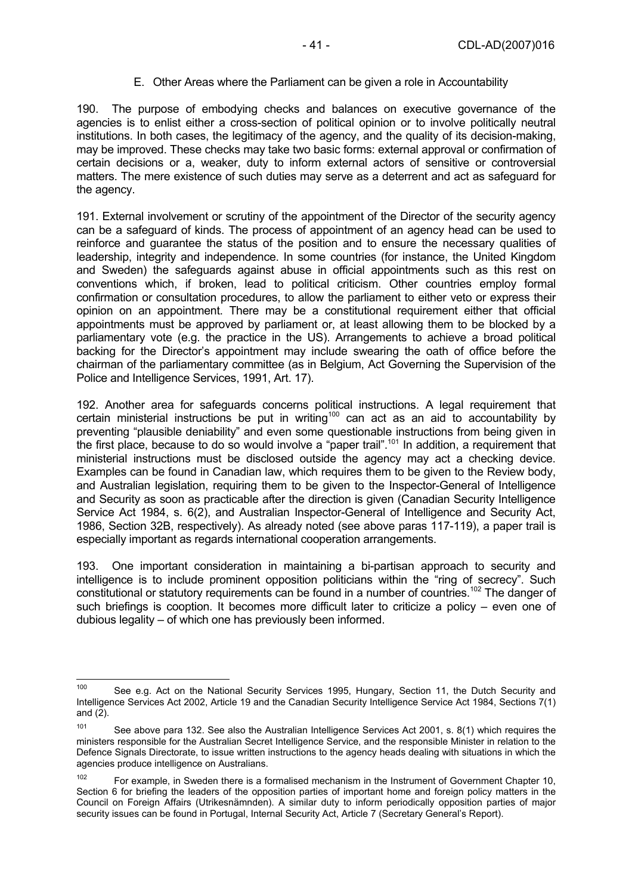## E. Other Areas where the Parliament can be given a role in Accountability

190. The purpose of embodying checks and balances on executive governance of the agencies is to enlist either a cross-section of political opinion or to involve politically neutral institutions. In both cases, the legitimacy of the agency, and the quality of its decision-making, may be improved. These checks may take two basic forms: external approval or confirmation of certain decisions or a, weaker, duty to inform external actors of sensitive or controversial matters. The mere existence of such duties may serve as a deterrent and act as safeguard for the agency.

191. External involvement or scrutiny of the appointment of the Director of the security agency can be a safeguard of kinds. The process of appointment of an agency head can be used to reinforce and guarantee the status of the position and to ensure the necessary qualities of leadership, integrity and independence. In some countries (for instance, the United Kingdom and Sweden) the safeguards against abuse in official appointments such as this rest on conventions which, if broken, lead to political criticism. Other countries employ formal confirmation or consultation procedures, to allow the parliament to either veto or express their opinion on an appointment. There may be a constitutional requirement either that official appointments must be approved by parliament or, at least allowing them to be blocked by a parliamentary vote (e.g. the practice in the US). Arrangements to achieve a broad political backing for the Director's appointment may include swearing the oath of office before the chairman of the parliamentary committee (as in Belgium, Act Governing the Supervision of the Police and Intelligence Services, 1991, Art. 17).

192. Another area for safeguards concerns political instructions. A legal requirement that certain ministerial instructions be put in writing[100] can act as an aid to accountability by preventing "plausible deniability" and even some questionable instructions from being given in the first place, because to do so would involve a "paper trail".[101] In addition, a requirement that ministerial instructions must be disclosed outside the agency may act a checking device. Examples can be found in Canadian law, which requires them to be given to the Review body, and Australian legislation, requiring them to be given to the Inspector-General of Intelligence and Security as soon as practicable after the direction is given (Canadian Security Intelligence Service Act 1984, s. 6(2), and Australian Inspector-General of Intelligence and Security Act, 1986, Section 32B, respectively). As already noted (see above paras 117-119), a paper trail is especially important as regards international cooperation arrangements.

193. One important consideration in maintaining a bi-partisan approach to security and intelligence is to include prominent opposition politicians within the "ring of secrecy". Such constitutional or statutory requirements can be found in a number of countries.[102] The danger of such briefings is cooption. It becomes more difficult later to criticize a policy – even one of dubious legality – of which one has previously been informed.

---

[100] See e.g. Act on the National Security Services 1995, Hungary, Section 11, the Dutch Security and Intelligence Services Act 2002, Article 19 and the Canadian Security Intelligence Service Act 1984, Sections 7(1) and (2).

[101] See above para 132. See also the Australian Intelligence Services Act 2001, s. 8(1) which requires the ministers responsible for the Australian Secret Intelligence Service, and the responsible Minister in relation to the Defence Signals Directorate, to issue written instructions to the agency heads dealing with situations in which the agencies produce intelligence on Australians.

[102] For example, in Sweden there is a formalised mechanism in the Instrument of Government Chapter 10, Section 6 for briefing the leaders of the opposition parties of important home and foreign policy matters in the Council on Foreign Affairs (Utrikesnämnden). A similar duty to inform periodically opposition parties of major security issues can be found in Portugal, Internal Security Act, Article 7 (Secretary General's Report).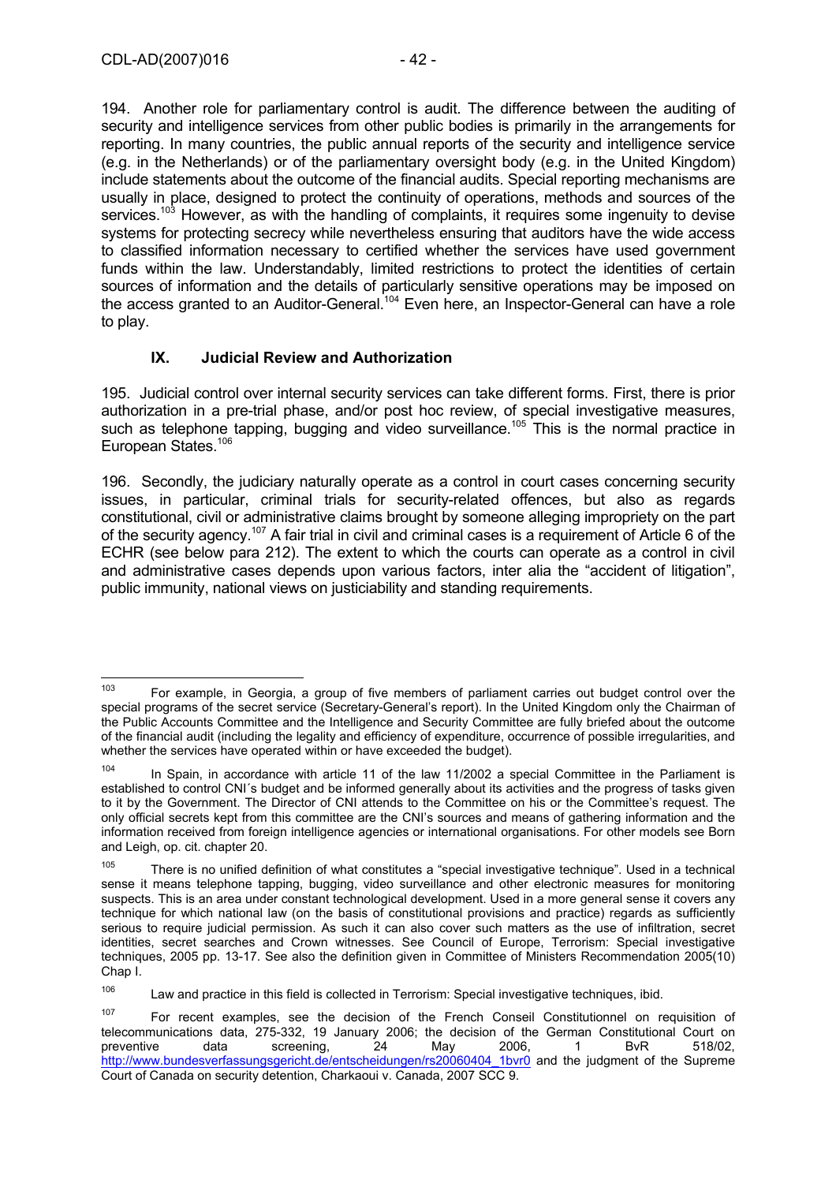194. Another role for parliamentary control is audit. The difference between the auditing of security and intelligence services from other public bodies is primarily in the arrangements for reporting. In many countries, the public annual reports of the security and intelligence service (e.g. in the Netherlands) or of the parliamentary oversight body (e.g. in the United Kingdom) include statements about the outcome of the financial audits. Special reporting mechanisms are usually in place, designed to protect the continuity of operations, methods and sources of the services.[103] However, as with the handling of complaints, it requires some ingenuity to devise systems for protecting secrecy while nevertheless ensuring that auditors have the wide access to classified information necessary to certified whether the services have used government funds within the law. Understandably, limited restrictions to protect the identities of certain sources of information and the details of particularly sensitive operations may be imposed on the access granted to an Auditor-General.[104] Even here, an Inspector-General can have a role to play.

## IX. Judicial Review and Authorization

195. Judicial control over internal security services can take different forms. First, there is prior authorization in a pre-trial phase, and/or post hoc review, of special investigative measures, such as telephone tapping, bugging and video surveillance.[105] This is the normal practice in European States.[106]

196. Secondly, the judiciary naturally operate as a control in court cases concerning security issues, in particular, criminal trials for security-related offences, but also as regards constitutional, civil or administrative claims brought by someone alleging impropriety on the part of the security agency.[107] A fair trial in civil and criminal cases is a requirement of Article 6 of the ECHR (see below para 212). The extent to which the courts can operate as a control in civil and administrative cases depends upon various factors, inter alia the "accident of litigation", public immunity, national views on justiciability and standing requirements.

---

[103] For example, in Georgia, a group of five members of parliament carries out budget control over the special programs of the secret service (Secretary-General's report). In the United Kingdom only the Chairman of the Public Accounts Committee and the Intelligence and Security Committee are fully briefed about the outcome of the financial audit (including the legality and efficiency of expenditure, occurrence of possible irregularities, and whether the services have operated within or have exceeded the budget).

[104] In Spain, in accordance with article 11 of the law 11/2002 a special Committee in the Parliament is established to control CNI´s budget and be informed generally about its activities and the progress of tasks given to it by the Government. The Director of CNI attends to the Committee on his or the Committee's request. The only official secrets kept from this committee are the CNI's sources and means of gathering information and the information received from foreign intelligence agencies or international organisations. For other models see Born and Leigh, op. cit. chapter 20.

[105] There is no unified definition of what constitutes a "special investigative technique". Used in a technical sense it means telephone tapping, bugging, video surveillance and other electronic measures for monitoring suspects. This is an area under constant technological development. Used in a more general sense it covers any technique for which national law (on the basis of constitutional provisions and practice) regards as sufficiently serious to require judicial permission. As such it can also cover such matters as the use of infiltration, secret identities, secret searches and Crown witnesses. See Council of Europe, Terrorism: Special investigative techniques, 2005 pp. 13-17. See also the definition given in Committee of Ministers Recommendation 2005(10) Chap I.

[106] Law and practice in this field is collected in Terrorism: Special investigative techniques, ibid.

[107] For recent examples, see the decision of the French Conseil Constitutionnel on requisition of telecommunications data, 275-332, 19 January 2006; the decision of the German Constitutional Court on preventive data screening, 24 May 2006, 1 BvR 518/02, http://www.bundesverfassungsgericht.de/entscheidungen/rs20060404_1bvr0 and the judgment of the Supreme Court of Canada on security detention, Charkaoui v. Canada, 2007 SCC 9.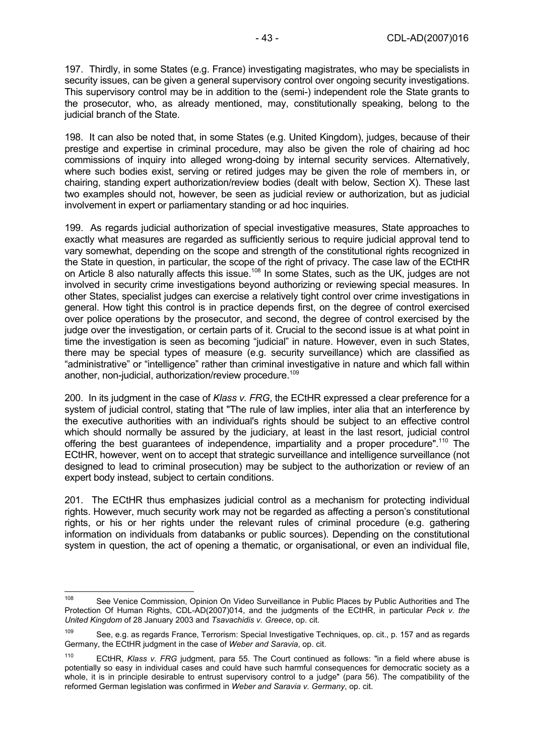197. Thirdly, in some States (e.g. France) investigating magistrates, who may be specialists in security issues, can be given a general supervisory control over ongoing security investigations. This supervisory control may be in addition to the (semi-) independent role the State grants to the prosecutor, who, as already mentioned, may, constitutionally speaking, belong to the judicial branch of the State.

198. It can also be noted that, in some States (e.g. United Kingdom), judges, because of their prestige and expertise in criminal procedure, may also be given the role of chairing ad hoc commissions of inquiry into alleged wrong-doing by internal security services. Alternatively, where such bodies exist, serving or retired judges may be given the role of members in, or chairing, standing expert authorization/review bodies (dealt with below, Section X). These last two examples should not, however, be seen as judicial review or authorization, but as judicial involvement in expert or parliamentary standing or ad hoc inquiries.

199. As regards judicial authorization of special investigative measures, State approaches to exactly what measures are regarded as sufficiently serious to require judicial approval tend to vary somewhat, depending on the scope and strength of the constitutional rights recognized in the State in question, in particular, the scope of the right of privacy. The case law of the ECtHR on Article 8 also naturally affects this issue.[108] In some States, such as the UK, judges are not involved in security crime investigations beyond authorizing or reviewing special measures. In other States, specialist judges can exercise a relatively tight control over crime investigations in general. How tight this control is in practice depends first, on the degree of control exercised over police operations by the prosecutor, and second, the degree of control exercised by the judge over the investigation, or certain parts of it. Crucial to the second issue is at what point in time the investigation is seen as becoming "judicial" in nature. However, even in such States, there may be special types of measure (e.g. security surveillance) which are classified as "administrative" or "intelligence" rather than criminal investigative in nature and which fall within another, non-judicial, authorization/review procedure.[109]

200. In its judgment in the case of *Klass v. FRG*, the ECtHR expressed a clear preference for a system of judicial control, stating that "The rule of law implies, inter alia that an interference by the executive authorities with an individual's rights should be subject to an effective control which should normally be assured by the judiciary, at least in the last resort, judicial control offering the best guarantees of independence, impartiality and a proper procedure".[110] The ECtHR, however, went on to accept that strategic surveillance and intelligence surveillance (not designed to lead to criminal prosecution) may be subject to the authorization or review of an expert body instead, subject to certain conditions.

201. The ECtHR thus emphasizes judicial control as a mechanism for protecting individual rights. However, much security work may not be regarded as affecting a person's constitutional rights, or his or her rights under the relevant rules of criminal procedure (e.g. gathering information on individuals from databanks or public sources). Depending on the constitutional system in question, the act of opening a thematic, or organisational, or even an individual file,

---

[108] See Venice Commission, Opinion On Video Surveillance in Public Places by Public Authorities and The Protection Of Human Rights, CDL-AD(2007)014, and the judgments of the ECtHR, in particular *Peck v. the United Kingdom* of 28 January 2003 and *Tsavachidis v. Greece*, op. cit.

[109] See, e.g. as regards France, Terrorism: Special Investigative Techniques, op. cit., p. 157 and as regards Germany, the ECtHR judgment in the case of *Weber and Saravia*, op. cit.

[110] ECtHR, *Klass v. FRG* judgment, para 55. The Court continued as follows: "in a field where abuse is potentially so easy in individual cases and could have such harmful consequences for democratic society as a whole, it is in principle desirable to entrust supervisory control to a judge" (para 56). The compatibility of the reformed German legislation was confirmed in *Weber and Saravia v. Germany*, op. cit.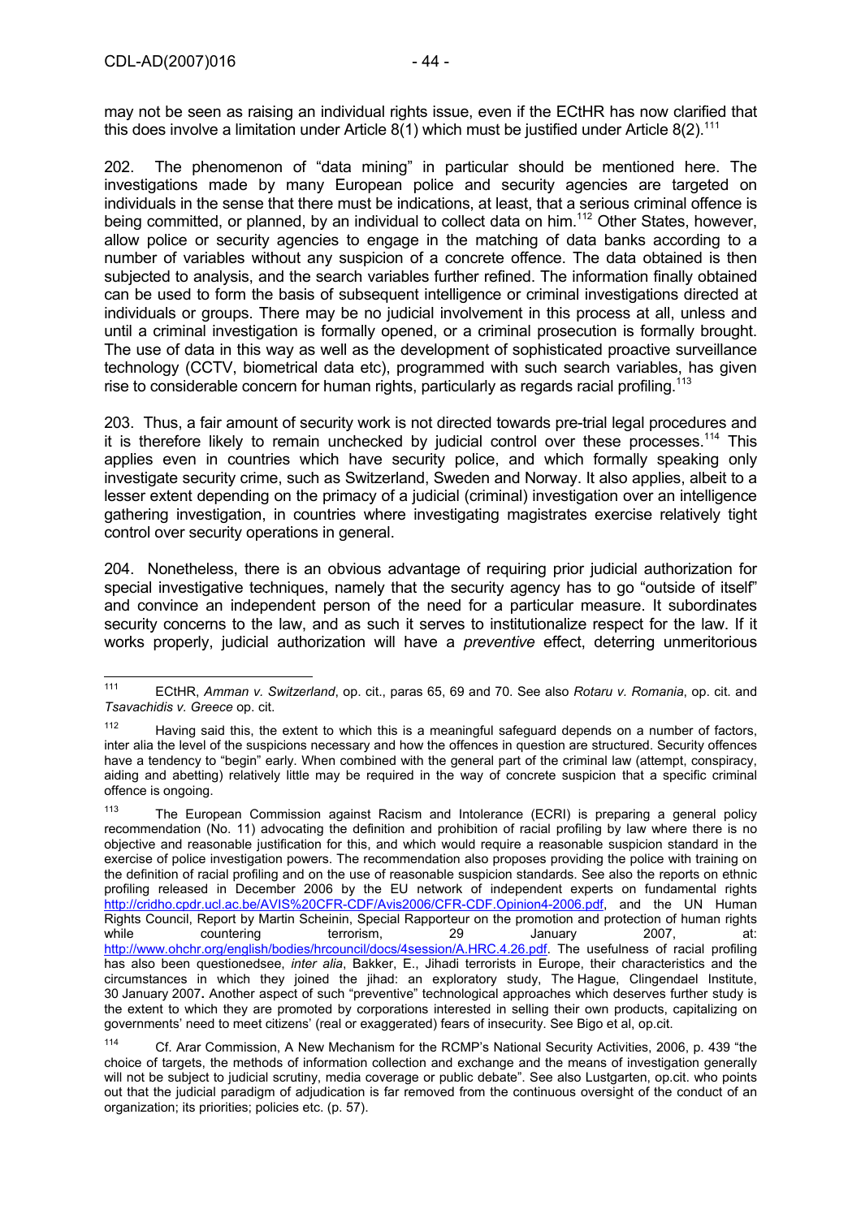may not be seen as raising an individual rights issue, even if the ECtHR has now clarified that this does involve a limitation under Article 8(1) which must be justified under Article 8(2).[111]

202. The phenomenon of "data mining" in particular should be mentioned here. The investigations made by many European police and security agencies are targeted on individuals in the sense that there must be indications, at least, that a serious criminal offence is being committed, or planned, by an individual to collect data on him.[112] Other States, however, allow police or security agencies to engage in the matching of data banks according to a number of variables without any suspicion of a concrete offence. The data obtained is then subjected to analysis, and the search variables further refined. The information finally obtained can be used to form the basis of subsequent intelligence or criminal investigations directed at individuals or groups. There may be no judicial involvement in this process at all, unless and until a criminal investigation is formally opened, or a criminal prosecution is formally brought. The use of data in this way as well as the development of sophisticated proactive surveillance technology (CCTV, biometrical data etc), programmed with such search variables, has given rise to considerable concern for human rights, particularly as regards racial profiling.[113]

203. Thus, a fair amount of security work is not directed towards pre-trial legal procedures and it is therefore likely to remain unchecked by judicial control over these processes.[114] This applies even in countries which have security police, and which formally speaking only investigate security crime, such as Switzerland, Sweden and Norway. It also applies, albeit to a lesser extent depending on the primacy of a judicial (criminal) investigation over an intelligence gathering investigation, in countries where investigating magistrates exercise relatively tight control over security operations in general.

204. Nonetheless, there is an obvious advantage of requiring prior judicial authorization for special investigative techniques, namely that the security agency has to go "outside of itself" and convince an independent person of the need for a particular measure. It subordinates security concerns to the law, and as such it serves to institutionalize respect for the law. If it works properly, judicial authorization will have a *preventive* effect, deterring unmeritorious

---

[111] ECtHR, *Amman v. Switzerland*, op. cit., paras 65, 69 and 70. See also *Rotaru v. Romania*, op. cit. and *Tsavachidis v. Greece* op. cit.

[112] Having said this, the extent to which this is a meaningful safeguard depends on a number of factors, inter alia the level of the suspicions necessary and how the offences in question are structured. Security offences have a tendency to "begin" early. When combined with the general part of the criminal law (attempt, conspiracy, aiding and abetting) relatively little may be required in the way of concrete suspicion that a specific criminal offence is ongoing.

[113] The European Commission against Racism and Intolerance (ECRI) is preparing a general policy recommendation (No. 11) advocating the definition and prohibition of racial profiling by law where there is no objective and reasonable justification for this, and which would require a reasonable suspicion standard in the exercise of police investigation powers. The recommendation also proposes providing the police with training on the definition of racial profiling and on the use of reasonable suspicion standards. See also the reports on ethnic profiling released in December 2006 by the EU network of independent experts on fundamental rights http://cridho.cpdr.ucl.ac.be/AVIS%20CFR-CDF/Avis2006/CFR-CDF.Opinion4-2006.pdf, and the UN Human Rights Council, Report by Martin Scheinin, Special Rapporteur on the promotion and protection of human rights while countering terrorism, 29 January 2007, at: http://www.ohchr.org/english/bodies/hrcouncil/docs/4session/A.HRC.4.26.pdf. The usefulness of racial profiling has also been questionedsee, *inter alia*, Bakker, E., Jihadi terrorists in Europe, their characteristics and the circumstances in which they joined the jihad: an exploratory study, The Hague, Clingendael Institute, 30 January 2007. Another aspect of such "preventive" technological approaches which deserves further study is the extent to which they are promoted by corporations interested in selling their own products, capitalizing on governments' need to meet citizens' (real or exaggerated) fears of insecurity. See Bigo et al, op.cit.

[114] Cf. Arar Commission, A New Mechanism for the RCMP's National Security Activities, 2006, p. 439 "the choice of targets, the methods of information collection and exchange and the means of investigation generally will not be subject to judicial scrutiny, media coverage or public debate". See also Lustgarten, op.cit. who points out that the judicial paradigm of adjudication is far removed from the continuous oversight of the conduct of an organization; its priorities; policies etc. (p. 57).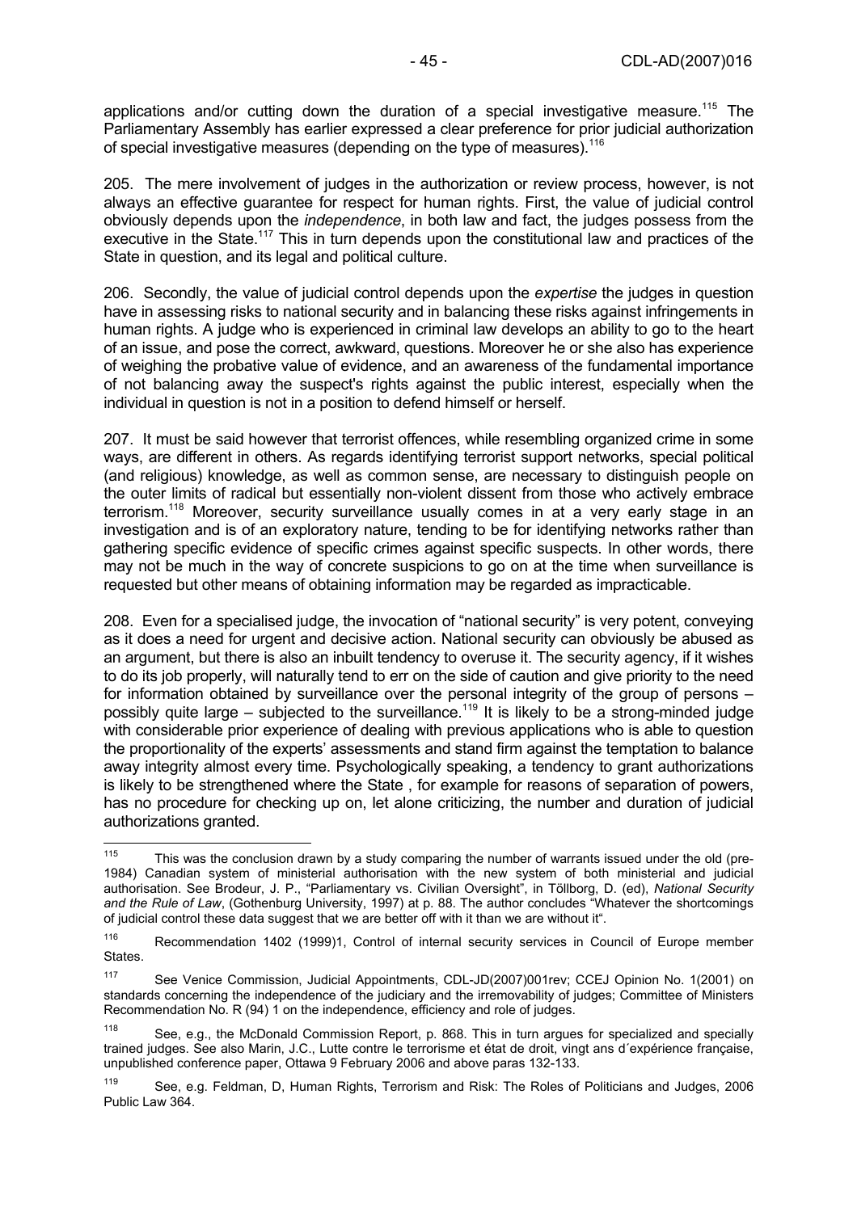applications and/or cutting down the duration of a special investigative measure.[115] The Parliamentary Assembly has earlier expressed a clear preference for prior judicial authorization of special investigative measures (depending on the type of measures).[116]

205. The mere involvement of judges in the authorization or review process, however, is not always an effective guarantee for respect for human rights. First, the value of judicial control obviously depends upon the *independence*, in both law and fact, the judges possess from the executive in the State.[117] This in turn depends upon the constitutional law and practices of the State in question, and its legal and political culture.

206. Secondly, the value of judicial control depends upon the *expertise* the judges in question have in assessing risks to national security and in balancing these risks against infringements in human rights. A judge who is experienced in criminal law develops an ability to go to the heart of an issue, and pose the correct, awkward, questions. Moreover he or she also has experience of weighing the probative value of evidence, and an awareness of the fundamental importance of not balancing away the suspect's rights against the public interest, especially when the individual in question is not in a position to defend himself or herself.

207. It must be said however that terrorist offences, while resembling organized crime in some ways, are different in others. As regards identifying terrorist support networks, special political (and religious) knowledge, as well as common sense, are necessary to distinguish people on the outer limits of radical but essentially non-violent dissent from those who actively embrace terrorism.[118] Moreover, security surveillance usually comes in at a very early stage in an investigation and is of an exploratory nature, tending to be for identifying networks rather than gathering specific evidence of specific crimes against specific suspects. In other words, there may not be much in the way of concrete suspicions to go on at the time when surveillance is requested but other means of obtaining information may be regarded as impracticable.

208. Even for a specialised judge, the invocation of "national security" is very potent, conveying as it does a need for urgent and decisive action. National security can obviously be abused as an argument, but there is also an inbuilt tendency to overuse it. The security agency, if it wishes to do its job properly, will naturally tend to err on the side of caution and give priority to the need for information obtained by surveillance over the personal integrity of the group of persons – possibly quite large – subjected to the surveillance.[119] It is likely to be a strong-minded judge with considerable prior experience of dealing with previous applications who is able to question the proportionality of the experts' assessments and stand firm against the temptation to balance away integrity almost every time. Psychologically speaking, a tendency to grant authorizations is likely to be strengthened where the State , for example for reasons of separation of powers, has no procedure for checking up on, let alone criticizing, the number and duration of judicial authorizations granted.

---

[115] This was the conclusion drawn by a study comparing the number of warrants issued under the old (pre-1984) Canadian system of ministerial authorisation with the new system of both ministerial and judicial authorisation. See Brodeur, J. P., "Parliamentary vs. Civilian Oversight", in Töllborg, D. (ed), *National Security and the Rule of Law*, (Gothenburg University, 1997) at p. 88. The author concludes "Whatever the shortcomings of judicial control these data suggest that we are better off with it than we are without it".

[116] Recommendation 1402 (1999)1, Control of internal security services in Council of Europe member States.

[117] See Venice Commission, Judicial Appointments, CDL-JD(2007)001rev; CCEJ Opinion No. 1(2001) on standards concerning the independence of the judiciary and the irremovability of judges; Committee of Ministers Recommendation No. R (94) 1 on the independence, efficiency and role of judges.

[118] See, e.g., the McDonald Commission Report, p. 868. This in turn argues for specialized and specially trained judges. See also Marin, J.C., Lutte contre le terrorisme et état de droit, vingt ans d´expérience française, unpublished conference paper, Ottawa 9 February 2006 and above paras 132-133.

[119] See, e.g. Feldman, D, Human Rights, Terrorism and Risk: The Roles of Politicians and Judges, 2006 Public Law 364.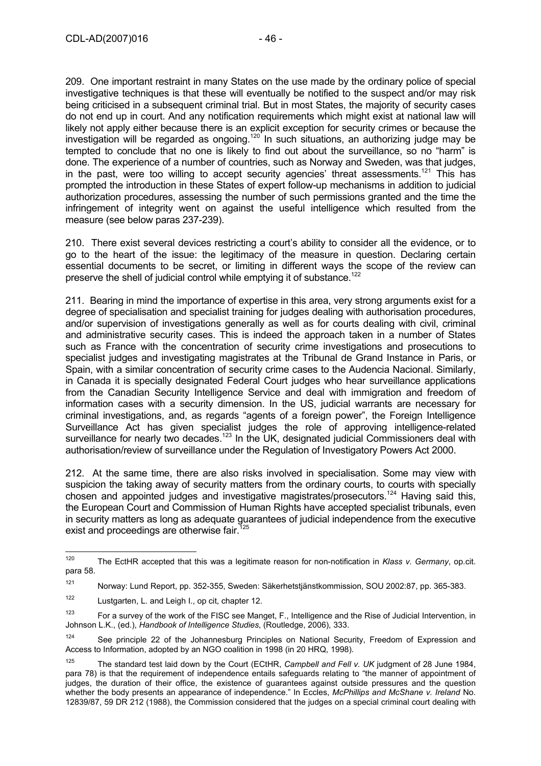209. One important restraint in many States on the use made by the ordinary police of special investigative techniques is that these will eventually be notified to the suspect and/or may risk being criticised in a subsequent criminal trial. But in most States, the majority of security cases do not end up in court. And any notification requirements which might exist at national law will likely not apply either because there is an explicit exception for security crimes or because the investigation will be regarded as ongoing.[120] In such situations, an authorizing judge may be tempted to conclude that no one is likely to find out about the surveillance, so no "harm" is done. The experience of a number of countries, such as Norway and Sweden, was that judges, in the past, were too willing to accept security agencies' threat assessments.[121] This has prompted the introduction in these States of expert follow-up mechanisms in addition to judicial authorization procedures, assessing the number of such permissions granted and the time the infringement of integrity went on against the useful intelligence which resulted from the measure (see below paras 237-239).

210. There exist several devices restricting a court's ability to consider all the evidence, or to go to the heart of the issue: the legitimacy of the measure in question. Declaring certain essential documents to be secret, or limiting in different ways the scope of the review can preserve the shell of judicial control while emptying it of substance.[122]

211. Bearing in mind the importance of expertise in this area, very strong arguments exist for a degree of specialisation and specialist training for judges dealing with authorisation procedures, and/or supervision of investigations generally as well as for courts dealing with civil, criminal and administrative security cases. This is indeed the approach taken in a number of States such as France with the concentration of security crime investigations and prosecutions to specialist judges and investigating magistrates at the Tribunal de Grand Instance in Paris, or Spain, with a similar concentration of security crime cases to the Audencia Nacional. Similarly, in Canada it is specially designated Federal Court judges who hear surveillance applications from the Canadian Security Intelligence Service and deal with immigration and freedom of information cases with a security dimension. In the US, judicial warrants are necessary for criminal investigations, and, as regards "agents of a foreign power", the Foreign Intelligence Surveillance Act has given specialist judges the role of approving intelligence-related surveillance for nearly two decades.[123] In the UK, designated judicial Commissioners deal with authorisation/review of surveillance under the Regulation of Investigatory Powers Act 2000.

212. At the same time, there are also risks involved in specialisation. Some may view with suspicion the taking away of security matters from the ordinary courts, to courts with specially chosen and appointed judges and investigative magistrates/prosecutors.[124] Having said this, the European Court and Commission of Human Rights have accepted specialist tribunals, even in security matters as long as adequate guarantees of judicial independence from the executive exist and proceedings are otherwise fair.[125]

---

[120] The EctHR accepted that this was a legitimate reason for non-notification in *Klass v. Germany*, op.cit. para 58.

[121] Norway: Lund Report, pp. 352-355, Sweden: Säkerhetstjänstkommission, SOU 2002:87, pp. 365-383.

[122] Lustgarten, L. and Leigh I., op cit, chapter 12.

[123] For a survey of the work of the FISC see Manget, F., Intelligence and the Rise of Judicial Intervention, in Johnson L.K., (ed.), *Handbook of Intelligence Studies*, (Routledge, 2006), 333.

[124] See principle 22 of the Johannesburg Principles on National Security, Freedom of Expression and Access to Information, adopted by an NGO coalition in 1998 (in 20 HRQ, 1998).

[125] The standard test laid down by the Court (ECtHR, *Campbell and Fell v. UK* judgment of 28 June 1984, para 78) is that the requirement of independence entails safeguards relating to "the manner of appointment of judges, the duration of their office, the existence of guarantees against outside pressures and the question whether the body presents an appearance of independence." In Eccles, *McPhillips and McShane v. Ireland* No. 12839/87, 59 DR 212 (1988), the Commission considered that the judges on a special criminal court dealing with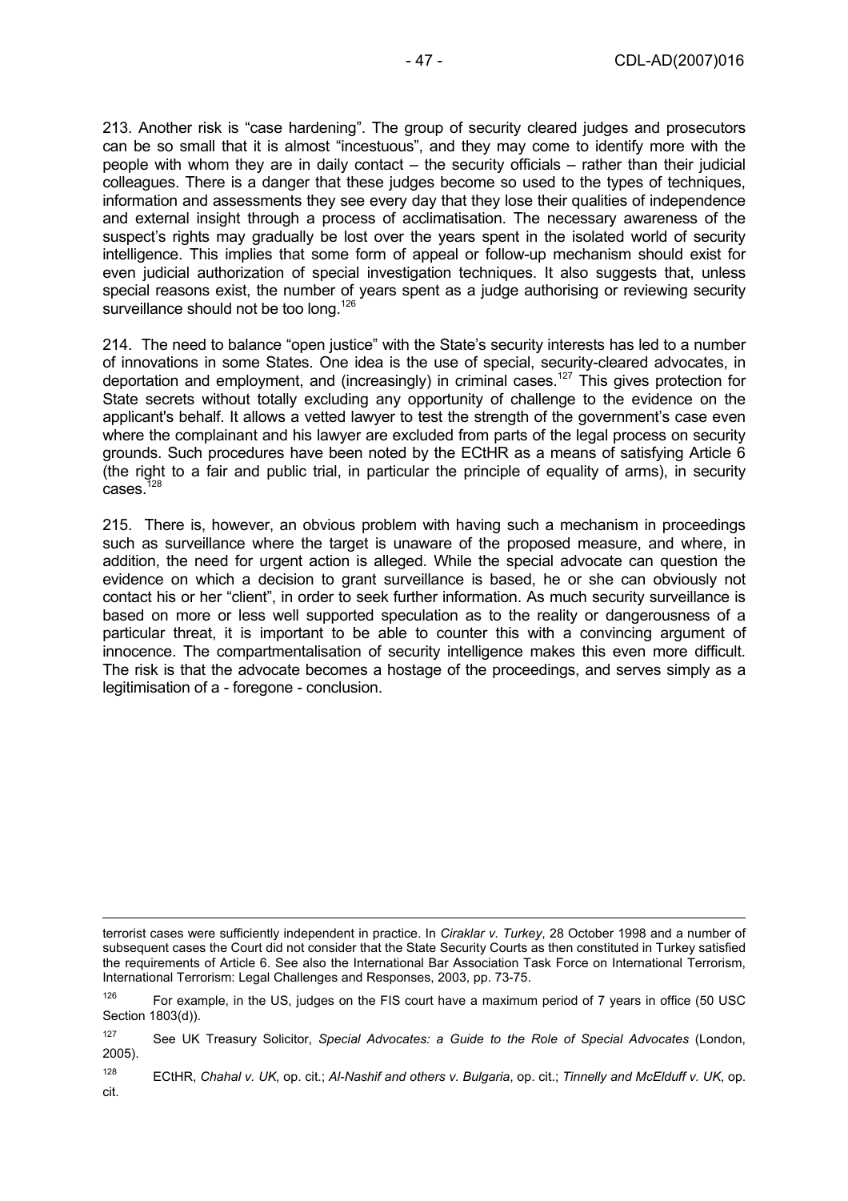213. Another risk is "case hardening". The group of security cleared judges and prosecutors can be so small that it is almost "incestuous", and they may come to identify more with the people with whom they are in daily contact – the security officials – rather than their judicial colleagues. There is a danger that these judges become so used to the types of techniques, information and assessments they see every day that they lose their qualities of independence and external insight through a process of acclimatisation. The necessary awareness of the suspect's rights may gradually be lost over the years spent in the isolated world of security intelligence. This implies that some form of appeal or follow-up mechanism should exist for even judicial authorization of special investigation techniques. It also suggests that, unless special reasons exist, the number of years spent as a judge authorising or reviewing security surveillance should not be too long.[126]

214. The need to balance "open justice" with the State's security interests has led to a number of innovations in some States. One idea is the use of special, security-cleared advocates, in deportation and employment, and (increasingly) in criminal cases.[127] This gives protection for State secrets without totally excluding any opportunity of challenge to the evidence on the applicant's behalf. It allows a vetted lawyer to test the strength of the government's case even where the complainant and his lawyer are excluded from parts of the legal process on security grounds. Such procedures have been noted by the ECtHR as a means of satisfying Article 6 (the right to a fair and public trial, in particular the principle of equality of arms), in security cases.[128]

215. There is, however, an obvious problem with having such a mechanism in proceedings such as surveillance where the target is unaware of the proposed measure, and where, in addition, the need for urgent action is alleged. While the special advocate can question the evidence on which a decision to grant surveillance is based, he or she can obviously not contact his or her "client", in order to seek further information. As much security surveillance is based on more or less well supported speculation as to the reality or dangerousness of a particular threat, it is important to be able to counter this with a convincing argument of innocence. The compartmentalisation of security intelligence makes this even more difficult. The risk is that the advocate becomes a hostage of the proceedings, and serves simply as a legitimisation of a - foregone - conclusion.

---

terrorist cases were sufficiently independent in practice. In *Ciraklar v. Turkey*, 28 October 1998 and a number of subsequent cases the Court did not consider that the State Security Courts as then constituted in Turkey satisfied the requirements of Article 6. See also the International Bar Association Task Force on International Terrorism, International Terrorism: Legal Challenges and Responses, 2003, pp. 73-75.

[126] For example, in the US, judges on the FIS court have a maximum period of 7 years in office (50 USC Section 1803(d)).

[127] See UK Treasury Solicitor, *Special Advocates: a Guide to the Role of Special Advocates* (London, 2005).

[128] ECtHR, *Chahal v. UK*, op. cit.; *Al-Nashif and others v. Bulgaria*, op. cit.; *Tinnelly and McElduff v. UK*, op. cit.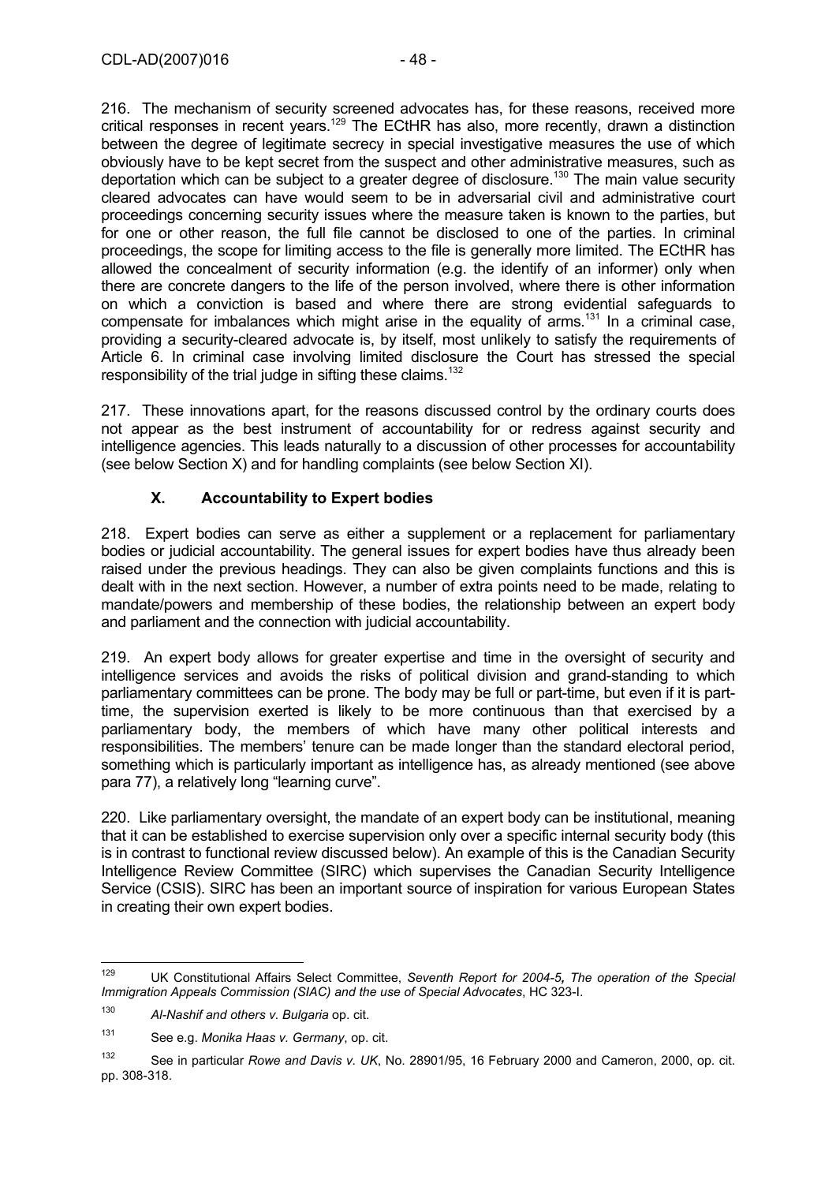216. The mechanism of security screened advocates has, for these reasons, received more critical responses in recent years.[129] The ECtHR has also, more recently, drawn a distinction between the degree of legitimate secrecy in special investigative measures the use of which obviously have to be kept secret from the suspect and other administrative measures, such as deportation which can be subject to a greater degree of disclosure.[130] The main value security cleared advocates can have would seem to be in adversarial civil and administrative court proceedings concerning security issues where the measure taken is known to the parties, but for one or other reason, the full file cannot be disclosed to one of the parties. In criminal proceedings, the scope for limiting access to the file is generally more limited. The ECtHR has allowed the concealment of security information (e.g. the identify of an informer) only when there are concrete dangers to the life of the person involved, where there is other information on which a conviction is based and where there are strong evidential safeguards to compensate for imbalances which might arise in the equality of arms.[131] In a criminal case, providing a security-cleared advocate is, by itself, most unlikely to satisfy the requirements of Article 6. In criminal case involving limited disclosure the Court has stressed the special responsibility of the trial judge in sifting these claims.[132]

217. These innovations apart, for the reasons discussed control by the ordinary courts does not appear as the best instrument of accountability for or redress against security and intelligence agencies. This leads naturally to a discussion of other processes for accountability (see below Section X) and for handling complaints (see below Section XI).

## X. Accountability to Expert bodies

218. Expert bodies can serve as either a supplement or a replacement for parliamentary bodies or judicial accountability. The general issues for expert bodies have thus already been raised under the previous headings. They can also be given complaints functions and this is dealt with in the next section. However, a number of extra points need to be made, relating to mandate/powers and membership of these bodies, the relationship between an expert body and parliament and the connection with judicial accountability.

219. An expert body allows for greater expertise and time in the oversight of security and intelligence services and avoids the risks of political division and grand-standing to which parliamentary committees can be prone. The body may be full or part-time, but even if it is part-time, the supervision exerted is likely to be more continuous than that exercised by a parliamentary body, the members of which have many other political interests and responsibilities. The members' tenure can be made longer than the standard electoral period, something which is particularly important as intelligence has, as already mentioned (see above para 77), a relatively long "learning curve".

220. Like parliamentary oversight, the mandate of an expert body can be institutional, meaning that it can be established to exercise supervision only over a specific internal security body (this is in contrast to functional review discussed below). An example of this is the Canadian Security Intelligence Review Committee (SIRC) which supervises the Canadian Security Intelligence Service (CSIS). SIRC has been an important source of inspiration for various European States in creating their own expert bodies.

---

[129] UK Constitutional Affairs Select Committee, *Seventh Report for 2004-5, The operation of the Special Immigration Appeals Commission (SIAC) and the use of Special Advocates*, HC 323-I.

[130] *Al-Nashif and others v. Bulgaria* op. cit.

[131] See e.g. *Monika Haas v. Germany*, op. cit.

[132] See in particular *Rowe and Davis v. UK*, No. 28901/95, 16 February 2000 and Cameron, 2000, op. cit. pp. 308-318.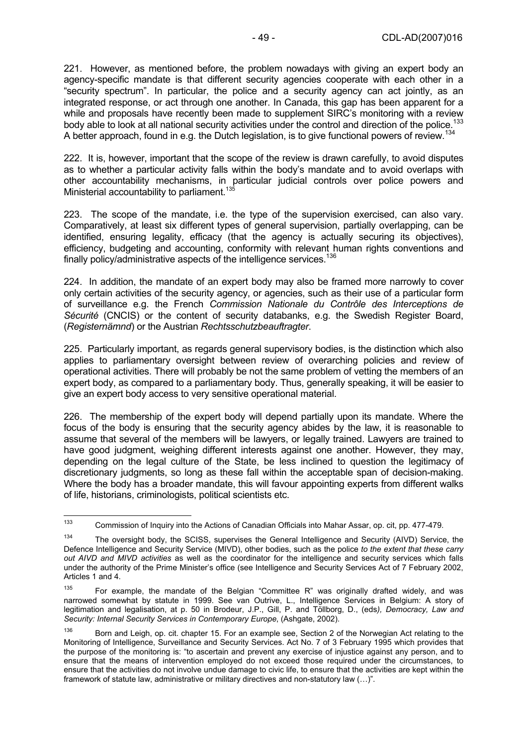221. However, as mentioned before, the problem nowadays with giving an expert body an agency-specific mandate is that different security agencies cooperate with each other in a "security spectrum". In particular, the police and a security agency can act jointly, as an integrated response, or act through one another. In Canada, this gap has been apparent for a while and proposals have recently been made to supplement SIRC's monitoring with a review body able to look at all national security activities under the control and direction of the police.[133] A better approach, found in e.g. the Dutch legislation, is to give functional powers of review.[134]

222. It is, however, important that the scope of the review is drawn carefully, to avoid disputes as to whether a particular activity falls within the body's mandate and to avoid overlaps with other accountability mechanisms, in particular judicial controls over police powers and Ministerial accountability to parliament.[135]

223. The scope of the mandate, i.e. the type of the supervision exercised, can also vary. Comparatively, at least six different types of general supervision, partially overlapping, can be identified, ensuring legality, efficacy (that the agency is actually securing its objectives), efficiency, budgeting and accounting, conformity with relevant human rights conventions and finally policy/administrative aspects of the intelligence services.[136]

224. In addition, the mandate of an expert body may also be framed more narrowly to cover only certain activities of the security agency, or agencies, such as their use of a particular form of surveillance e.g. the French *Commission Nationale du Contrôle des Interceptions de Sécurité* (CNCIS) or the content of security databanks, e.g. the Swedish Register Board, (*Registernämnd*) or the Austrian *Rechtsschutzbeauftragter*.

225. Particularly important, as regards general supervisory bodies, is the distinction which also applies to parliamentary oversight between review of overarching policies and review of operational activities. There will probably be not the same problem of vetting the members of an expert body, as compared to a parliamentary body. Thus, generally speaking, it will be easier to give an expert body access to very sensitive operational material.

226. The membership of the expert body will depend partially upon its mandate. Where the focus of the body is ensuring that the security agency abides by the law, it is reasonable to assume that several of the members will be lawyers, or legally trained. Lawyers are trained to have good judgment, weighing different interests against one another. However, they may, depending on the legal culture of the State, be less inclined to question the legitimacy of discretionary judgments, so long as these fall within the acceptable span of decision-making. Where the body has a broader mandate, this will favour appointing experts from different walks of life, historians, criminologists, political scientists etc.

---

[133] Commission of Inquiry into the Actions of Canadian Officials into Mahar Assar, op. cit, pp. 477-479.

[134] The oversight body, the SCISS, supervises the General Intelligence and Security (AIVD) Service, the Defence Intelligence and Security Service (MIVD), other bodies, such as the police *to the extent that these carry out AIVD and MIVD activities* as well as the coordinator for the intelligence and security services which falls under the authority of the Prime Minister's office (see Intelligence and Security Services Act of 7 February 2002, Articles 1 and 4.

[135] For example, the mandate of the Belgian "Committee R" was originally drafted widely, and was narrowed somewhat by statute in 1999. See van Outrive, L., Intelligence Services in Belgium: A story of legitimation and legalisation, at p. 50 in Brodeur, J.P., Gill, P. and Töllborg, D., (eds*), Democracy, Law and Security: Internal Security Services in Contemporary Europe*, (Ashgate, 2002).

[136] Born and Leigh, op. cit. chapter 15. For an example see, Section 2 of the Norwegian Act relating to the Monitoring of Intelligence, Surveillance and Security Services. Act No. 7 of 3 February 1995 which provides that the purpose of the monitoring is: "to ascertain and prevent any exercise of injustice against any person, and to ensure that the means of intervention employed do not exceed those required under the circumstances, to ensure that the activities do not involve undue damage to civic life, to ensure that the activities are kept within the framework of statute law, administrative or military directives and non-statutory law (…)".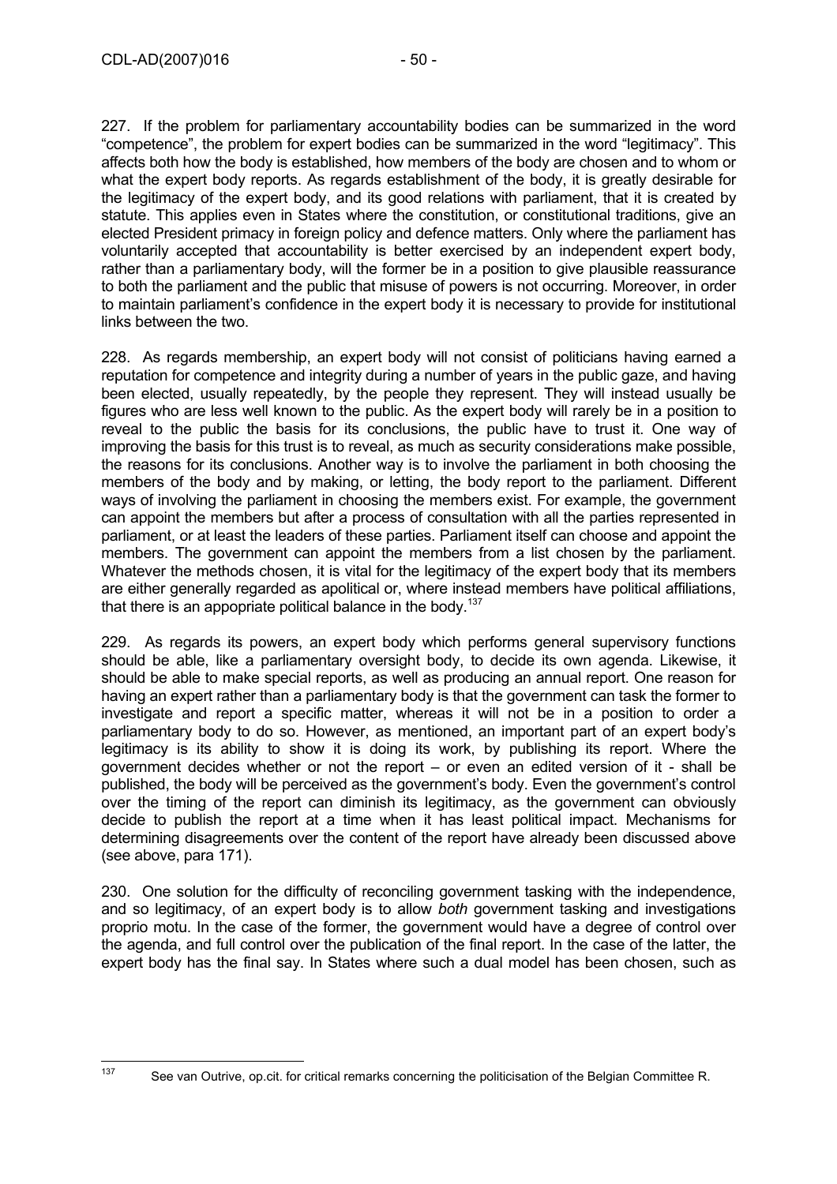227. If the problem for parliamentary accountability bodies can be summarized in the word "competence", the problem for expert bodies can be summarized in the word "legitimacy". This affects both how the body is established, how members of the body are chosen and to whom or what the expert body reports. As regards establishment of the body, it is greatly desirable for the legitimacy of the expert body, and its good relations with parliament, that it is created by statute. This applies even in States where the constitution, or constitutional traditions, give an elected President primacy in foreign policy and defence matters. Only where the parliament has voluntarily accepted that accountability is better exercised by an independent expert body, rather than a parliamentary body, will the former be in a position to give plausible reassurance to both the parliament and the public that misuse of powers is not occurring. Moreover, in order to maintain parliament's confidence in the expert body it is necessary to provide for institutional links between the two.

228. As regards membership, an expert body will not consist of politicians having earned a reputation for competence and integrity during a number of years in the public gaze, and having been elected, usually repeatedly, by the people they represent. They will instead usually be figures who are less well known to the public. As the expert body will rarely be in a position to reveal to the public the basis for its conclusions, the public have to trust it. One way of improving the basis for this trust is to reveal, as much as security considerations make possible, the reasons for its conclusions. Another way is to involve the parliament in both choosing the members of the body and by making, or letting, the body report to the parliament. Different ways of involving the parliament in choosing the members exist. For example, the government can appoint the members but after a process of consultation with all the parties represented in parliament, or at least the leaders of these parties. Parliament itself can choose and appoint the members. The government can appoint the members from a list chosen by the parliament. Whatever the methods chosen, it is vital for the legitimacy of the expert body that its members are either generally regarded as apolitical or, where instead members have political affiliations, that there is an appopriate political balance in the body.[137]

229. As regards its powers, an expert body which performs general supervisory functions should be able, like a parliamentary oversight body, to decide its own agenda. Likewise, it should be able to make special reports, as well as producing an annual report. One reason for having an expert rather than a parliamentary body is that the government can task the former to investigate and report a specific matter, whereas it will not be in a position to order a parliamentary body to do so. However, as mentioned, an important part of an expert body's legitimacy is its ability to show it is doing its work, by publishing its report. Where the government decides whether or not the report – or even an edited version of it - shall be published, the body will be perceived as the government's body. Even the government's control over the timing of the report can diminish its legitimacy, as the government can obviously decide to publish the report at a time when it has least political impact. Mechanisms for determining disagreements over the content of the report have already been discussed above (see above, para 171).

230. One solution for the difficulty of reconciling government tasking with the independence, and so legitimacy, of an expert body is to allow *both* government tasking and investigations proprio motu. In the case of the former, the government would have a degree of control over the agenda, and full control over the publication of the final report. In the case of the latter, the expert body has the final say. In States where such a dual model has been chosen, such as

---

[137] See van Outrive, op.cit. for critical remarks concerning the politicisation of the Belgian Committee R.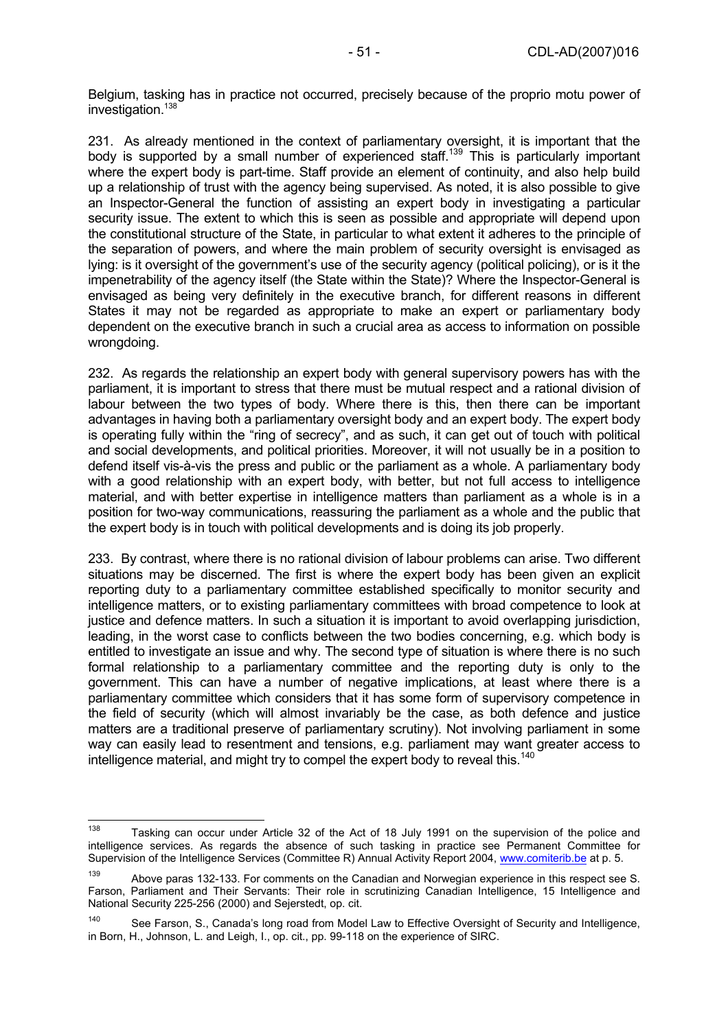Belgium, tasking has in practice not occurred, precisely because of the proprio motu power of investigation.[138]

231. As already mentioned in the context of parliamentary oversight, it is important that the body is supported by a small number of experienced staff.[139] This is particularly important where the expert body is part-time. Staff provide an element of continuity, and also help build up a relationship of trust with the agency being supervised. As noted, it is also possible to give an Inspector-General the function of assisting an expert body in investigating a particular security issue. The extent to which this is seen as possible and appropriate will depend upon the constitutional structure of the State, in particular to what extent it adheres to the principle of the separation of powers, and where the main problem of security oversight is envisaged as lying: is it oversight of the government's use of the security agency (political policing), or is it the impenetrability of the agency itself (the State within the State)? Where the Inspector-General is envisaged as being very definitely in the executive branch, for different reasons in different States it may not be regarded as appropriate to make an expert or parliamentary body dependent on the executive branch in such a crucial area as access to information on possible wrongdoing.

232. As regards the relationship an expert body with general supervisory powers has with the parliament, it is important to stress that there must be mutual respect and a rational division of labour between the two types of body. Where there is this, then there can be important advantages in having both a parliamentary oversight body and an expert body. The expert body is operating fully within the "ring of secrecy", and as such, it can get out of touch with political and social developments, and political priorities. Moreover, it will not usually be in a position to defend itself vis-à-vis the press and public or the parliament as a whole. A parliamentary body with a good relationship with an expert body, with better, but not full access to intelligence material, and with better expertise in intelligence matters than parliament as a whole is in a position for two-way communications, reassuring the parliament as a whole and the public that the expert body is in touch with political developments and is doing its job properly.

233. By contrast, where there is no rational division of labour problems can arise. Two different situations may be discerned. The first is where the expert body has been given an explicit reporting duty to a parliamentary committee established specifically to monitor security and intelligence matters, or to existing parliamentary committees with broad competence to look at justice and defence matters. In such a situation it is important to avoid overlapping jurisdiction, leading, in the worst case to conflicts between the two bodies concerning, e.g. which body is entitled to investigate an issue and why. The second type of situation is where there is no such formal relationship to a parliamentary committee and the reporting duty is only to the government. This can have a number of negative implications, at least where there is a parliamentary committee which considers that it has some form of supervisory competence in the field of security (which will almost invariably be the case, as both defence and justice matters are a traditional preserve of parliamentary scrutiny). Not involving parliament in some way can easily lead to resentment and tensions, e.g. parliament may want greater access to intelligence material, and might try to compel the expert body to reveal this.[140]

---

[138] Tasking can occur under Article 32 of the Act of 18 July 1991 on the supervision of the police and intelligence services. As regards the absence of such tasking in practice see Permanent Committee for Supervision of the Intelligence Services (Committee R) Annual Activity Report 2004, www.comiterib.be at p. 5.

[139] Above paras 132-133. For comments on the Canadian and Norwegian experience in this respect see S. Farson, Parliament and Their Servants: Their role in scrutinizing Canadian Intelligence, 15 Intelligence and National Security 225-256 (2000) and Sejerstedt, op. cit.

[140] See Farson, S., Canada's long road from Model Law to Effective Oversight of Security and Intelligence, in Born, H., Johnson, L. and Leigh, I., op. cit., pp. 99-118 on the experience of SIRC.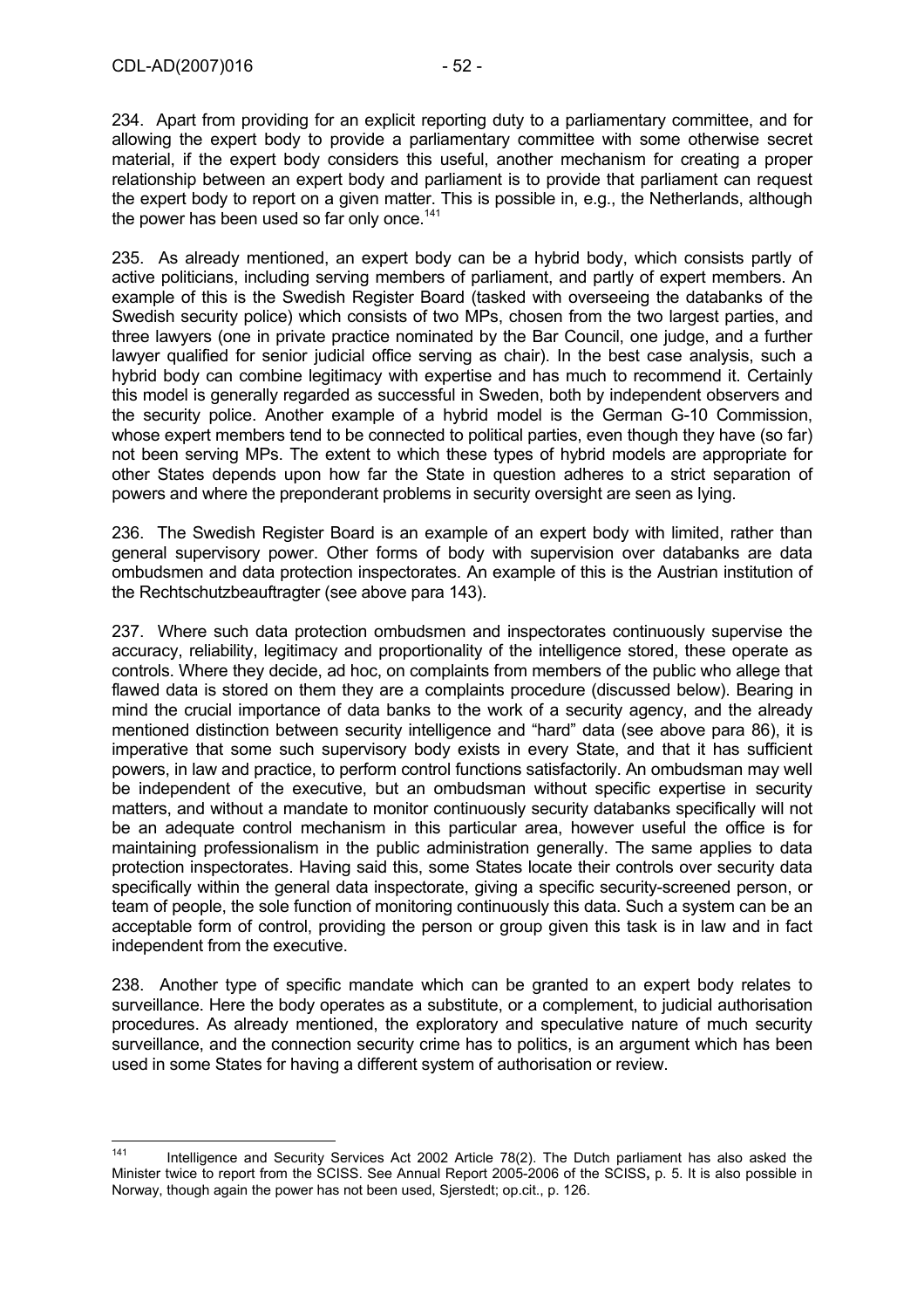234. Apart from providing for an explicit reporting duty to a parliamentary committee, and for allowing the expert body to provide a parliamentary committee with some otherwise secret material, if the expert body considers this useful, another mechanism for creating a proper relationship between an expert body and parliament is to provide that parliament can request the expert body to report on a given matter. This is possible in, e.g., the Netherlands, although the power has been used so far only once.[141]

235. As already mentioned, an expert body can be a hybrid body, which consists partly of active politicians, including serving members of parliament, and partly of expert members. An example of this is the Swedish Register Board (tasked with overseeing the databanks of the Swedish security police) which consists of two MPs, chosen from the two largest parties, and three lawyers (one in private practice nominated by the Bar Council, one judge, and a further lawyer qualified for senior judicial office serving as chair). In the best case analysis, such a hybrid body can combine legitimacy with expertise and has much to recommend it. Certainly this model is generally regarded as successful in Sweden, both by independent observers and the security police. Another example of a hybrid model is the German G-10 Commission, whose expert members tend to be connected to political parties, even though they have (so far) not been serving MPs. The extent to which these types of hybrid models are appropriate for other States depends upon how far the State in question adheres to a strict separation of powers and where the preponderant problems in security oversight are seen as lying.

236. The Swedish Register Board is an example of an expert body with limited, rather than general supervisory power. Other forms of body with supervision over databanks are data ombudsmen and data protection inspectorates. An example of this is the Austrian institution of the Rechtschutzbeauftragter (see above para 143).

237. Where such data protection ombudsmen and inspectorates continuously supervise the accuracy, reliability, legitimacy and proportionality of the intelligence stored, these operate as controls. Where they decide, ad hoc, on complaints from members of the public who allege that flawed data is stored on them they are a complaints procedure (discussed below). Bearing in mind the crucial importance of data banks to the work of a security agency, and the already mentioned distinction between security intelligence and "hard" data (see above para 86), it is imperative that some such supervisory body exists in every State, and that it has sufficient powers, in law and practice, to perform control functions satisfactorily. An ombudsman may well be independent of the executive, but an ombudsman without specific expertise in security matters, and without a mandate to monitor continuously security databanks specifically will not be an adequate control mechanism in this particular area, however useful the office is for maintaining professionalism in the public administration generally. The same applies to data protection inspectorates. Having said this, some States locate their controls over security data specifically within the general data inspectorate, giving a specific security-screened person, or team of people, the sole function of monitoring continuously this data. Such a system can be an acceptable form of control, providing the person or group given this task is in law and in fact independent from the executive.

238. Another type of specific mandate which can be granted to an expert body relates to surveillance. Here the body operates as a substitute, or a complement, to judicial authorisation procedures. As already mentioned, the exploratory and speculative nature of much security surveillance, and the connection security crime has to politics, is an argument which has been used in some States for having a different system of authorisation or review.

---

[141] Intelligence and Security Services Act 2002 Article 78(2). The Dutch parliament has also asked the Minister twice to report from the SCISS. See Annual Report 2005-2006 of the SCISS, p. 5. It is also possible in Norway, though again the power has not been used, Sjerstedt; op.cit., p. 126.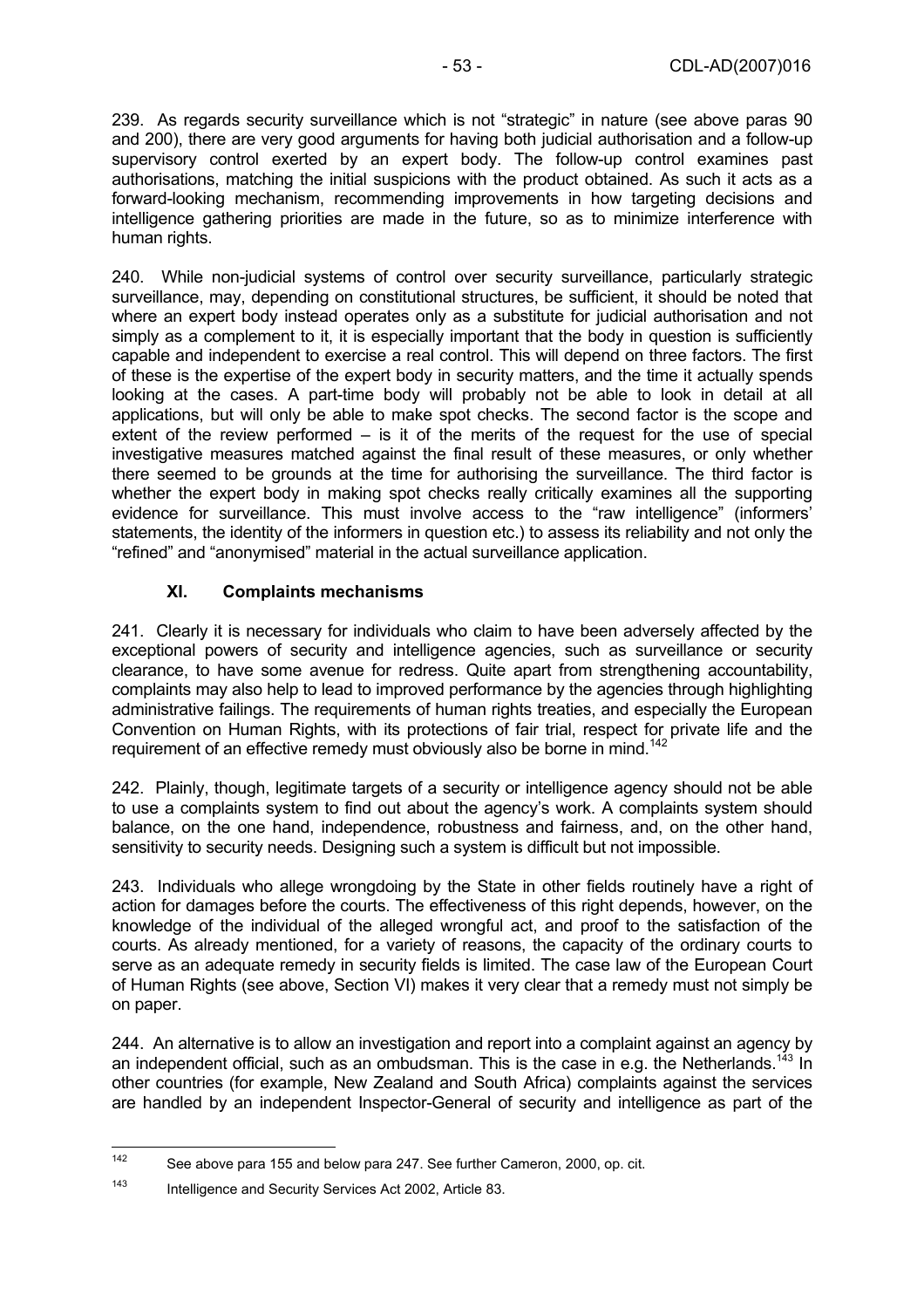239. As regards security surveillance which is not "strategic" in nature (see above paras 90 and 200), there are very good arguments for having both judicial authorisation and a follow-up supervisory control exerted by an expert body. The follow-up control examines past authorisations, matching the initial suspicions with the product obtained. As such it acts as a forward-looking mechanism, recommending improvements in how targeting decisions and intelligence gathering priorities are made in the future, so as to minimize interference with human rights.

240. While non-judicial systems of control over security surveillance, particularly strategic surveillance, may, depending on constitutional structures, be sufficient, it should be noted that where an expert body instead operates only as a substitute for judicial authorisation and not simply as a complement to it, it is especially important that the body in question is sufficiently capable and independent to exercise a real control. This will depend on three factors. The first of these is the expertise of the expert body in security matters, and the time it actually spends looking at the cases. A part-time body will probably not be able to look in detail at all applications, but will only be able to make spot checks. The second factor is the scope and extent of the review performed – is it of the merits of the request for the use of special investigative measures matched against the final result of these measures, or only whether there seemed to be grounds at the time for authorising the surveillance. The third factor is whether the expert body in making spot checks really critically examines all the supporting evidence for surveillance. This must involve access to the "raw intelligence" (informers' statements, the identity of the informers in question etc.) to assess its reliability and not only the "refined" and "anonymised" material in the actual surveillance application.

## XI. Complaints mechanisms

241. Clearly it is necessary for individuals who claim to have been adversely affected by the exceptional powers of security and intelligence agencies, such as surveillance or security clearance, to have some avenue for redress. Quite apart from strengthening accountability, complaints may also help to lead to improved performance by the agencies through highlighting administrative failings. The requirements of human rights treaties, and especially the European Convention on Human Rights, with its protections of fair trial, respect for private life and the requirement of an effective remedy must obviously also be borne in mind.[142]

242. Plainly, though, legitimate targets of a security or intelligence agency should not be able to use a complaints system to find out about the agency's work. A complaints system should balance, on the one hand, independence, robustness and fairness, and, on the other hand, sensitivity to security needs. Designing such a system is difficult but not impossible.

243. Individuals who allege wrongdoing by the State in other fields routinely have a right of action for damages before the courts. The effectiveness of this right depends, however, on the knowledge of the individual of the alleged wrongful act, and proof to the satisfaction of the courts. As already mentioned, for a variety of reasons, the capacity of the ordinary courts to serve as an adequate remedy in security fields is limited. The case law of the European Court of Human Rights (see above, Section VI) makes it very clear that a remedy must not simply be on paper.

244. An alternative is to allow an investigation and report into a complaint against an agency by an independent official, such as an ombudsman. This is the case in e.g. the Netherlands.[143] In other countries (for example, New Zealand and South Africa) complaints against the services are handled by an independent Inspector-General of security and intelligence as part of the

---

[142] See above para 155 and below para 247. See further Cameron, 2000, op. cit.

[143] Intelligence and Security Services Act 2002, Article 83.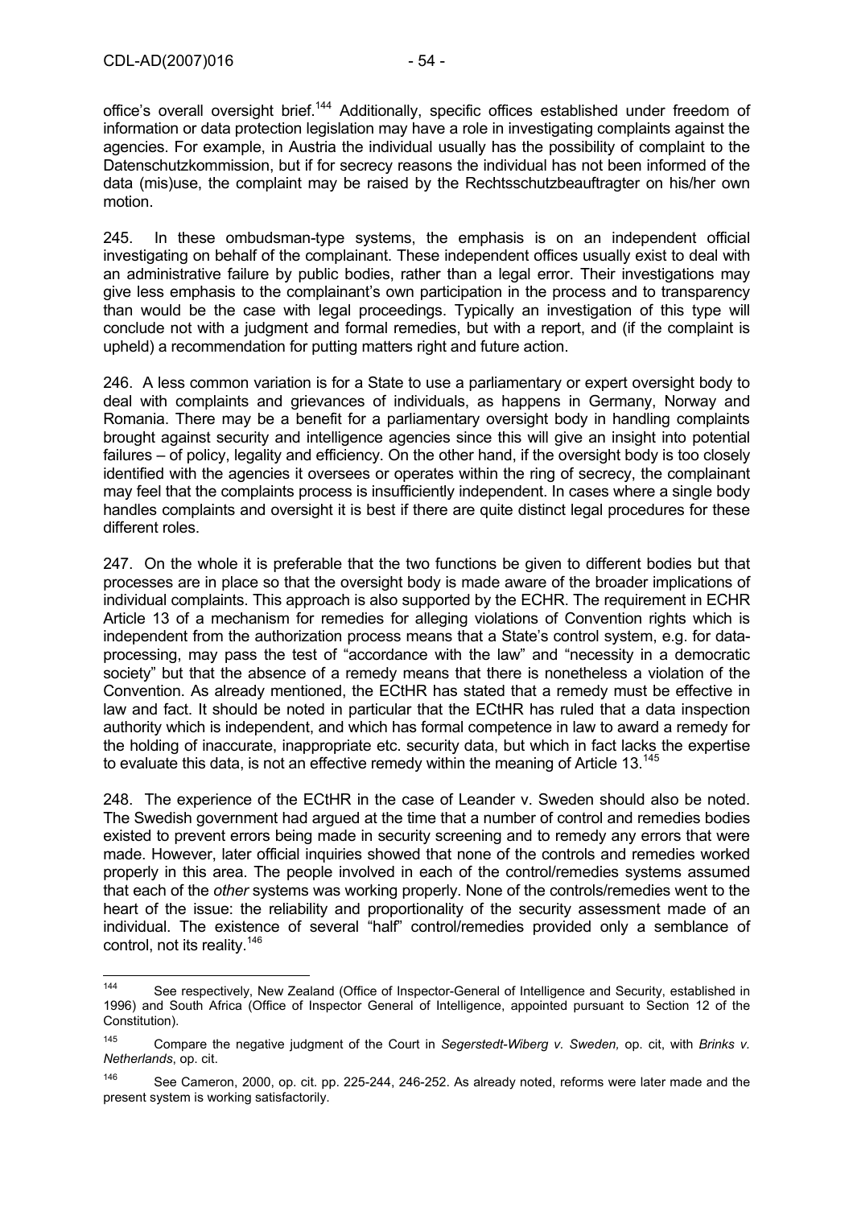office's overall oversight brief.[144] Additionally, specific offices established under freedom of information or data protection legislation may have a role in investigating complaints against the agencies. For example, in Austria the individual usually has the possibility of complaint to the Datenschutzkommission, but if for secrecy reasons the individual has not been informed of the data (mis)use, the complaint may be raised by the Rechtsschutzbeauftragter on his/her own motion.

245. In these ombudsman-type systems, the emphasis is on an independent official investigating on behalf of the complainant. These independent offices usually exist to deal with an administrative failure by public bodies, rather than a legal error. Their investigations may give less emphasis to the complainant's own participation in the process and to transparency than would be the case with legal proceedings. Typically an investigation of this type will conclude not with a judgment and formal remedies, but with a report, and (if the complaint is upheld) a recommendation for putting matters right and future action.

246. A less common variation is for a State to use a parliamentary or expert oversight body to deal with complaints and grievances of individuals, as happens in Germany, Norway and Romania. There may be a benefit for a parliamentary oversight body in handling complaints brought against security and intelligence agencies since this will give an insight into potential failures – of policy, legality and efficiency. On the other hand, if the oversight body is too closely identified with the agencies it oversees or operates within the ring of secrecy, the complainant may feel that the complaints process is insufficiently independent. In cases where a single body handles complaints and oversight it is best if there are quite distinct legal procedures for these different roles.

247. On the whole it is preferable that the two functions be given to different bodies but that processes are in place so that the oversight body is made aware of the broader implications of individual complaints. This approach is also supported by the ECHR. The requirement in ECHR Article 13 of a mechanism for remedies for alleging violations of Convention rights which is independent from the authorization process means that a State's control system, e.g. for data-processing, may pass the test of "accordance with the law" and "necessity in a democratic society" but that the absence of a remedy means that there is nonetheless a violation of the Convention. As already mentioned, the ECtHR has stated that a remedy must be effective in law and fact. It should be noted in particular that the ECtHR has ruled that a data inspection authority which is independent, and which has formal competence in law to award a remedy for the holding of inaccurate, inappropriate etc. security data, but which in fact lacks the expertise to evaluate this data, is not an effective remedy within the meaning of Article 13.[145]

248. The experience of the ECtHR in the case of Leander v. Sweden should also be noted. The Swedish government had argued at the time that a number of control and remedies bodies existed to prevent errors being made in security screening and to remedy any errors that were made. However, later official inquiries showed that none of the controls and remedies worked properly in this area. The people involved in each of the control/remedies systems assumed that each of the *other* systems was working properly. None of the controls/remedies went to the heart of the issue: the reliability and proportionality of the security assessment made of an individual. The existence of several "half" control/remedies provided only a semblance of control, not its reality.[146]

---

[144] See respectively, New Zealand (Office of Inspector-General of Intelligence and Security, established in 1996) and South Africa (Office of Inspector General of Intelligence, appointed pursuant to Section 12 of the Constitution).

[145] Compare the negative judgment of the Court in *Segerstedt-Wiberg v. Sweden,* op. cit, with *Brinks v. Netherlands*, op. cit.

[146] See Cameron, 2000, op. cit. pp. 225-244, 246-252. As already noted, reforms were later made and the present system is working satisfactorily.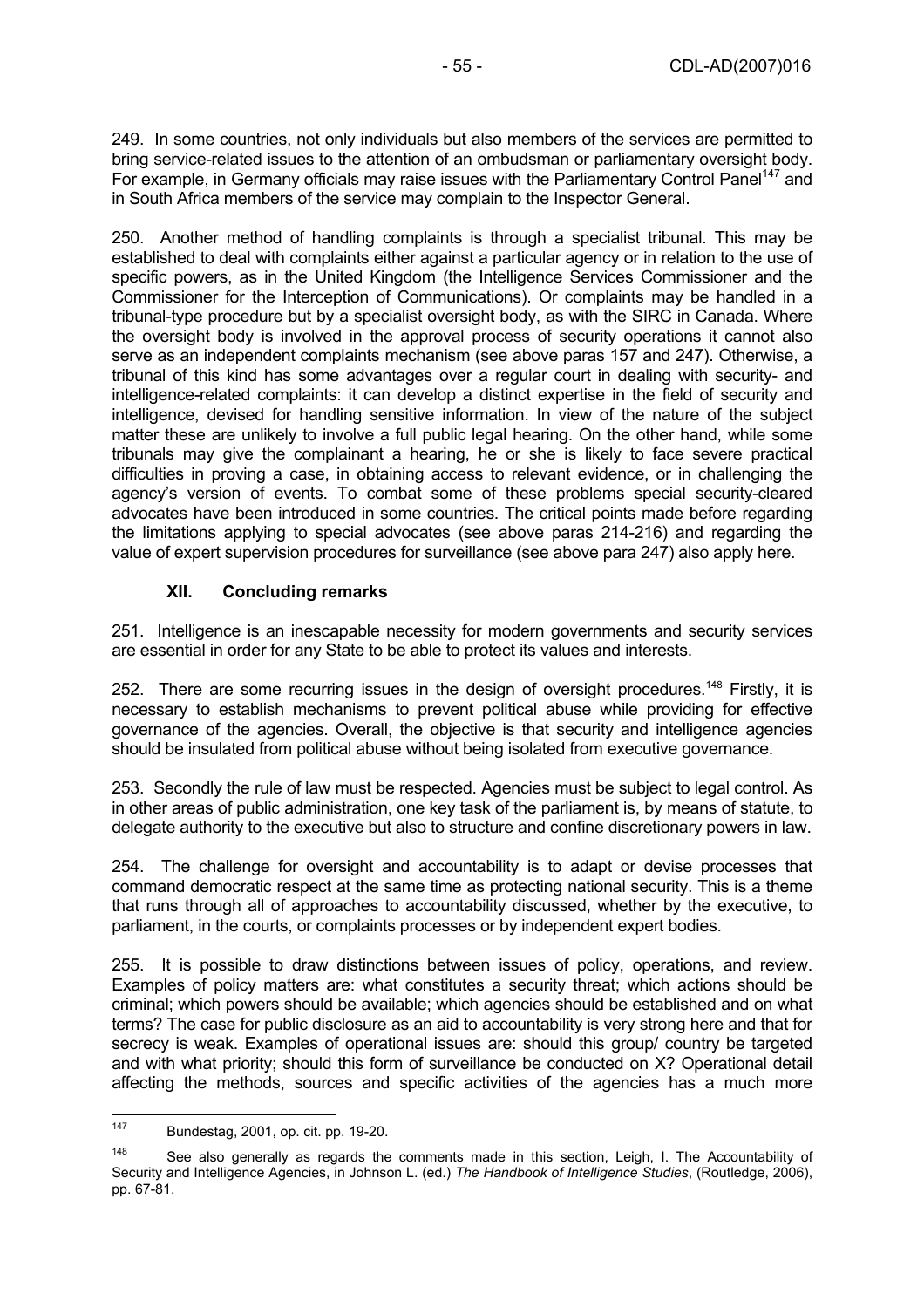249. In some countries, not only individuals but also members of the services are permitted to bring service-related issues to the attention of an ombudsman or parliamentary oversight body. For example, in Germany officials may raise issues with the Parliamentary Control Panel[147] and in South Africa members of the service may complain to the Inspector General.

250. Another method of handling complaints is through a specialist tribunal. This may be established to deal with complaints either against a particular agency or in relation to the use of specific powers, as in the United Kingdom (the Intelligence Services Commissioner and the Commissioner for the Interception of Communications). Or complaints may be handled in a tribunal-type procedure but by a specialist oversight body, as with the SIRC in Canada. Where the oversight body is involved in the approval process of security operations it cannot also serve as an independent complaints mechanism (see above paras 157 and 247). Otherwise, a tribunal of this kind has some advantages over a regular court in dealing with security- and intelligence-related complaints: it can develop a distinct expertise in the field of security and intelligence, devised for handling sensitive information. In view of the nature of the subject matter these are unlikely to involve a full public legal hearing. On the other hand, while some tribunals may give the complainant a hearing, he or she is likely to face severe practical difficulties in proving a case, in obtaining access to relevant evidence, or in challenging the agency's version of events. To combat some of these problems special security-cleared advocates have been introduced in some countries. The critical points made before regarding the limitations applying to special advocates (see above paras 214-216) and regarding the value of expert supervision procedures for surveillance (see above para 247) also apply here.

## XII. Concluding remarks

251. Intelligence is an inescapable necessity for modern governments and security services are essential in order for any State to be able to protect its values and interests.

252. There are some recurring issues in the design of oversight procedures.[148] Firstly, it is necessary to establish mechanisms to prevent political abuse while providing for effective governance of the agencies. Overall, the objective is that security and intelligence agencies should be insulated from political abuse without being isolated from executive governance.

253. Secondly the rule of law must be respected. Agencies must be subject to legal control. As in other areas of public administration, one key task of the parliament is, by means of statute, to delegate authority to the executive but also to structure and confine discretionary powers in law.

254. The challenge for oversight and accountability is to adapt or devise processes that command democratic respect at the same time as protecting national security. This is a theme that runs through all of approaches to accountability discussed, whether by the executive, to parliament, in the courts, or complaints processes or by independent expert bodies.

255. It is possible to draw distinctions between issues of policy, operations, and review. Examples of policy matters are: what constitutes a security threat; which actions should be criminal; which powers should be available; which agencies should be established and on what terms? The case for public disclosure as an aid to accountability is very strong here and that for secrecy is weak. Examples of operational issues are: should this group/ country be targeted and with what priority; should this form of surveillance be conducted on X? Operational detail affecting the methods, sources and specific activities of the agencies has a much more

---

[147] Bundestag, 2001, op. cit. pp. 19-20.

[148] See also generally as regards the comments made in this section, Leigh, I. The Accountability of Security and Intelligence Agencies, in Johnson L. (ed.) *The Handbook of Intelligence Studies*, (Routledge, 2006), pp. 67-81.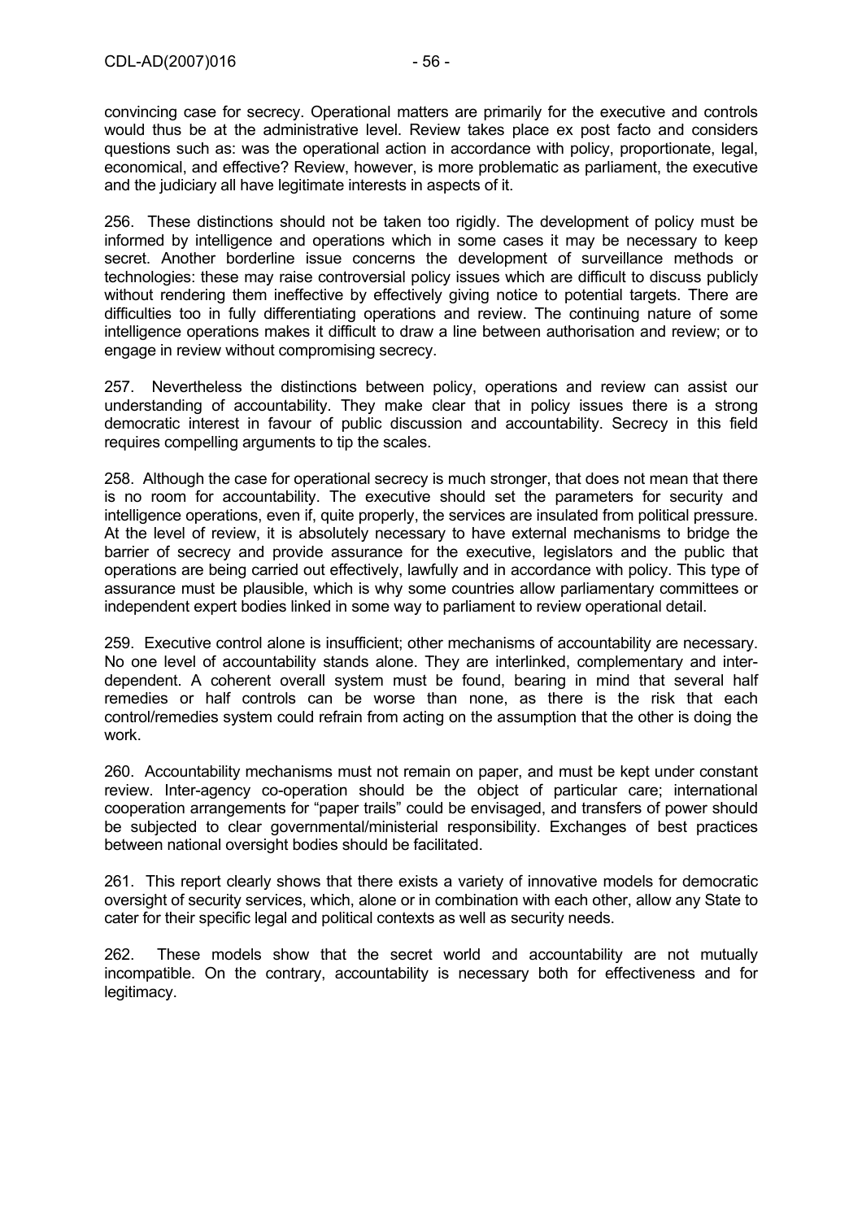convincing case for secrecy. Operational matters are primarily for the executive and controls would thus be at the administrative level. Review takes place ex post facto and considers questions such as: was the operational action in accordance with policy, proportionate, legal, economical, and effective? Review, however, is more problematic as parliament, the executive and the judiciary all have legitimate interests in aspects of it.

256. These distinctions should not be taken too rigidly. The development of policy must be informed by intelligence and operations which in some cases it may be necessary to keep secret. Another borderline issue concerns the development of surveillance methods or technologies: these may raise controversial policy issues which are difficult to discuss publicly without rendering them ineffective by effectively giving notice to potential targets. There are difficulties too in fully differentiating operations and review. The continuing nature of some intelligence operations makes it difficult to draw a line between authorisation and review; or to engage in review without compromising secrecy.

257. Nevertheless the distinctions between policy, operations and review can assist our understanding of accountability. They make clear that in policy issues there is a strong democratic interest in favour of public discussion and accountability. Secrecy in this field requires compelling arguments to tip the scales.

258. Although the case for operational secrecy is much stronger, that does not mean that there is no room for accountability. The executive should set the parameters for security and intelligence operations, even if, quite properly, the services are insulated from political pressure. At the level of review, it is absolutely necessary to have external mechanisms to bridge the barrier of secrecy and provide assurance for the executive, legislators and the public that operations are being carried out effectively, lawfully and in accordance with policy. This type of assurance must be plausible, which is why some countries allow parliamentary committees or independent expert bodies linked in some way to parliament to review operational detail.

259. Executive control alone is insufficient; other mechanisms of accountability are necessary. No one level of accountability stands alone. They are interlinked, complementary and inter-dependent. A coherent overall system must be found, bearing in mind that several half remedies or half controls can be worse than none, as there is the risk that each control/remedies system could refrain from acting on the assumption that the other is doing the work.

260. Accountability mechanisms must not remain on paper, and must be kept under constant review. Inter-agency co-operation should be the object of particular care; international cooperation arrangements for "paper trails" could be envisaged, and transfers of power should be subjected to clear governmental/ministerial responsibility. Exchanges of best practices between national oversight bodies should be facilitated.

261. This report clearly shows that there exists a variety of innovative models for democratic oversight of security services, which, alone or in combination with each other, allow any State to cater for their specific legal and political contexts as well as security needs.

262. These models show that the secret world and accountability are not mutually incompatible. On the contrary, accountability is necessary both for effectiveness and for legitimacy.